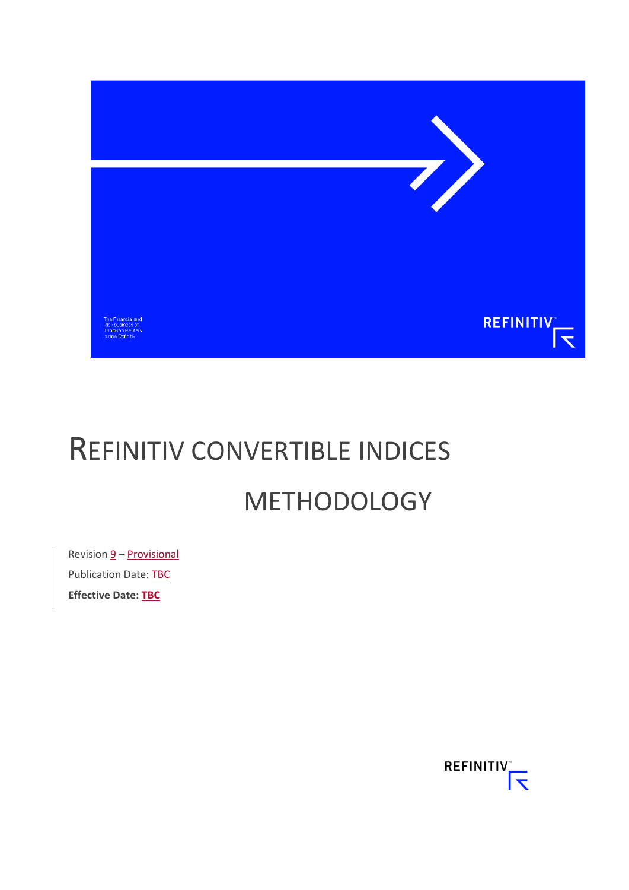The Financial and Risk business of Thomson Reuters is now Refinitiv.

REFINITIV

# REFINITIV CONVERTIBLE INDICES METHODOLOGY

Revision 9 – Provisional

Publication Date: TBC

**Effective Date: TBC**

REFINITIV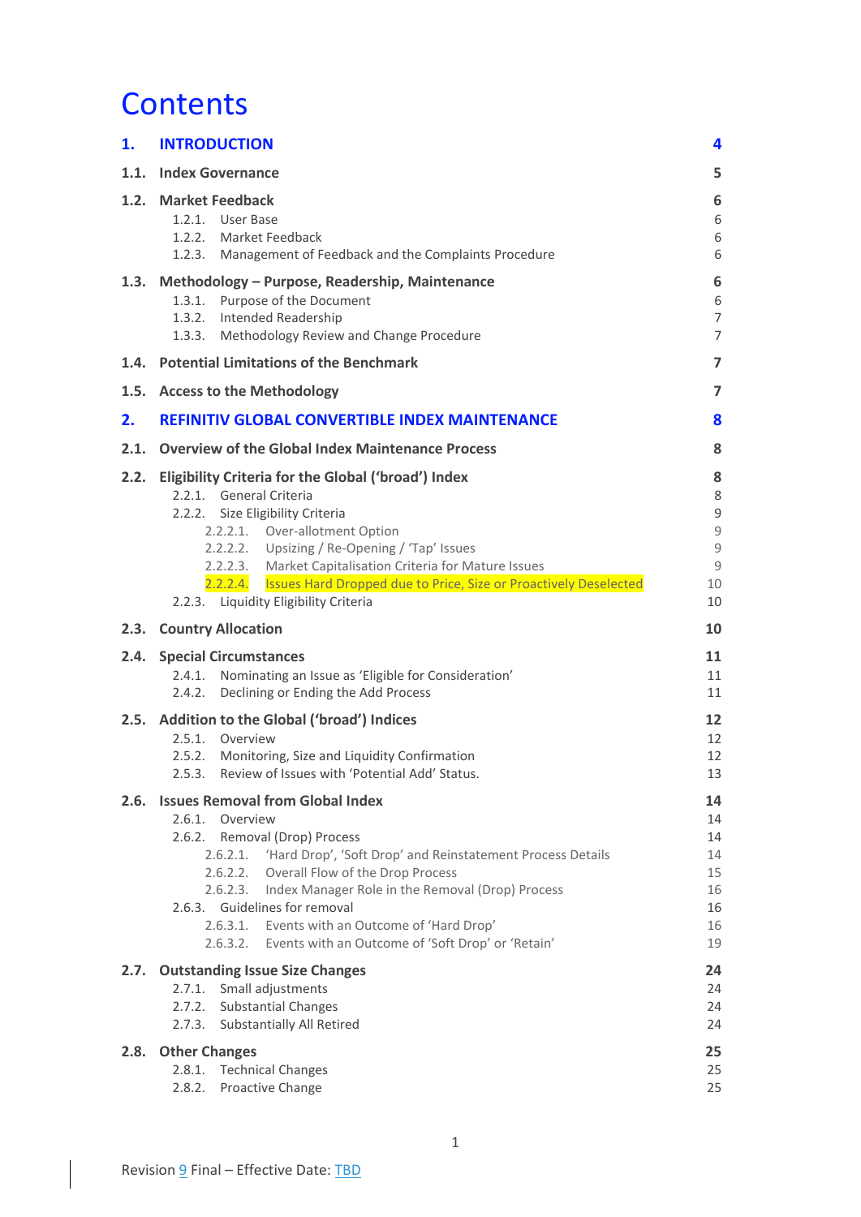# Contents

| | | |
|---|---|---|
| **1.** | **INTRODUCTION** | **4** |
| **1.1.** | **Index Governance** | **5** |
| **1.2.** | **Market Feedback** | **6** |
| | 1.2.1. User Base | 6 |
| | 1.2.2. Market Feedback | 6 |
| | 1.2.3. Management of Feedback and the Complaints Procedure | 6 |
| **1.3.** | **Methodology – Purpose, Readership, Maintenance** | **6** |
| | 1.3.1. Purpose of the Document | 6 |
| | 1.3.2. Intended Readership | 7 |
| | 1.3.3. Methodology Review and Change Procedure | 7 |
| **1.4.** | **Potential Limitations of the Benchmark** | **7** |
| **1.5.** | **Access to the Methodology** | **7** |
| **2.** | **REFINITIV GLOBAL CONVERTIBLE INDEX MAINTENANCE** | **8** |
| **2.1.** | **Overview of the Global Index Maintenance Process** | **8** |
| **2.2.** | **Eligibility Criteria for the Global ('broad') Index** | **8** |
| | 2.2.1. General Criteria | 8 |
| | 2.2.2. Size Eligibility Criteria | 9 |
| | 2.2.2.1. Over-allotment Option | 9 |
| | 2.2.2.2. Upsizing / Re-Opening / 'Tap' Issues | 9 |
| | 2.2.2.3. Market Capitalisation Criteria for Mature Issues | 9 |
| | 2.2.2.4. Issues Hard Dropped due to Price, Size or Proactively Deselected | 10 |
| | 2.2.3. Liquidity Eligibility Criteria | 10 |
| **2.3.** | **Country Allocation** | **10** |
| **2.4.** | **Special Circumstances** | **11** |
| | 2.4.1. Nominating an Issue as 'Eligible for Consideration' | 11 |
| | 2.4.2. Declining or Ending the Add Process | 11 |
| **2.5.** | **Addition to the Global ('broad') Indices** | **12** |
| | 2.5.1. Overview | 12 |
| | 2.5.2. Monitoring, Size and Liquidity Confirmation | 12 |
| | 2.5.3. Review of Issues with 'Potential Add' Status. | 13 |
| **2.6.** | **Issues Removal from Global Index** | **14** |
| | 2.6.1. Overview | 14 |
| | 2.6.2. Removal (Drop) Process | 14 |
| | 2.6.2.1. 'Hard Drop', 'Soft Drop' and Reinstatement Process Details | 14 |
| | 2.6.2.2. Overall Flow of the Drop Process | 15 |
| | 2.6.2.3. Index Manager Role in the Removal (Drop) Process | 16 |
| | 2.6.3. Guidelines for removal | 16 |
| | 2.6.3.1. Events with an Outcome of 'Hard Drop' | 16 |
| | 2.6.3.2. Events with an Outcome of 'Soft Drop' or 'Retain' | 19 |
| **2.7.** | **Outstanding Issue Size Changes** | **24** |
| | 2.7.1. Small adjustments | 24 |
| | 2.7.2. Substantial Changes | 24 |
| | 2.7.3. Substantially All Retired | 24 |
| **2.8.** | **Other Changes** | **25** |
| | 2.8.1. Technical Changes | 25 |
| | 2.8.2. Proactive Change | 25 |

Revision 9 Final – Effective Date: TBD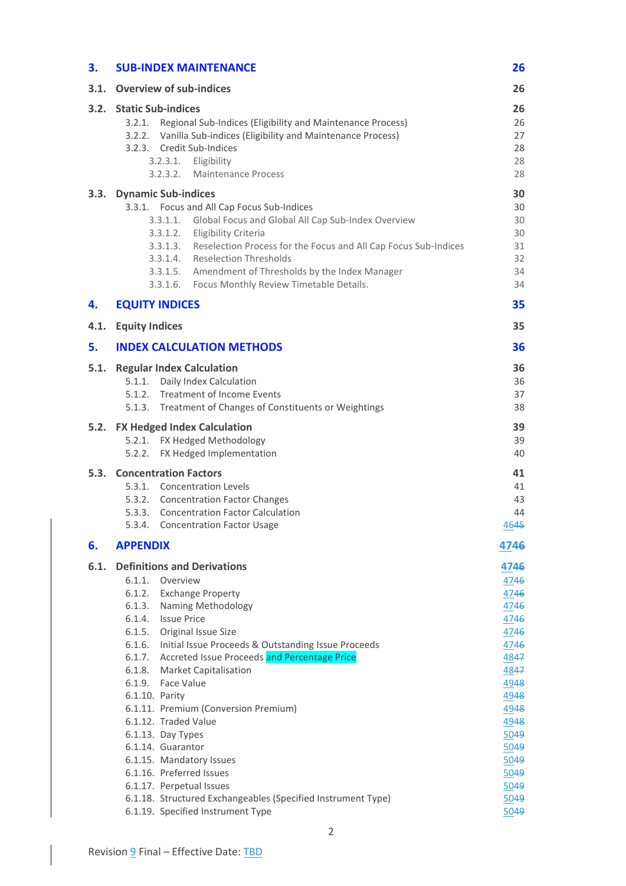| | | |
|---|---|---|
| **3.** | **SUB-INDEX MAINTENANCE** | **26** |
| **3.1.** | **Overview of sub-indices** | **26** |
| **3.2.** | **Static Sub-indices** | **26** |
| 3.2.1. | Regional Sub-Indices (Eligibility and Maintenance Process) | 26 |
| 3.2.2. | Vanilla Sub-indices (Eligibility and Maintenance Process) | 27 |
| 3.2.3. | Credit Sub-Indices | 28 |
| 3.2.3.1. | Eligibility | 28 |
| 3.2.3.2. | Maintenance Process | 28 |
| **3.3.** | **Dynamic Sub-indices** | **30** |
| 3.3.1. | Focus and All Cap Focus Sub-Indices | 30 |
| 3.3.1.1. | Global Focus and Global All Cap Sub-Index Overview | 30 |
| 3.3.1.2. | Eligibility Criteria | 30 |
| 3.3.1.3. | Reselection Process for the Focus and All Cap Focus Sub-Indices | 31 |
| 3.3.1.4. | Reselection Thresholds | 32 |
| 3.3.1.5. | Amendment of Thresholds by the Index Manager | 34 |
| 3.3.1.6. | Focus Monthly Review Timetable Details. | 34 |
| **4.** | **EQUITY INDICES** | **35** |
| **4.1.** | **Equity Indices** | **35** |
| **5.** | **INDEX CALCULATION METHODS** | **36** |
| **5.1.** | **Regular Index Calculation** | **36** |
| 5.1.1. | Daily Index Calculation | 36 |
| 5.1.2. | Treatment of Income Events | 37 |
| 5.1.3. | Treatment of Changes of Constituents or Weightings | 38 |
| **5.2.** | **FX Hedged Index Calculation** | **39** |
| 5.2.1. | FX Hedged Methodology | 39 |
| 5.2.2. | FX Hedged Implementation | 40 |
| **5.3.** | **Concentration Factors** | **41** |
| 5.3.1. | Concentration Levels | 41 |
| 5.3.2. | Concentration Factor Changes | 43 |
| 5.3.3. | Concentration Factor Calculation | 44 |
| 5.3.4. | Concentration Factor Usage | 4645 |
| **6.** | **APPENDIX** | **4746** |
| **6.1.** | **Definitions and Derivations** | **4746** |
| 6.1.1. | Overview | 4746 |
| 6.1.2. | Exchange Property | 4746 |
| 6.1.3. | Naming Methodology | 4746 |
| 6.1.4. | Issue Price | 4746 |
| 6.1.5. | Original Issue Size | 4746 |
| 6.1.6. | Initial Issue Proceeds & Outstanding Issue Proceeds | 4746 |
| 6.1.7. | Accreted Issue Proceeds and Percentage Price | 4847 |
| 6.1.8. | Market Capitalisation | 4847 |
| 6.1.9. | Face Value | 4948 |
| 6.1.10. | Parity | 4948 |
| 6.1.11. | Premium (Conversion Premium) | 4948 |
| 6.1.12. | Traded Value | 4948 |
| 6.1.13. | Day Types | 5049 |
| 6.1.14. | Guarantor | 5049 |
| 6.1.15. | Mandatory Issues | 5049 |
| 6.1.16. | Preferred Issues | 5049 |
| 6.1.17. | Perpetual Issues | 5049 |
| 6.1.18. | Structured Exchangeables (Specified Instrument Type) | 5049 |
| 6.1.19. | Specified Instrument Type | 5049 |

Revision 9 Final – Effective Date: TBD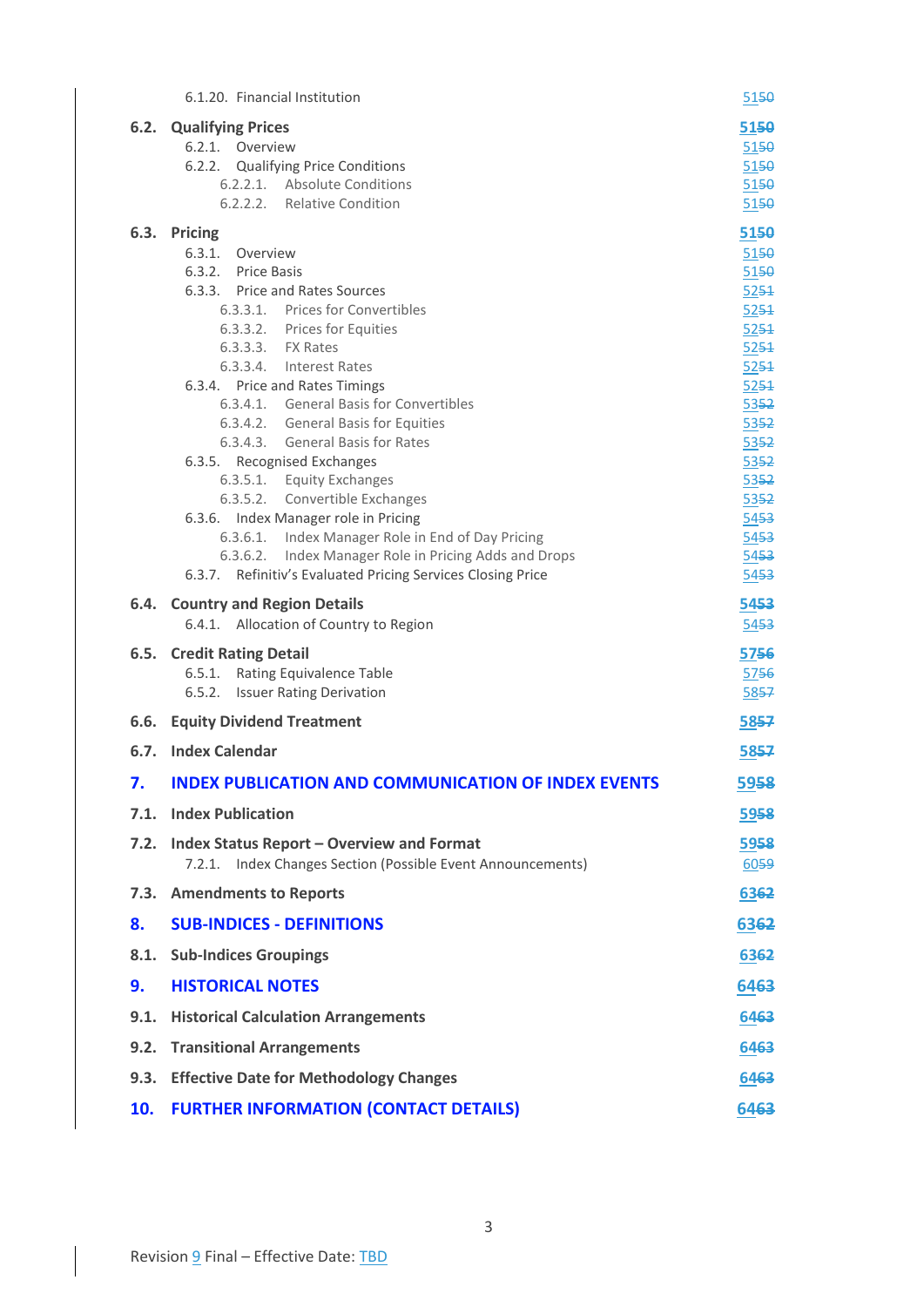6.1.20. Financial Institution 51~~50~~

**6.2. Qualifying Prices** 51~~50~~

- 6.2.1. Overview 51~~50~~
- 6.2.2. Qualifying Price Conditions 51~~50~~
  - 6.2.2.1. Absolute Conditions 51~~50~~
  - 6.2.2.2. Relative Condition 51~~50~~

**6.3. Pricing** 51~~50~~

- 6.3.1. Overview 51~~50~~
- 6.3.2. Price Basis 51~~50~~
- 6.3.3. Price and Rates Sources 52~~51~~
  - 6.3.3.1. Prices for Convertibles 52~~51~~
  - 6.3.3.2. Prices for Equities 52~~51~~
  - 6.3.3.3. FX Rates 52~~51~~
  - 6.3.3.4. Interest Rates 52~~51~~
- 6.3.4. Price and Rates Timings 52~~51~~
  - 6.3.4.1. General Basis for Convertibles 53~~52~~
  - 6.3.4.2. General Basis for Equities 53~~52~~
  - 6.3.4.3. General Basis for Rates 53~~52~~
- 6.3.5. Recognised Exchanges 53~~52~~
  - 6.3.5.1. Equity Exchanges 53~~52~~
  - 6.3.5.2. Convertible Exchanges 53~~52~~
- 6.3.6. Index Manager role in Pricing 54~~53~~
  - 6.3.6.1. Index Manager Role in End of Day Pricing 54~~53~~
  - 6.3.6.2. Index Manager Role in Pricing Adds and Drops 54~~53~~
- 6.3.7. Refinitiv's Evaluated Pricing Services Closing Price 54~~53~~

**6.4. Country and Region Details** 54~~53~~

- 6.4.1. Allocation of Country to Region 54~~53~~

**6.5. Credit Rating Detail** 57~~56~~

- 6.5.1. Rating Equivalence Table 57~~56~~
- 6.5.2. Issuer Rating Derivation 58~~57~~

**6.6. Equity Dividend Treatment** 58~~57~~

**6.7. Index Calendar** 58~~57~~

**7. INDEX PUBLICATION AND COMMUNICATION OF INDEX EVENTS** 59~~58~~

**7.1. Index Publication** 59~~58~~

**7.2. Index Status Report – Overview and Format** 59~~58~~

- 7.2.1. Index Changes Section (Possible Event Announcements) 60~~59~~

**7.3. Amendments to Reports** 63~~62~~

**8. SUB-INDICES - DEFINITIONS** 63~~62~~

**8.1. Sub-Indices Groupings** 63~~62~~

**9. HISTORICAL NOTES** 64~~63~~

**9.1. Historical Calculation Arrangements** 64~~63~~

**9.2. Transitional Arrangements** 64~~63~~

**9.3. Effective Date for Methodology Changes** 64~~63~~

**10. FURTHER INFORMATION (CONTACT DETAILS)** 64~~63~~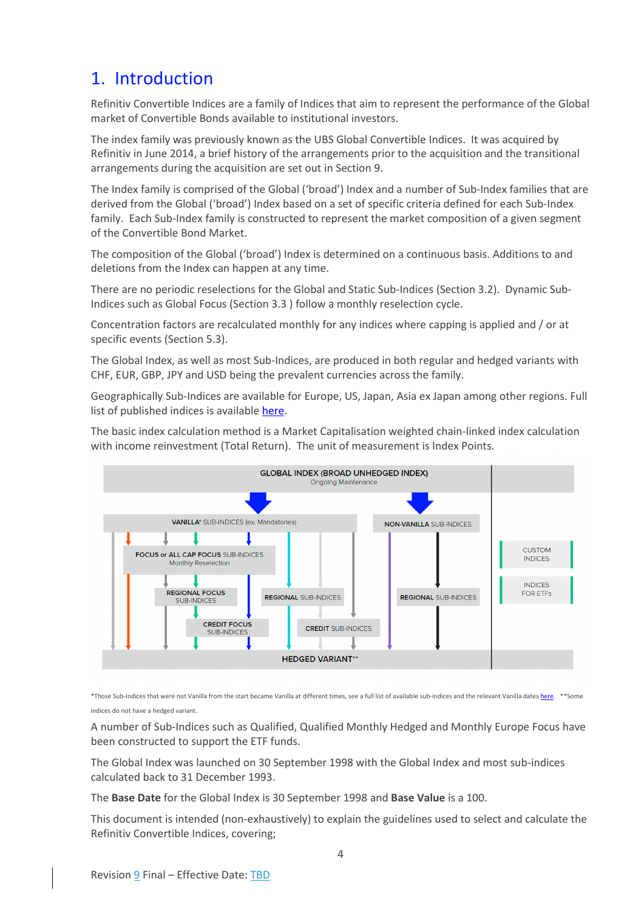# 1. Introduction

Refinitiv Convertible Indices are a family of Indices that aim to represent the performance of the Global market of Convertible Bonds available to institutional investors.

The index family was previously known as the UBS Global Convertible Indices. It was acquired by Refinitiv in June 2014, a brief history of the arrangements prior to the acquisition and the transitional arrangements during the acquisition are set out in Section 9.

The Index family is comprised of the Global ('broad') Index and a number of Sub-Index families that are derived from the Global ('broad') Index based on a set of specific criteria defined for each Sub-Index family. Each Sub-Index family is constructed to represent the market composition of a given segment of the Convertible Bond Market.

The composition of the Global ('broad') Index is determined on a continuous basis. Additions to and deletions from the Index can happen at any time.

There are no periodic reselections for the Global and Static Sub-Indices (Section 3.2). Dynamic Sub-Indices such as Global Focus (Section 3.3 ) follow a monthly reselection cycle.

Concentration factors are recalculated monthly for any indices where capping is applied and / or at specific events (Section 5.3).

The Global Index, as well as most Sub-Indices, are produced in both regular and hedged variants with CHF, EUR, GBP, JPY and USD being the prevalent currencies across the family.

Geographically Sub-Indices are available for Europe, US, Japan, Asia ex Japan among other regions. Full list of published indices is available here.

The basic index calculation method is a Market Capitalisation weighted chain-linked index calculation with income reinvestment (Total Return). The unit of measurement is Index Points.

*Those Sub-Indices that were not Vanilla from the start became Vanilla at different times, see a full list of available sub-indices and the relevant Vanilla dates here. **Some indices do not have a hedged variant.

A number of Sub-Indices such as Qualified, Qualified Monthly Hedged and Monthly Europe Focus have been constructed to support the ETF funds.

The Global Index was launched on 30 September 1998 with the Global Index and most sub-indices calculated back to 31 December 1993.

The **Base Date** for the Global Index is 30 September 1998 and **Base Value** is a 100.

This document is intended (non-exhaustively) to explain the guidelines used to select and calculate the Refinitiv Convertible Indices, covering;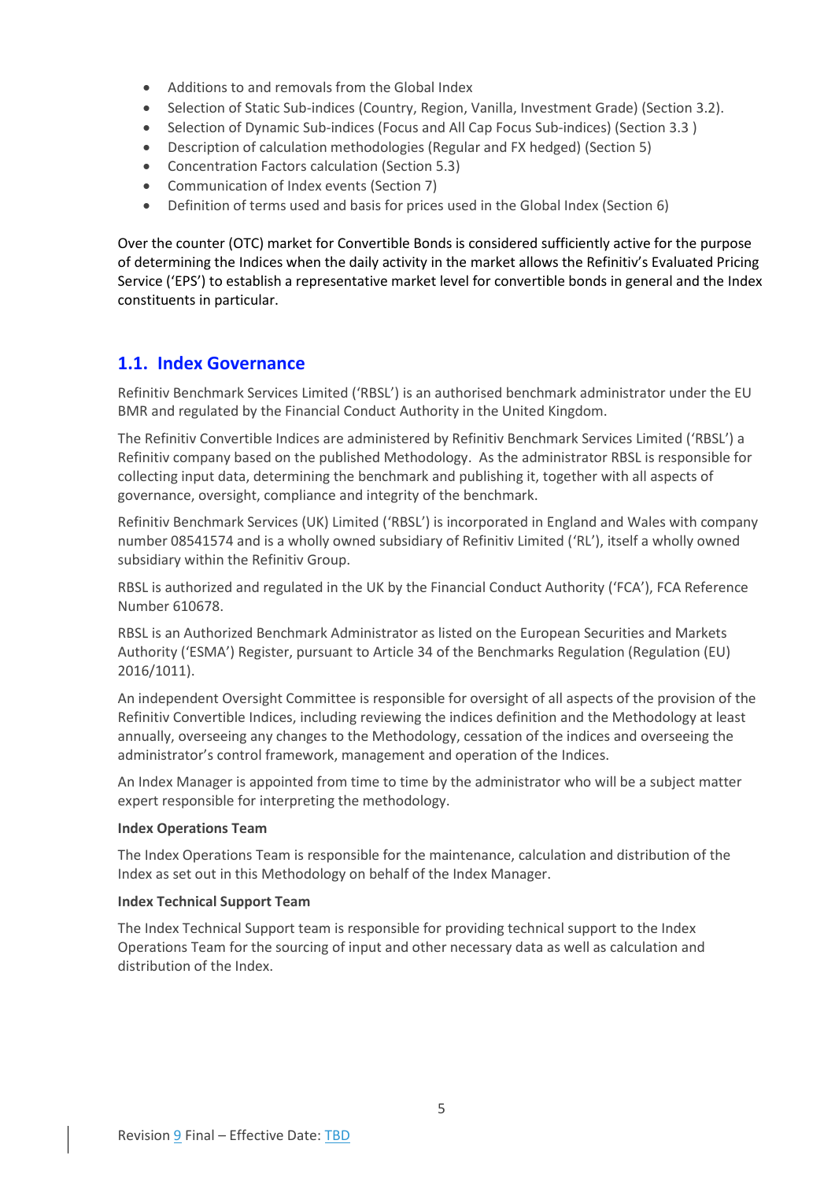- Additions to and removals from the Global Index
- Selection of Static Sub-indices (Country, Region, Vanilla, Investment Grade) (Section 3.2).
- Selection of Dynamic Sub-indices (Focus and All Cap Focus Sub-indices) (Section 3.3 )
- Description of calculation methodologies (Regular and FX hedged) (Section 5)
- Concentration Factors calculation (Section 5.3)
- Communication of Index events (Section 7)
- Definition of terms used and basis for prices used in the Global Index (Section 6)

Over the counter (OTC) market for Convertible Bonds is considered sufficiently active for the purpose of determining the Indices when the daily activity in the market allows the Refinitiv's Evaluated Pricing Service ('EPS') to establish a representative market level for convertible bonds in general and the Index constituents in particular.

## 1.1. Index Governance

Refinitiv Benchmark Services Limited ('RBSL') is an authorised benchmark administrator under the EU BMR and regulated by the Financial Conduct Authority in the United Kingdom.

The Refinitiv Convertible Indices are administered by Refinitiv Benchmark Services Limited ('RBSL') a Refinitiv company based on the published Methodology. As the administrator RBSL is responsible for collecting input data, determining the benchmark and publishing it, together with all aspects of governance, oversight, compliance and integrity of the benchmark.

Refinitiv Benchmark Services (UK) Limited ('RBSL') is incorporated in England and Wales with company number 08541574 and is a wholly owned subsidiary of Refinitiv Limited ('RL'), itself a wholly owned subsidiary within the Refinitiv Group.

RBSL is authorized and regulated in the UK by the Financial Conduct Authority ('FCA'), FCA Reference Number 610678.

RBSL is an Authorized Benchmark Administrator as listed on the European Securities and Markets Authority ('ESMA') Register, pursuant to Article 34 of the Benchmarks Regulation (Regulation (EU) 2016/1011).

An independent Oversight Committee is responsible for oversight of all aspects of the provision of the Refinitiv Convertible Indices, including reviewing the indices definition and the Methodology at least annually, overseeing any changes to the Methodology, cessation of the indices and overseeing the administrator's control framework, management and operation of the Indices.

An Index Manager is appointed from time to time by the administrator who will be a subject matter expert responsible for interpreting the methodology.

**Index Operations Team**

The Index Operations Team is responsible for the maintenance, calculation and distribution of the Index as set out in this Methodology on behalf of the Index Manager.

**Index Technical Support Team**

The Index Technical Support team is responsible for providing technical support to the Index Operations Team for the sourcing of input and other necessary data as well as calculation and distribution of the Index.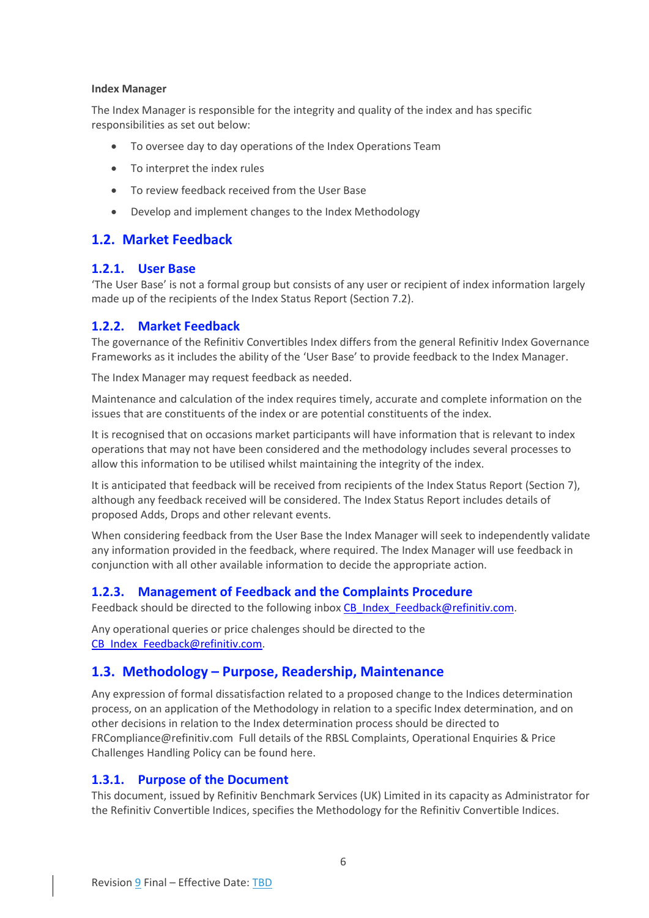**Index Manager**

The Index Manager is responsible for the integrity and quality of the index and has specific responsibilities as set out below:

- To oversee day to day operations of the Index Operations Team
- To interpret the index rules
- To review feedback received from the User Base
- Develop and implement changes to the Index Methodology

## 1.2. Market Feedback

### 1.2.1. User Base

'The User Base' is not a formal group but consists of any user or recipient of index information largely made up of the recipients of the Index Status Report (Section 7.2).

### 1.2.2. Market Feedback

The governance of the Refinitiv Convertibles Index differs from the general Refinitiv Index Governance Frameworks as it includes the ability of the 'User Base' to provide feedback to the Index Manager.

The Index Manager may request feedback as needed.

Maintenance and calculation of the index requires timely, accurate and complete information on the issues that are constituents of the index or are potential constituents of the index.

It is recognised that on occasions market participants will have information that is relevant to index operations that may not have been considered and the methodology includes several processes to allow this information to be utilised whilst maintaining the integrity of the index.

It is anticipated that feedback will be received from recipients of the Index Status Report (Section 7), although any feedback received will be considered. The Index Status Report includes details of proposed Adds, Drops and other relevant events.

When considering feedback from the User Base the Index Manager will seek to independently validate any information provided in the feedback, where required. The Index Manager will use feedback in conjunction with all other available information to decide the appropriate action.

### 1.2.3. Management of Feedback and the Complaints Procedure

Feedback should be directed to the following inbox CB_Index_Feedback@refinitiv.com.

Any operational queries or price chalenges should be directed to the CB_Index_Feedback@refinitiv.com.

## 1.3. Methodology – Purpose, Readership, Maintenance

Any expression of formal dissatisfaction related to a proposed change to the Indices determination process, on an application of the Methodology in relation to a specific Index determination, and on other decisions in relation to the Index determination process should be directed to FRCompliance@refinitiv.com Full details of the RBSL Complaints, Operational Enquiries & Price Challenges Handling Policy can be found here.

### 1.3.1. Purpose of the Document

This document, issued by Refinitiv Benchmark Services (UK) Limited in its capacity as Administrator for the Refinitiv Convertible Indices, specifies the Methodology for the Refinitiv Convertible Indices.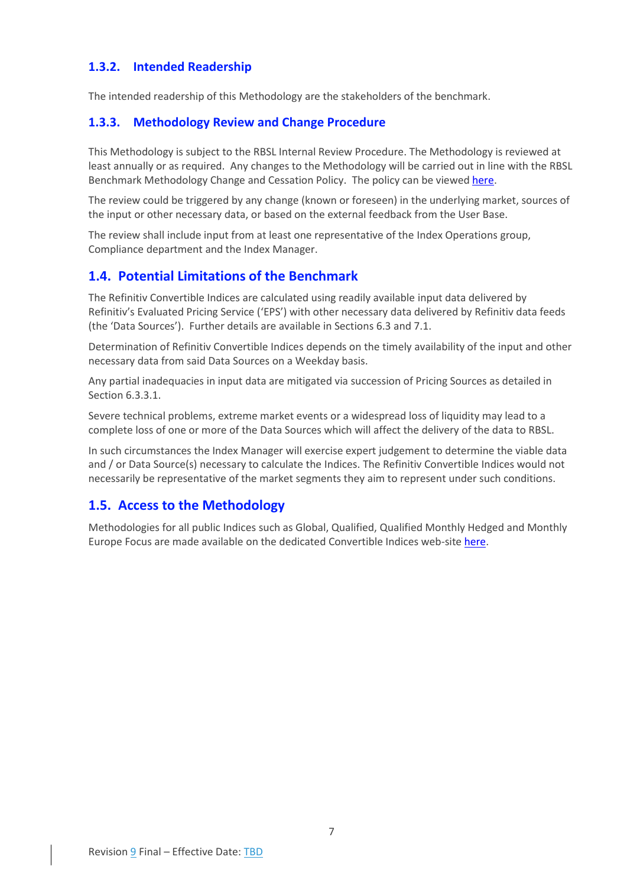### 1.3.2. Intended Readership

The intended readership of this Methodology are the stakeholders of the benchmark.

### 1.3.3. Methodology Review and Change Procedure

This Methodology is subject to the RBSL Internal Review Procedure. The Methodology is reviewed at least annually or as required. Any changes to the Methodology will be carried out in line with the RBSL Benchmark Methodology Change and Cessation Policy. The policy can be viewed here.

The review could be triggered by any change (known or foreseen) in the underlying market, sources of the input or other necessary data, or based on the external feedback from the User Base.

The review shall include input from at least one representative of the Index Operations group, Compliance department and the Index Manager.

## 1.4. Potential Limitations of the Benchmark

The Refinitiv Convertible Indices are calculated using readily available input data delivered by Refinitiv's Evaluated Pricing Service ('EPS') with other necessary data delivered by Refinitiv data feeds (the 'Data Sources'). Further details are available in Sections 6.3 and 7.1.

Determination of Refinitiv Convertible Indices depends on the timely availability of the input and other necessary data from said Data Sources on a Weekday basis.

Any partial inadequacies in input data are mitigated via succession of Pricing Sources as detailed in Section 6.3.3.1.

Severe technical problems, extreme market events or a widespread loss of liquidity may lead to a complete loss of one or more of the Data Sources which will affect the delivery of the data to RBSL.

In such circumstances the Index Manager will exercise expert judgement to determine the viable data and / or Data Source(s) necessary to calculate the Indices. The Refinitiv Convertible Indices would not necessarily be representative of the market segments they aim to represent under such conditions.

## 1.5. Access to the Methodology

Methodologies for all public Indices such as Global, Qualified, Qualified Monthly Hedged and Monthly Europe Focus are made available on the dedicated Convertible Indices web-site here.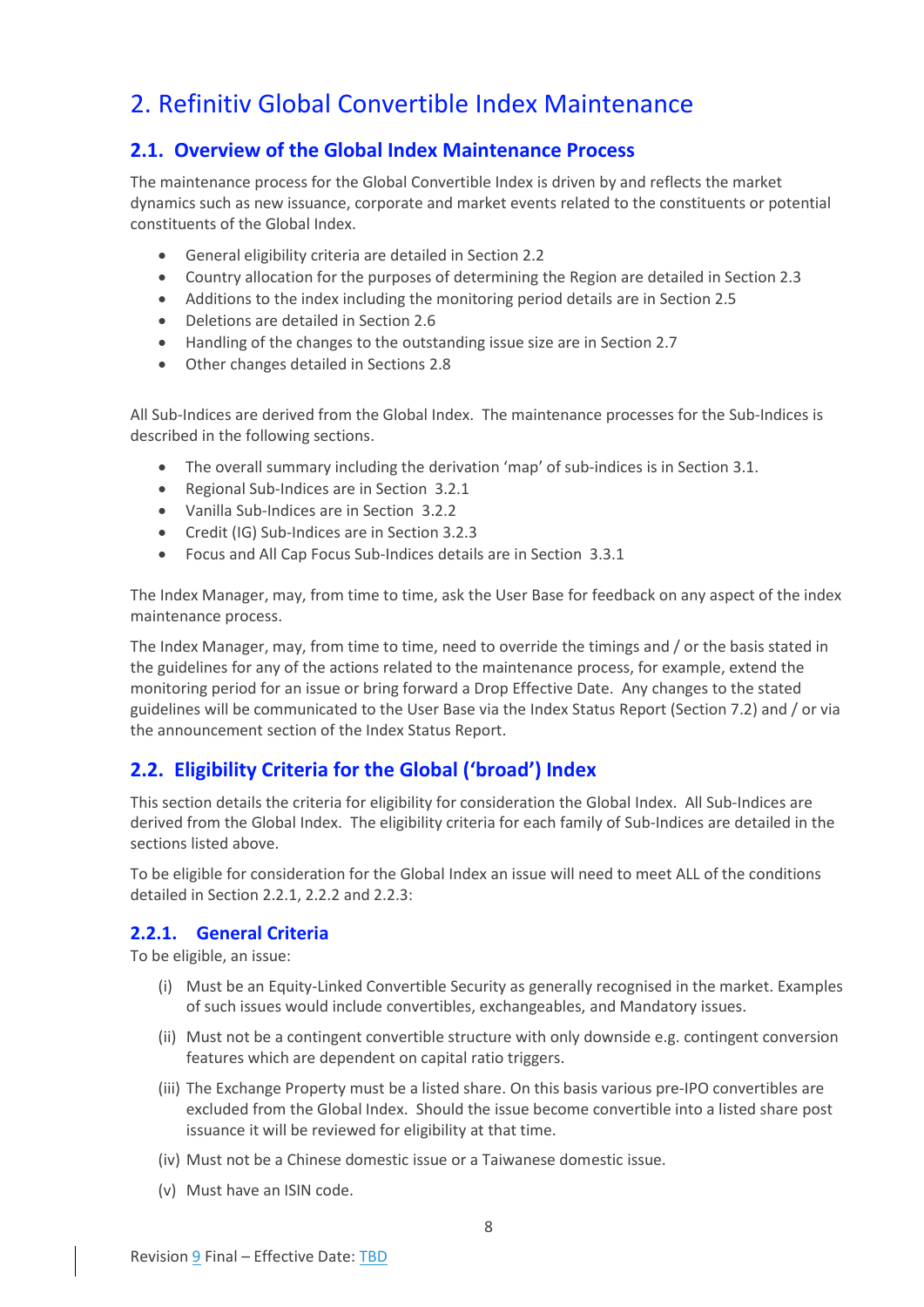# 2. Refinitiv Global Convertible Index Maintenance

## 2.1. Overview of the Global Index Maintenance Process

The maintenance process for the Global Convertible Index is driven by and reflects the market dynamics such as new issuance, corporate and market events related to the constituents or potential constituents of the Global Index.

- General eligibility criteria are detailed in Section 2.2
- Country allocation for the purposes of determining the Region are detailed in Section 2.3
- Additions to the index including the monitoring period details are in Section 2.5
- Deletions are detailed in Section 2.6
- Handling of the changes to the outstanding issue size are in Section 2.7
- Other changes detailed in Sections 2.8

All Sub-Indices are derived from the Global Index. The maintenance processes for the Sub-Indices is described in the following sections.

- The overall summary including the derivation 'map' of sub-indices is in Section 3.1.
- Regional Sub-Indices are in Section 3.2.1
- Vanilla Sub-Indices are in Section 3.2.2
- Credit (IG) Sub-Indices are in Section 3.2.3
- Focus and All Cap Focus Sub-Indices details are in Section 3.3.1

The Index Manager, may, from time to time, ask the User Base for feedback on any aspect of the index maintenance process.

The Index Manager, may, from time to time, need to override the timings and / or the basis stated in the guidelines for any of the actions related to the maintenance process, for example, extend the monitoring period for an issue or bring forward a Drop Effective Date. Any changes to the stated guidelines will be communicated to the User Base via the Index Status Report (Section 7.2) and / or via the announcement section of the Index Status Report.

## 2.2. Eligibility Criteria for the Global ('broad') Index

This section details the criteria for eligibility for consideration the Global Index. All Sub-Indices are derived from the Global Index. The eligibility criteria for each family of Sub-Indices are detailed in the sections listed above.

To be eligible for consideration for the Global Index an issue will need to meet ALL of the conditions detailed in Section 2.2.1, 2.2.2 and 2.2.3:

### 2.2.1. General Criteria

To be eligible, an issue:

(i) Must be an Equity-Linked Convertible Security as generally recognised in the market. Examples of such issues would include convertibles, exchangeables, and Mandatory issues.

(ii) Must not be a contingent convertible structure with only downside e.g. contingent conversion features which are dependent on capital ratio triggers.

(iii) The Exchange Property must be a listed share. On this basis various pre-IPO convertibles are excluded from the Global Index. Should the issue become convertible into a listed share post issuance it will be reviewed for eligibility at that time.

(iv) Must not be a Chinese domestic issue or a Taiwanese domestic issue.

(v) Must have an ISIN code.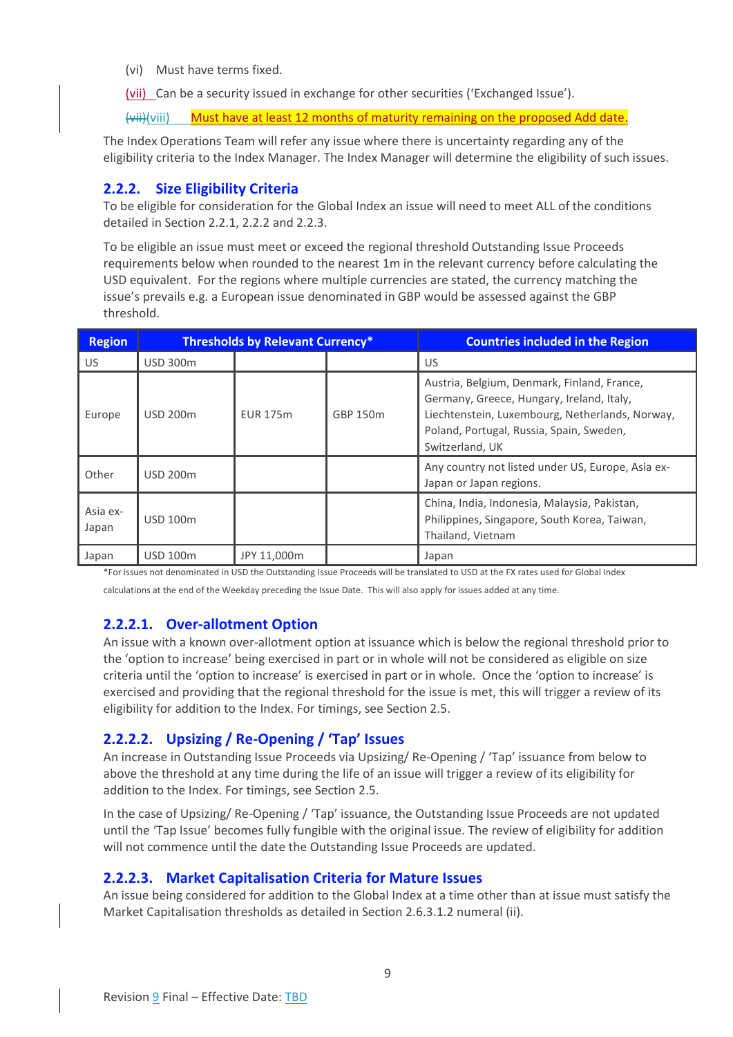(vi) Must have terms fixed.

(vii) Can be a security issued in exchange for other securities ('Exchanged Issue').

~~(vii)~~(viii) Must have at least 12 months of maturity remaining on the proposed Add date.

The Index Operations Team will refer any issue where there is uncertainty regarding any of the eligibility criteria to the Index Manager. The Index Manager will determine the eligibility of such issues.

### 2.2.2. Size Eligibility Criteria

To be eligible for consideration for the Global Index an issue will need to meet ALL of the conditions detailed in Section 2.2.1, 2.2.2 and 2.2.3.

To be eligible an issue must meet or exceed the regional threshold Outstanding Issue Proceeds requirements below when rounded to the nearest 1m in the relevant currency before calculating the USD equivalent. For the regions where multiple currencies are stated, the currency matching the issue's prevails e.g. a European issue denominated in GBP would be assessed against the GBP threshold.

| Region | Thresholds by Relevant Currency* | | | Countries included in the Region |
|---|---|---|---|---|
| US | USD 300m | | | US |
| Europe | USD 200m | EUR 175m | GBP 150m | Austria, Belgium, Denmark, Finland, France, Germany, Greece, Hungary, Ireland, Italy, Liechtenstein, Luxembourg, Netherlands, Norway, Poland, Portugal, Russia, Spain, Sweden, Switzerland, UK |
| Other | USD 200m | | | Any country not listed under US, Europe, Asia ex-Japan or Japan regions. |
| Asia ex-Japan | USD 100m | | | China, India, Indonesia, Malaysia, Pakistan, Philippines, Singapore, South Korea, Taiwan, Thailand, Vietnam |
| Japan | USD 100m | JPY 11,000m | | Japan |

*For issues not denominated in USD the Outstanding Issue Proceeds will be translated to USD at the FX rates used for Global Index calculations at the end of the Weekday preceding the Issue Date. This will also apply for issues added at any time.

#### 2.2.2.1. Over-allotment Option

An issue with a known over-allotment option at issuance which is below the regional threshold prior to the 'option to increase' being exercised in part or in whole will not be considered as eligible on size criteria until the 'option to increase' is exercised in part or in whole. Once the 'option to increase' is exercised and providing that the regional threshold for the issue is met, this will trigger a review of its eligibility for addition to the Index. For timings, see Section 2.5.

#### 2.2.2.2. Upsizing / Re-Opening / 'Tap' Issues

An increase in Outstanding Issue Proceeds via Upsizing/ Re-Opening / 'Tap' issuance from below to above the threshold at any time during the life of an issue will trigger a review of its eligibility for addition to the Index. For timings, see Section 2.5.

In the case of Upsizing/ Re-Opening / 'Tap' issuance, the Outstanding Issue Proceeds are not updated until the 'Tap Issue' becomes fully fungible with the original issue. The review of eligibility for addition will not commence until the date the Outstanding Issue Proceeds are updated.

#### 2.2.2.3. Market Capitalisation Criteria for Mature Issues

An issue being considered for addition to the Global Index at a time other than at issue must satisfy the Market Capitalisation thresholds as detailed in Section 2.6.3.1.2 numeral (ii).

Revision 9 Final – Effective Date: TBD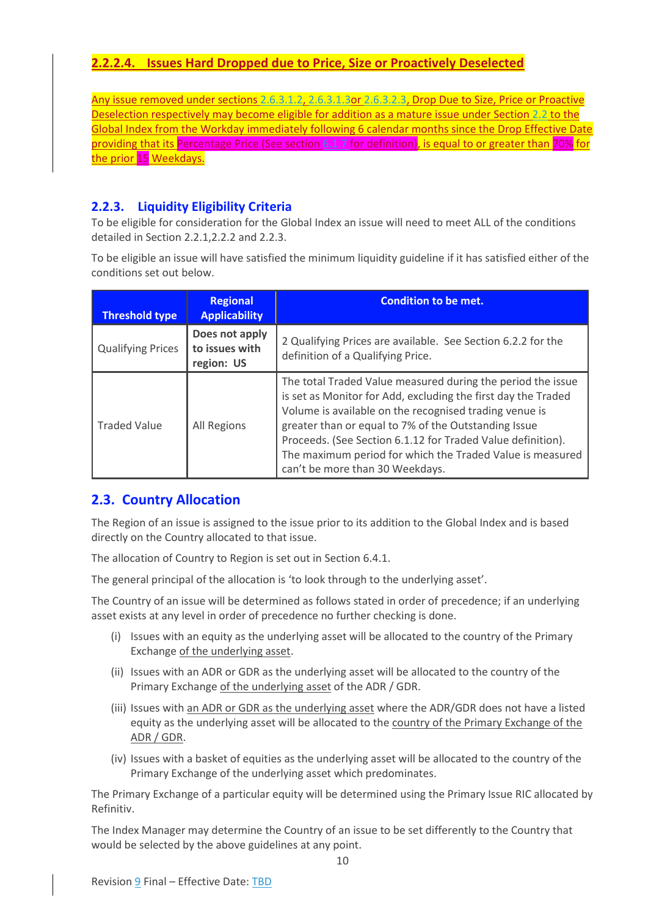#### 2.2.2.4. Issues Hard Dropped due to Price, Size or Proactively Deselected

Any issue removed under sections 2.6.3.1.2, 2.6.3.1.3or 2.6.3.2.3, Drop Due to Size, Price or Proactive Deselection respectively may become eligible for addition as a mature issue under Section 2.2 to the Global Index from the Workday immediately following 6 calendar months since the Drop Effective Date providing that its Percentage Price (See section 6.1.7 for definition), is equal to or greater than 70% for the prior 15 Weekdays.

### 2.2.3. Liquidity Eligibility Criteria

To be eligible for consideration for the Global Index an issue will need to meet ALL of the conditions detailed in Section 2.2.1,2.2.2 and 2.2.3.

To be eligible an issue will have satisfied the minimum liquidity guideline if it has satisfied either of the conditions set out below.

| Threshold type | Regional Applicability | Condition to be met. |
|---|---|---|
| Qualifying Prices | **Does not apply to issues with region: US** | 2 Qualifying Prices are available. See Section 6.2.2 for the definition of a Qualifying Price. |
| Traded Value | All Regions | The total Traded Value measured during the period the issue is set as Monitor for Add, excluding the first day the Traded Volume is available on the recognised trading venue is greater than or equal to 7% of the Outstanding Issue Proceeds. (See Section 6.1.12 for Traded Value definition). The maximum period for which the Traded Value is measured can't be more than 30 Weekdays. |

## 2.3. Country Allocation

The Region of an issue is assigned to the issue prior to its addition to the Global Index and is based directly on the Country allocated to that issue.

The allocation of Country to Region is set out in Section 6.4.1.

The general principal of the allocation is 'to look through to the underlying asset'.

The Country of an issue will be determined as follows stated in order of precedence; if an underlying asset exists at any level in order of precedence no further checking is done.

(i) Issues with an equity as the underlying asset will be allocated to the country of the Primary Exchange of the underlying asset.

(ii) Issues with an ADR or GDR as the underlying asset will be allocated to the country of the Primary Exchange of the underlying asset of the ADR / GDR.

(iii) Issues with an ADR or GDR as the underlying asset where the ADR/GDR does not have a listed equity as the underlying asset will be allocated to the country of the Primary Exchange of the ADR / GDR.

(iv) Issues with a basket of equities as the underlying asset will be allocated to the country of the Primary Exchange of the underlying asset which predominates.

The Primary Exchange of a particular equity will be determined using the Primary Issue RIC allocated by Refinitiv.

The Index Manager may determine the Country of an issue to be set differently to the Country that would be selected by the above guidelines at any point.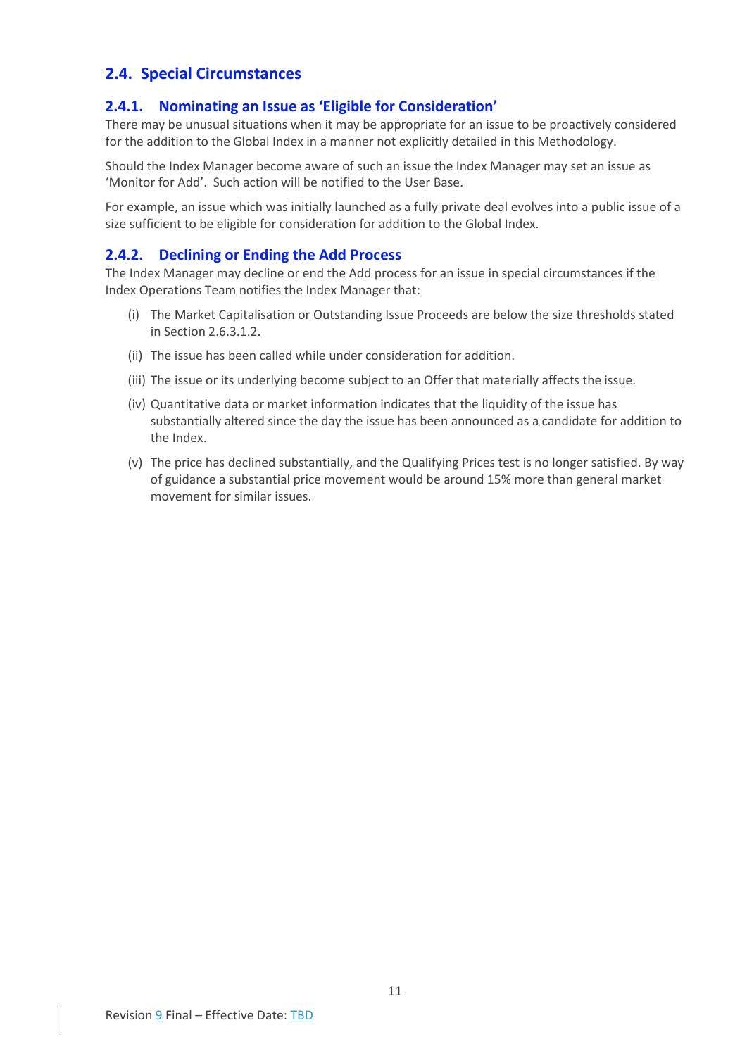## 2.4. Special Circumstances

### 2.4.1. Nominating an Issue as 'Eligible for Consideration'

There may be unusual situations when it may be appropriate for an issue to be proactively considered for the addition to the Global Index in a manner not explicitly detailed in this Methodology.

Should the Index Manager become aware of such an issue the Index Manager may set an issue as 'Monitor for Add'. Such action will be notified to the User Base.

For example, an issue which was initially launched as a fully private deal evolves into a public issue of a size sufficient to be eligible for consideration for addition to the Global Index.

### 2.4.2. Declining or Ending the Add Process

The Index Manager may decline or end the Add process for an issue in special circumstances if the Index Operations Team notifies the Index Manager that:

(i) The Market Capitalisation or Outstanding Issue Proceeds are below the size thresholds stated in Section 2.6.3.1.2.

(ii) The issue has been called while under consideration for addition.

(iii) The issue or its underlying become subject to an Offer that materially affects the issue.

(iv) Quantitative data or market information indicates that the liquidity of the issue has substantially altered since the day the issue has been announced as a candidate for addition to the Index.

(v) The price has declined substantially, and the Qualifying Prices test is no longer satisfied. By way of guidance a substantial price movement would be around 15% more than general market movement for similar issues.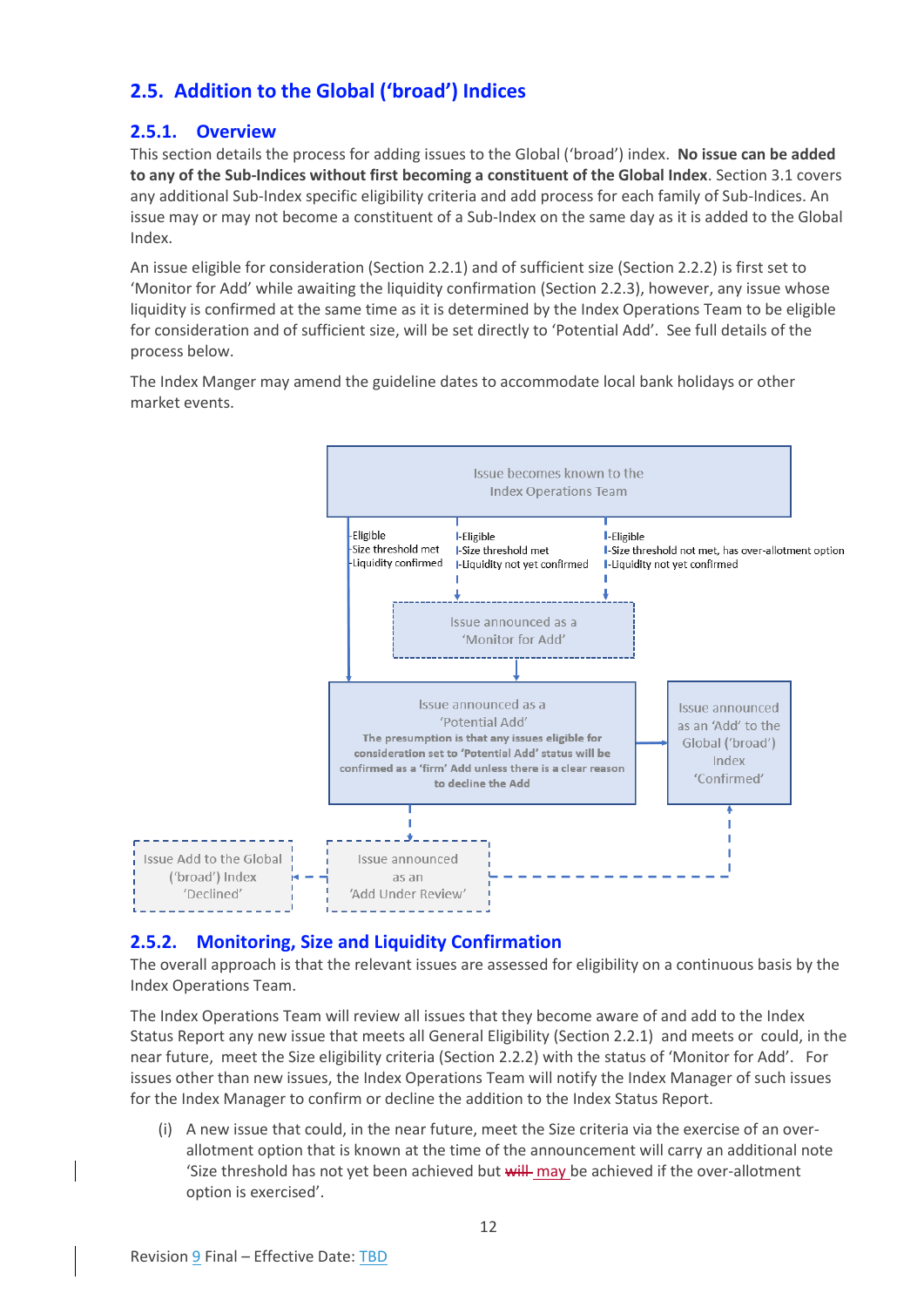## 2.5. Addition to the Global ('broad') Indices

### 2.5.1. Overview

This section details the process for adding issues to the Global ('broad') index. **No issue can be added to any of the Sub-Indices without first becoming a constituent of the Global Index**. Section 3.1 covers any additional Sub-Index specific eligibility criteria and add process for each family of Sub-Indices. An issue may or may not become a constituent of a Sub-Index on the same day as it is added to the Global Index.

An issue eligible for consideration (Section 2.2.1) and of sufficient size (Section 2.2.2) is first set to 'Monitor for Add' while awaiting the liquidity confirmation (Section 2.2.3), however, any issue whose liquidity is confirmed at the same time as it is determined by the Index Operations Team to be eligible for consideration and of sufficient size, will be set directly to 'Potential Add'. See full details of the process below.

The Index Manger may amend the guideline dates to accommodate local bank holidays or other market events.

Issue becomes known to the Index Operations Team

- Eligible
- Size threshold met
- Liquidity confirmed

- Eligible
- Size threshold met
- Liquidity not yet confirmed

- Eligible
- Size threshold not met, has over-allotment option
- Liquidity not yet confirmed

Issue announced as a 'Monitor for Add'

Issue announced as a 'Potential Add'
**The presumption is that any issues eligible for consideration set to 'Potential Add' status will be confirmed as a 'firm' Add unless there is a clear reason to decline the Add**

Issue announced as an 'Add' to the Global ('broad') Index 'Confirmed'

Issue Add to the Global ('broad') Index 'Declined'

Issue announced as an 'Add Under Review'

### 2.5.2. Monitoring, Size and Liquidity Confirmation

The overall approach is that the relevant issues are assessed for eligibility on a continuous basis by the Index Operations Team.

The Index Operations Team will review all issues that they become aware of and add to the Index Status Report any new issue that meets all General Eligibility (Section 2.2.1) and meets or could, in the near future, meet the Size eligibility criteria (Section 2.2.2) with the status of 'Monitor for Add'. For issues other than new issues, the Index Operations Team will notify the Index Manager of such issues for the Index Manager to confirm or decline the addition to the Index Status Report.

(i) A new issue that could, in the near future, meet the Size criteria via the exercise of an over-allotment option that is known at the time of the announcement will carry an additional note 'Size threshold has not yet been achieved but ~~will~~ may be achieved if the over-allotment option is exercised'.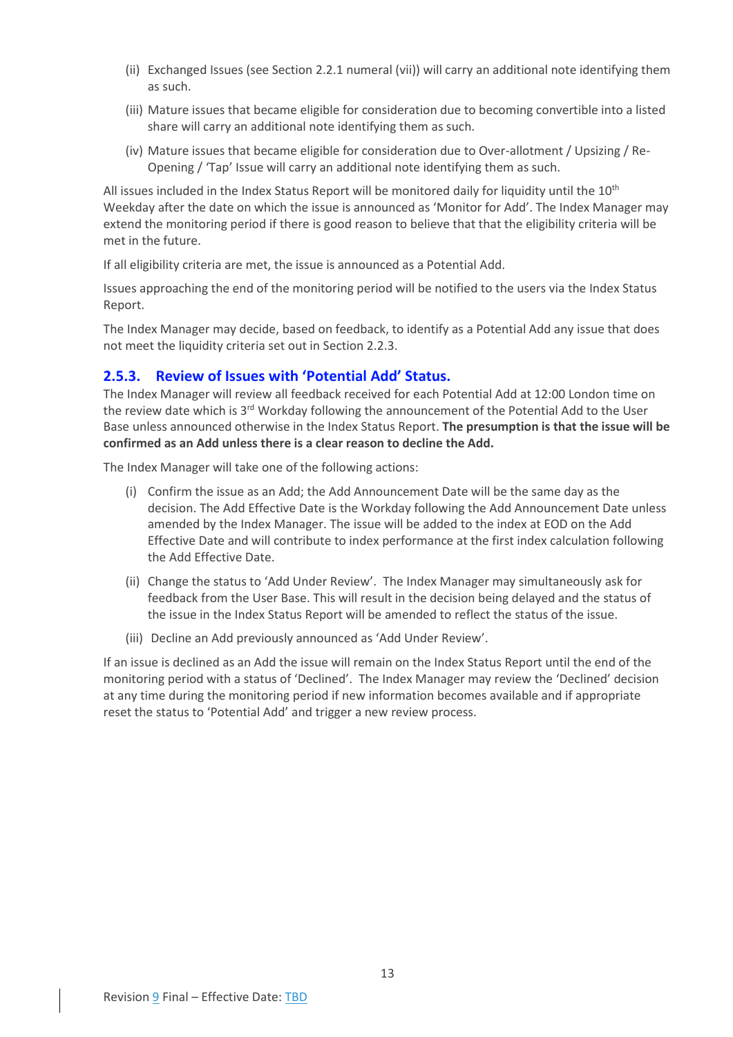(ii) Exchanged Issues (see Section 2.2.1 numeral (vii)) will carry an additional note identifying them as such.

(iii) Mature issues that became eligible for consideration due to becoming convertible into a listed share will carry an additional note identifying them as such.

(iv) Mature issues that became eligible for consideration due to Over-allotment / Upsizing / Re-Opening / 'Tap' Issue will carry an additional note identifying them as such.

All issues included in the Index Status Report will be monitored daily for liquidity until the 10th Weekday after the date on which the issue is announced as 'Monitor for Add'. The Index Manager may extend the monitoring period if there is good reason to believe that that the eligibility criteria will be met in the future.

If all eligibility criteria are met, the issue is announced as a Potential Add.

Issues approaching the end of the monitoring period will be notified to the users via the Index Status Report.

The Index Manager may decide, based on feedback, to identify as a Potential Add any issue that does not meet the liquidity criteria set out in Section 2.2.3.

### 2.5.3. Review of Issues with 'Potential Add' Status.

The Index Manager will review all feedback received for each Potential Add at 12:00 London time on the review date which is 3rd Workday following the announcement of the Potential Add to the User Base unless announced otherwise in the Index Status Report. **The presumption is that the issue will be confirmed as an Add unless there is a clear reason to decline the Add.**

The Index Manager will take one of the following actions:

(i) Confirm the issue as an Add; the Add Announcement Date will be the same day as the decision. The Add Effective Date is the Workday following the Add Announcement Date unless amended by the Index Manager. The issue will be added to the index at EOD on the Add Effective Date and will contribute to index performance at the first index calculation following the Add Effective Date.

(ii) Change the status to 'Add Under Review'. The Index Manager may simultaneously ask for feedback from the User Base. This will result in the decision being delayed and the status of the issue in the Index Status Report will be amended to reflect the status of the issue.

(iii) Decline an Add previously announced as 'Add Under Review'.

If an issue is declined as an Add the issue will remain on the Index Status Report until the end of the monitoring period with a status of 'Declined'. The Index Manager may review the 'Declined' decision at any time during the monitoring period if new information becomes available and if appropriate reset the status to 'Potential Add' and trigger a new review process.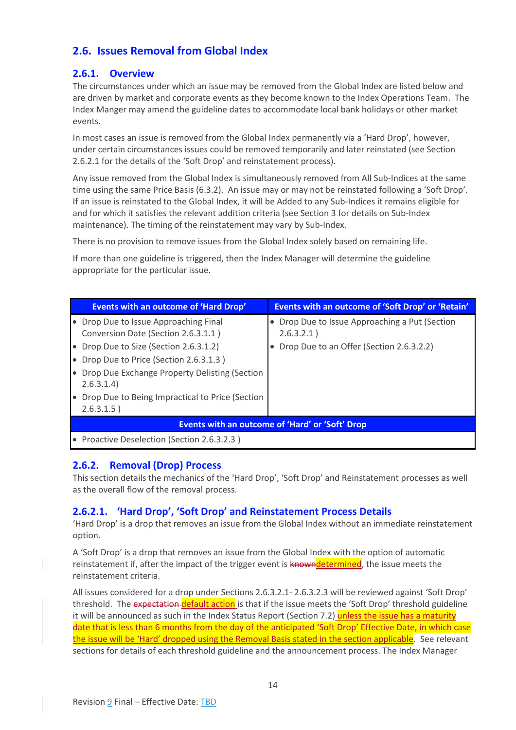## 2.6. Issues Removal from Global Index

### 2.6.1. Overview

The circumstances under which an issue may be removed from the Global Index are listed below and are driven by market and corporate events as they become known to the Index Operations Team. The Index Manger may amend the guideline dates to accommodate local bank holidays or other market events.

In most cases an issue is removed from the Global Index permanently via a 'Hard Drop', however, under certain circumstances issues could be removed temporarily and later reinstated (see Section 2.6.2.1 for the details of the 'Soft Drop' and reinstatement process).

Any issue removed from the Global Index is simultaneously removed from All Sub-Indices at the same time using the same Price Basis (6.3.2). An issue may or may not be reinstated following a 'Soft Drop'. If an issue is reinstated to the Global Index, it will be Added to any Sub-Indices it remains eligible for and for which it satisfies the relevant addition criteria (see Section 3 for details on Sub-Index maintenance). The timing of the reinstatement may vary by Sub-Index.

There is no provision to remove issues from the Global Index solely based on remaining life.

If more than one guideline is triggered, then the Index Manager will determine the guideline appropriate for the particular issue.

| Events with an outcome of 'Hard Drop' | Events with an outcome of 'Soft Drop' or 'Retain' |
|---|---|
| • Drop Due to Issue Approaching Final Conversion Date (Section 2.6.3.1.1 )<br>• Drop Due to Size (Section 2.6.3.1.2)<br>• Drop Due to Price (Section 2.6.3.1.3 )<br>• Drop Due Exchange Property Delisting (Section 2.6.3.1.4)<br>• Drop Due to Being Impractical to Price (Section 2.6.3.1.5 ) | • Drop Due to Issue Approaching a Put (Section 2.6.3.2.1 )<br>• Drop Due to an Offer (Section 2.6.3.2.2) |
| **Events with an outcome of 'Hard' or 'Soft' Drop** | |
| • Proactive Deselection (Section 2.6.3.2.3 ) | |

### 2.6.2. Removal (Drop) Process

This section details the mechanics of the 'Hard Drop', 'Soft Drop' and Reinstatement processes as well as the overall flow of the removal process.

#### 2.6.2.1. 'Hard Drop', 'Soft Drop' and Reinstatement Process Details

'Hard Drop' is a drop that removes an issue from the Global Index without an immediate reinstatement option.

A 'Soft Drop' is a drop that removes an issue from the Global Index with the option of automatic reinstatement if, after the impact of the trigger event is ~~known~~determined, the issue meets the reinstatement criteria.

All issues considered for a drop under Sections 2.6.3.2.1- 2.6.3.2.3 will be reviewed against 'Soft Drop' threshold. The ~~expectation~~ default action is that if the issue meets the 'Soft Drop' threshold guideline it will be announced as such in the Index Status Report (Section 7.2) unless the issue has a maturity date that is less than 6 months from the day of the anticipated 'Soft Drop' Effective Date, in which case the issue will be 'Hard' dropped using the Removal Basis stated in the section applicable. See relevant sections for details of each threshold guideline and the announcement process. The Index Manager

Revision 9 Final – Effective Date: TBD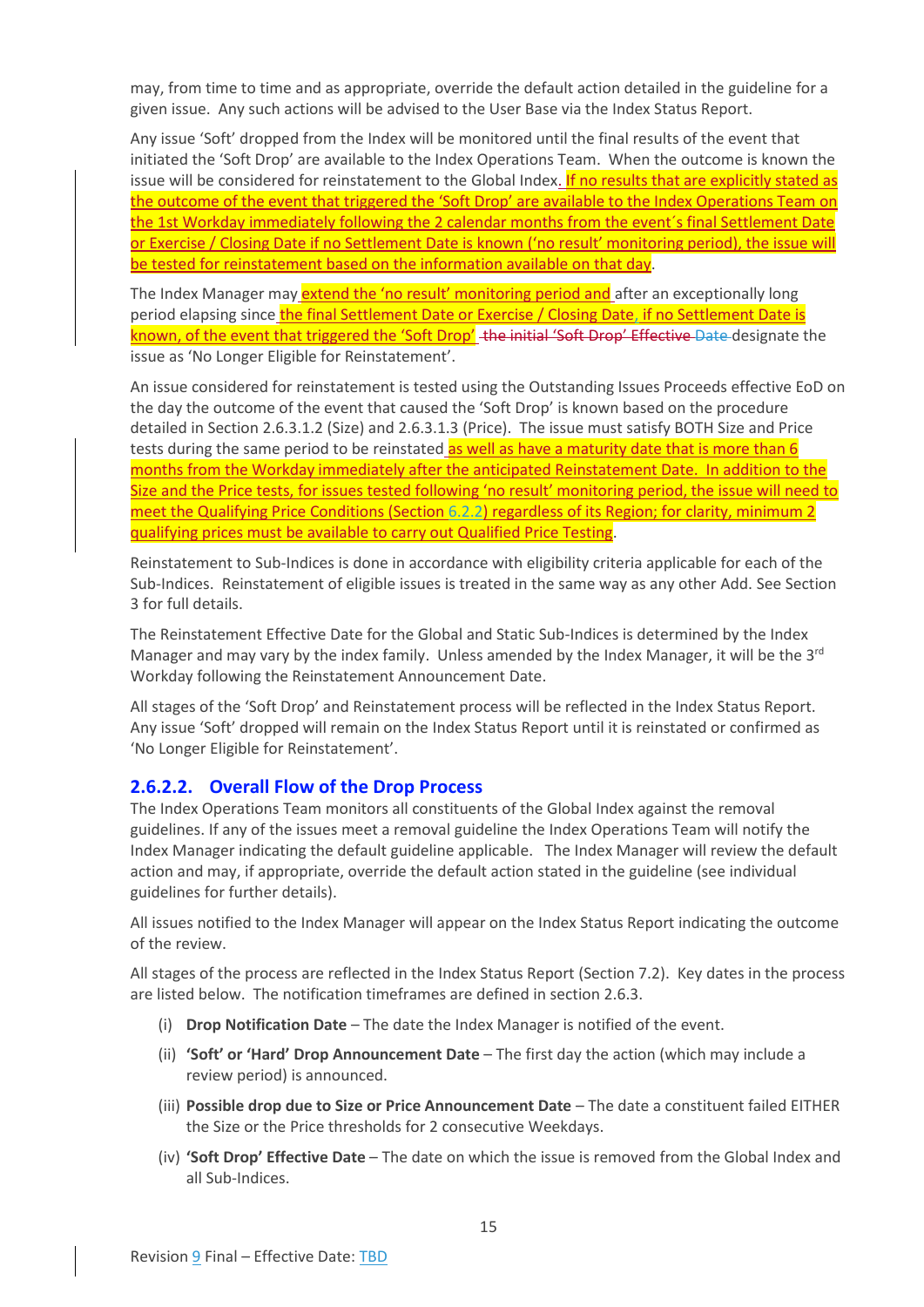may, from time to time and as appropriate, override the default action detailed in the guideline for a given issue. Any such actions will be advised to the User Base via the Index Status Report.

Any issue 'Soft' dropped from the Index will be monitored until the final results of the event that initiated the 'Soft Drop' are available to the Index Operations Team. When the outcome is known the issue will be considered for reinstatement to the Global Index. If no results that are explicitly stated as the outcome of the event that triggered the 'Soft Drop' are available to the Index Operations Team on the 1st Workday immediately following the 2 calendar months from the event´s final Settlement Date or Exercise / Closing Date if no Settlement Date is known ('no result' monitoring period), the issue will be tested for reinstatement based on the information available on that day.

The Index Manager may extend the 'no result' monitoring period and after an exceptionally long period elapsing since the final Settlement Date or Exercise / Closing Date, if no Settlement Date is known, of the event that triggered the 'Soft Drop' ~~the initial 'Soft Drop' Effective Date~~ designate the issue as 'No Longer Eligible for Reinstatement'.

An issue considered for reinstatement is tested using the Outstanding Issues Proceeds effective EoD on the day the outcome of the event that caused the 'Soft Drop' is known based on the procedure detailed in Section 2.6.3.1.2 (Size) and 2.6.3.1.3 (Price). The issue must satisfy BOTH Size and Price tests during the same period to be reinstated as well as have a maturity date that is more than 6 months from the Workday immediately after the anticipated Reinstatement Date. In addition to the Size and the Price tests, for issues tested following 'no result' monitoring period, the issue will need to meet the Qualifying Price Conditions (Section 6.2.2) regardless of its Region; for clarity, minimum 2 qualifying prices must be available to carry out Qualified Price Testing.

Reinstatement to Sub-Indices is done in accordance with eligibility criteria applicable for each of the Sub-Indices. Reinstatement of eligible issues is treated in the same way as any other Add. See Section 3 for full details.

The Reinstatement Effective Date for the Global and Static Sub-Indices is determined by the Index Manager and may vary by the index family. Unless amended by the Index Manager, it will be the 3rd Workday following the Reinstatement Announcement Date.

All stages of the 'Soft Drop' and Reinstatement process will be reflected in the Index Status Report. Any issue 'Soft' dropped will remain on the Index Status Report until it is reinstated or confirmed as 'No Longer Eligible for Reinstatement'.

### 2.6.2.2. Overall Flow of the Drop Process

The Index Operations Team monitors all constituents of the Global Index against the removal guidelines. If any of the issues meet a removal guideline the Index Operations Team will notify the Index Manager indicating the default guideline applicable. The Index Manager will review the default action and may, if appropriate, override the default action stated in the guideline (see individual guidelines for further details).

All issues notified to the Index Manager will appear on the Index Status Report indicating the outcome of the review.

All stages of the process are reflected in the Index Status Report (Section 7.2). Key dates in the process are listed below. The notification timeframes are defined in section 2.6.3.

(i) **Drop Notification Date** – The date the Index Manager is notified of the event.

(ii) **'Soft' or 'Hard' Drop Announcement Date** – The first day the action (which may include a review period) is announced.

(iii) **Possible drop due to Size or Price Announcement Date** – The date a constituent failed EITHER the Size or the Price thresholds for 2 consecutive Weekdays.

(iv) **'Soft Drop' Effective Date** – The date on which the issue is removed from the Global Index and all Sub-Indices.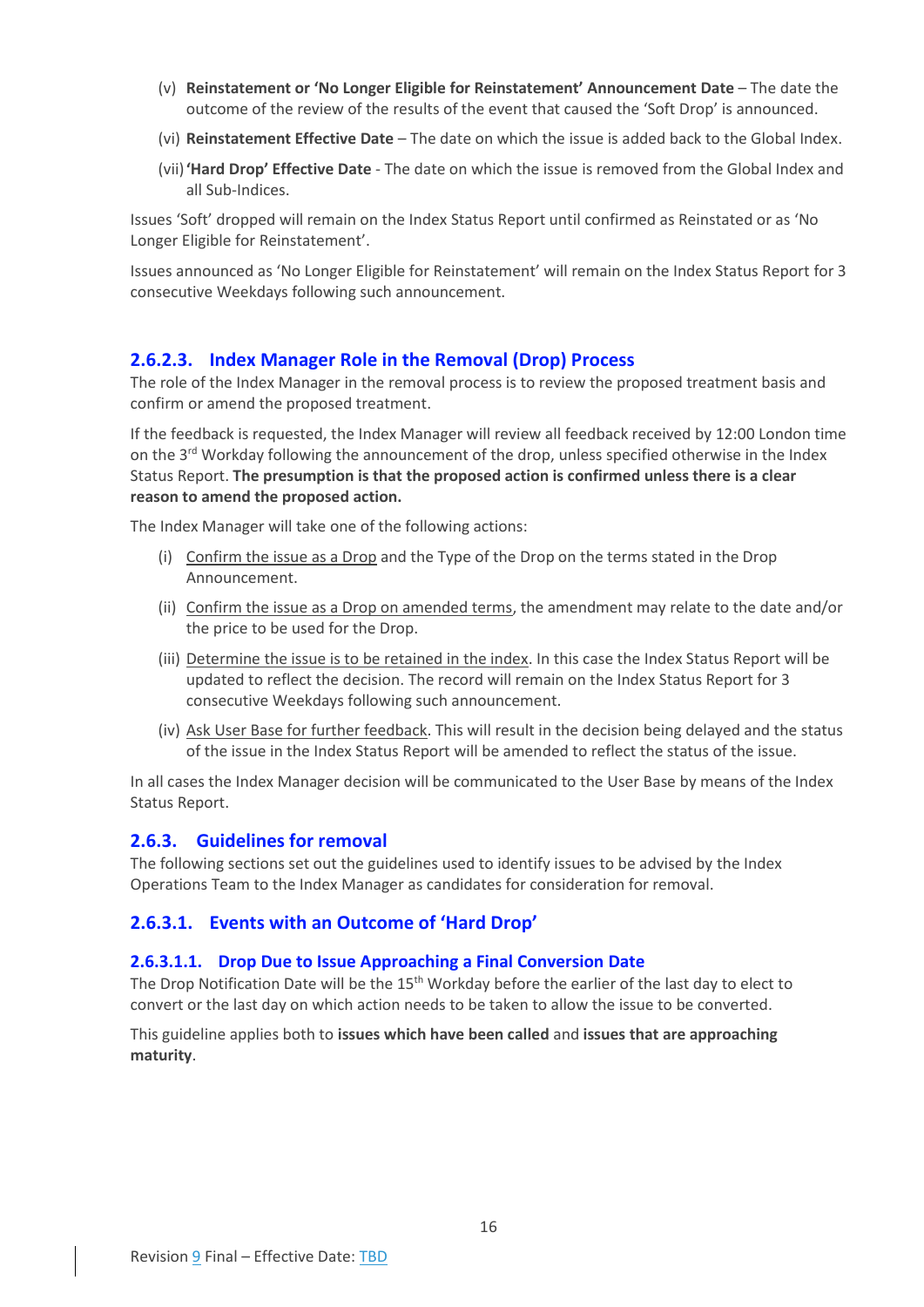(v) **Reinstatement or 'No Longer Eligible for Reinstatement' Announcement Date** – The date the outcome of the review of the results of the event that caused the 'Soft Drop' is announced.

(vi) **Reinstatement Effective Date** – The date on which the issue is added back to the Global Index.

(vii) **'Hard Drop' Effective Date** - The date on which the issue is removed from the Global Index and all Sub-Indices.

Issues 'Soft' dropped will remain on the Index Status Report until confirmed as Reinstated or as 'No Longer Eligible for Reinstatement'.

Issues announced as 'No Longer Eligible for Reinstatement' will remain on the Index Status Report for 3 consecutive Weekdays following such announcement.

#### 2.6.2.3. Index Manager Role in the Removal (Drop) Process

The role of the Index Manager in the removal process is to review the proposed treatment basis and confirm or amend the proposed treatment.

If the feedback is requested, the Index Manager will review all feedback received by 12:00 London time on the 3rd Workday following the announcement of the drop, unless specified otherwise in the Index Status Report. **The presumption is that the proposed action is confirmed unless there is a clear reason to amend the proposed action.**

The Index Manager will take one of the following actions:

(i) Confirm the issue as a Drop and the Type of the Drop on the terms stated in the Drop Announcement.

(ii) Confirm the issue as a Drop on amended terms, the amendment may relate to the date and/or the price to be used for the Drop.

(iii) Determine the issue is to be retained in the index. In this case the Index Status Report will be updated to reflect the decision. The record will remain on the Index Status Report for 3 consecutive Weekdays following such announcement.

(iv) Ask User Base for further feedback. This will result in the decision being delayed and the status of the issue in the Index Status Report will be amended to reflect the status of the issue.

In all cases the Index Manager decision will be communicated to the User Base by means of the Index Status Report.

### 2.6.3. Guidelines for removal

The following sections set out the guidelines used to identify issues to be advised by the Index Operations Team to the Index Manager as candidates for consideration for removal.

#### 2.6.3.1. Events with an Outcome of 'Hard Drop'

##### 2.6.3.1.1. Drop Due to Issue Approaching a Final Conversion Date

The Drop Notification Date will be the 15th Workday before the earlier of the last day to elect to convert or the last day on which action needs to be taken to allow the issue to be converted.

This guideline applies both to **issues which have been called** and **issues that are approaching maturity**.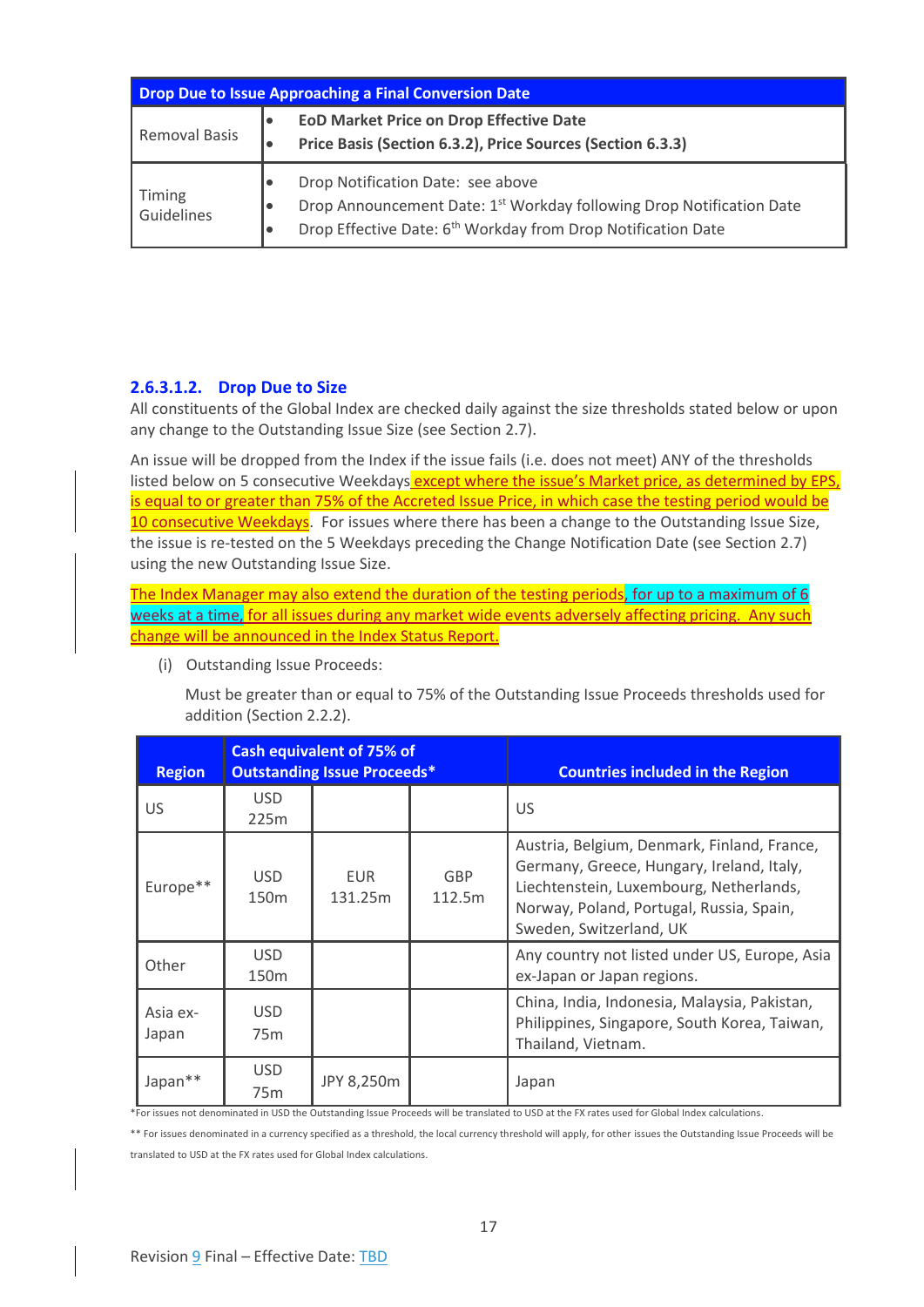| Drop Due to Issue Approaching a Final Conversion Date | |
|---|---|
| Removal Basis | • **EoD Market Price on Drop Effective Date**<br>• **Price Basis (Section 6.3.2), Price Sources (Section 6.3.3)** |
| Timing Guidelines | • Drop Notification Date: see above<br>• Drop Announcement Date: 1st Workday following Drop Notification Date<br>• Drop Effective Date: 6th Workday from Drop Notification Date |

#### 2.6.3.1.2. Drop Due to Size

All constituents of the Global Index are checked daily against the size thresholds stated below or upon any change to the Outstanding Issue Size (see Section 2.7).

An issue will be dropped from the Index if the issue fails (i.e. does not meet) ANY of the thresholds listed below on 5 consecutive Weekdays except where the issue's Market price, as determined by EPS, is equal to or greater than 75% of the Accreted Issue Price, in which case the testing period would be 10 consecutive Weekdays. For issues where there has been a change to the Outstanding Issue Size, the issue is re-tested on the 5 Weekdays preceding the Change Notification Date (see Section 2.7) using the new Outstanding Issue Size.

The Index Manager may also extend the duration of the testing periods, for up to a maximum of 6 weeks at a time, for all issues during any market wide events adversely affecting pricing. Any such change will be announced in the Index Status Report.

(i) Outstanding Issue Proceeds:

Must be greater than or equal to 75% of the Outstanding Issue Proceeds thresholds used for addition (Section 2.2.2).

| Region | Cash equivalent of 75% of Outstanding Issue Proceeds* | | | Countries included in the Region |
|---|---|---|---|---|
| US | USD 225m | | | US |
| Europe** | USD 150m | EUR 131.25m | GBP 112.5m | Austria, Belgium, Denmark, Finland, France, Germany, Greece, Hungary, Ireland, Italy, Liechtenstein, Luxembourg, Netherlands, Norway, Poland, Portugal, Russia, Spain, Sweden, Switzerland, UK |
| Other | USD 150m | | | Any country not listed under US, Europe, Asia ex-Japan or Japan regions. |
| Asia ex-Japan | USD 75m | | | China, India, Indonesia, Malaysia, Pakistan, Philippines, Singapore, South Korea, Taiwan, Thailand, Vietnam. |
| Japan** | USD 75m | JPY 8,250m | | Japan |

*For issues not denominated in USD the Outstanding Issue Proceeds will be translated to USD at the FX rates used for Global Index calculations.

** For issues denominated in a currency specified as a threshold, the local currency threshold will apply, for other issues the Outstanding Issue Proceeds will be translated to USD at the FX rates used for Global Index calculations.

Revision 9 Final – Effective Date: TBD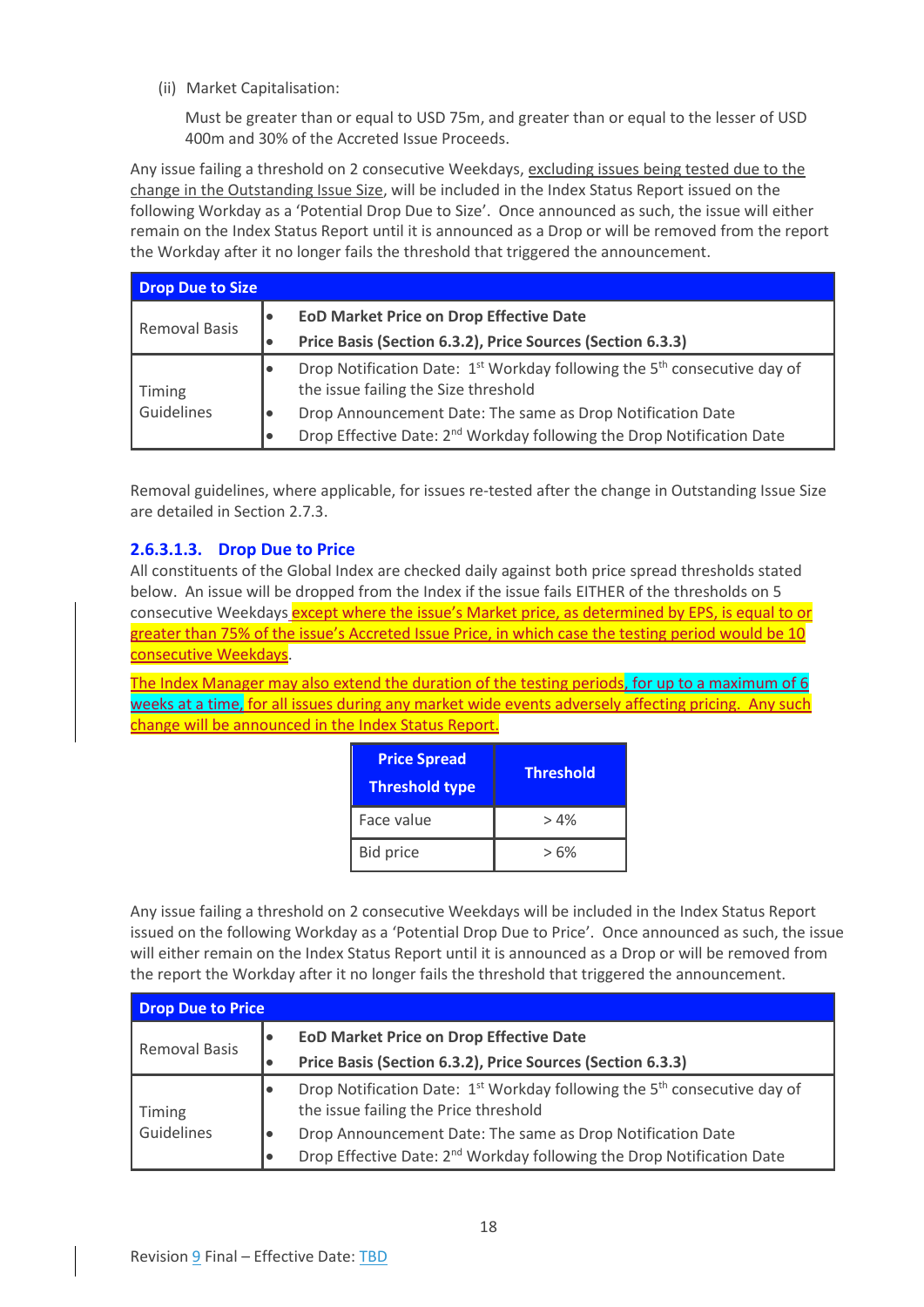(ii) Market Capitalisation:

Must be greater than or equal to USD 75m, and greater than or equal to the lesser of USD 400m and 30% of the Accreted Issue Proceeds.

Any issue failing a threshold on 2 consecutive Weekdays, excluding issues being tested due to the change in the Outstanding Issue Size, will be included in the Index Status Report issued on the following Workday as a 'Potential Drop Due to Size'. Once announced as such, the issue will either remain on the Index Status Report until it is announced as a Drop or will be removed from the report the Workday after it no longer fails the threshold that triggered the announcement.

| Drop Due to Size | |
|---|---|
| Removal Basis | • **EoD Market Price on Drop Effective Date**<br>• **Price Basis (Section 6.3.2), Price Sources (Section 6.3.3)** |
| Timing Guidelines | • Drop Notification Date: 1st Workday following the 5th consecutive day of the issue failing the Size threshold<br>• Drop Announcement Date: The same as Drop Notification Date<br>• Drop Effective Date: 2nd Workday following the Drop Notification Date |

Removal guidelines, where applicable, for issues re-tested after the change in Outstanding Issue Size are detailed in Section 2.7.3.

### 2.6.3.1.3. Drop Due to Price

All constituents of the Global Index are checked daily against both price spread thresholds stated below. An issue will be dropped from the Index if the issue fails EITHER of the thresholds on 5 consecutive Weekdays except where the issue's Market price, as determined by EPS, is equal to or greater than 75% of the issue's Accreted Issue Price, in which case the testing period would be 10 consecutive Weekdays.

The Index Manager may also extend the duration of the testing periods, for up to a maximum of 6 weeks at a time, for all issues during any market wide events adversely affecting pricing. Any such change will be announced in the Index Status Report.

| Price Spread Threshold type | Threshold |
|---|---|
| Face value | > 4% |
| Bid price | > 6% |

Any issue failing a threshold on 2 consecutive Weekdays will be included in the Index Status Report issued on the following Workday as a 'Potential Drop Due to Price'. Once announced as such, the issue will either remain on the Index Status Report until it is announced as a Drop or will be removed from the report the Workday after it no longer fails the threshold that triggered the announcement.

| Drop Due to Price | |
|---|---|
| Removal Basis | • **EoD Market Price on Drop Effective Date**<br>• **Price Basis (Section 6.3.2), Price Sources (Section 6.3.3)** |
| Timing Guidelines | • Drop Notification Date: 1st Workday following the 5th consecutive day of the issue failing the Price threshold<br>• Drop Announcement Date: The same as Drop Notification Date<br>• Drop Effective Date: 2nd Workday following the Drop Notification Date |

Revision 9 Final – Effective Date: TBD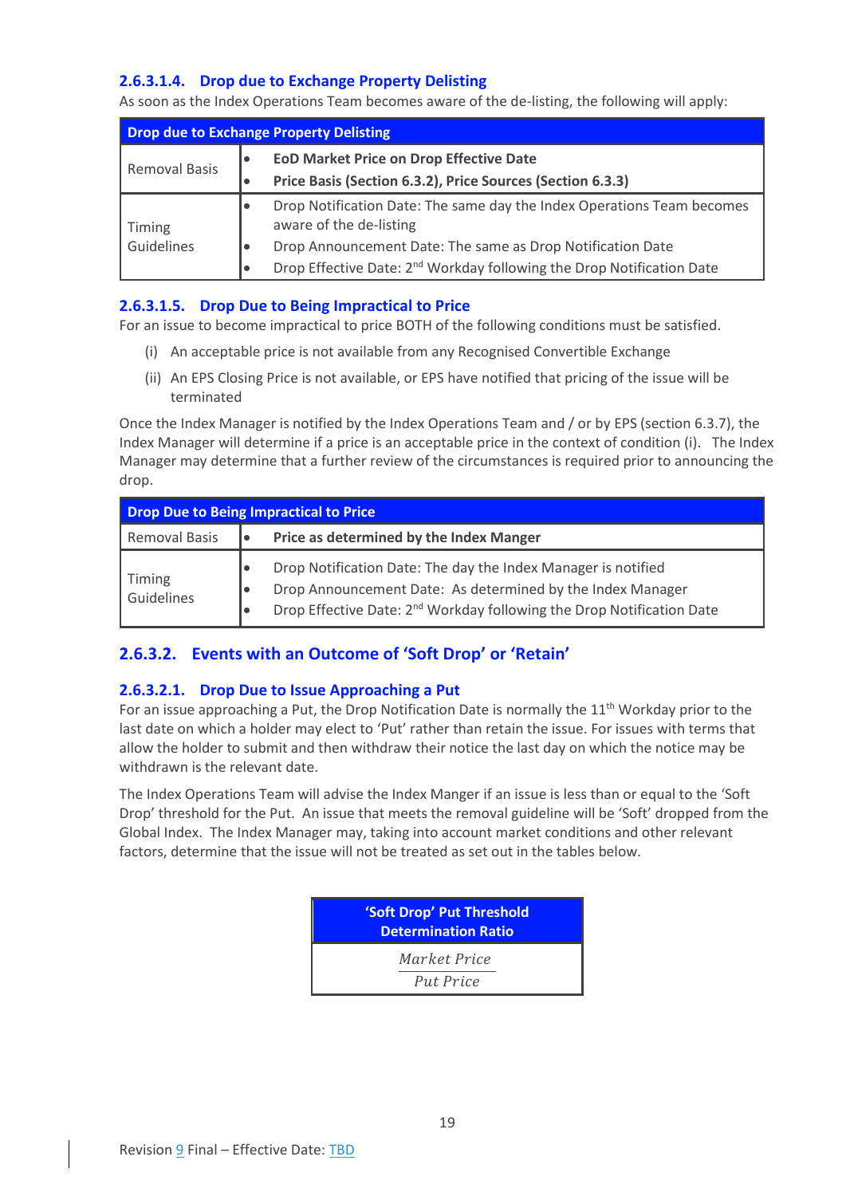#### 2.6.3.1.4. Drop due to Exchange Property Delisting

As soon as the Index Operations Team becomes aware of the de-listing, the following will apply:

| Drop due to Exchange Property Delisting | |
|---|---|
| Removal Basis | • **EoD Market Price on Drop Effective Date**<br>• **Price Basis (Section 6.3.2), Price Sources (Section 6.3.3)** |
| Timing Guidelines | • Drop Notification Date: The same day the Index Operations Team becomes aware of the de-listing<br>• Drop Announcement Date: The same as Drop Notification Date<br>• Drop Effective Date: 2nd Workday following the Drop Notification Date |

#### 2.6.3.1.5. Drop Due to Being Impractical to Price

For an issue to become impractical to price BOTH of the following conditions must be satisfied.

(i) An acceptable price is not available from any Recognised Convertible Exchange

(ii) An EPS Closing Price is not available, or EPS have notified that pricing of the issue will be terminated

Once the Index Manager is notified by the Index Operations Team and / or by EPS (section 6.3.7), the Index Manager will determine if a price is an acceptable price in the context of condition (i). The Index Manager may determine that a further review of the circumstances is required prior to announcing the drop.

| Drop Due to Being Impractical to Price | |
|---|---|
| Removal Basis | • **Price as determined by the Index Manger** |
| Timing Guidelines | • Drop Notification Date: The day the Index Manager is notified<br>• Drop Announcement Date: As determined by the Index Manager<br>• Drop Effective Date: 2nd Workday following the Drop Notification Date |

### 2.6.3.2. Events with an Outcome of 'Soft Drop' or 'Retain'

#### 2.6.3.2.1. Drop Due to Issue Approaching a Put

For an issue approaching a Put, the Drop Notification Date is normally the 11th Workday prior to the last date on which a holder may elect to 'Put' rather than retain the issue. For issues with terms that allow the holder to submit and then withdraw their notice the last day on which the notice may be withdrawn is the relevant date.

The Index Operations Team will advise the Index Manger if an issue is less than or equal to the 'Soft Drop' threshold for the Put. An issue that meets the removal guideline will be 'Soft' dropped from the Global Index. The Index Manager may, taking into account market conditions and other relevant factors, determine that the issue will not be treated as set out in the tables below.

| 'Soft Drop' Put Threshold Determination Ratio |
|---|
| $\frac{Market\ Price}{Put\ Price}$ |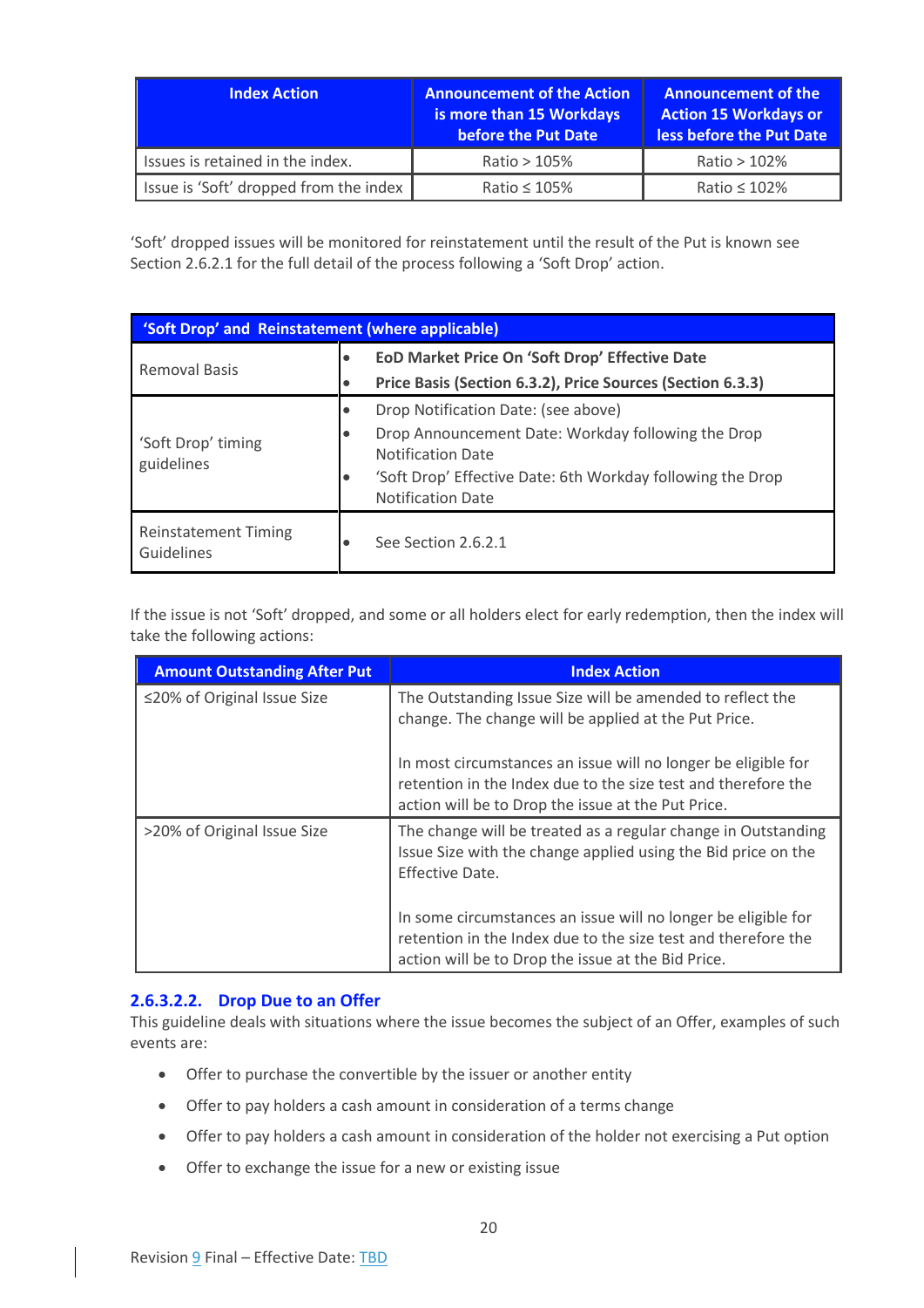| Index Action | Announcement of the Action is more than 15 Workdays before the Put Date | Announcement of the Action 15 Workdays or less before the Put Date |
|---|---|---|
| Issues is retained in the index. | Ratio > 105% | Ratio > 102% |
| Issue is 'Soft' dropped from the index | Ratio ≤ 105% | Ratio ≤ 102% |

'Soft' dropped issues will be monitored for reinstatement until the result of the Put is known see Section 2.6.2.1 for the full detail of the process following a 'Soft Drop' action.

| 'Soft Drop' and Reinstatement (where applicable) | |
|---|---|
| Removal Basis | • **EoD Market Price On 'Soft Drop' Effective Date**<br>• **Price Basis (Section 6.3.2), Price Sources (Section 6.3.3)** |
| 'Soft Drop' timing guidelines | • Drop Notification Date: (see above)<br>• Drop Announcement Date: Workday following the Drop Notification Date<br>• 'Soft Drop' Effective Date: 6th Workday following the Drop Notification Date |
| Reinstatement Timing Guidelines | • See Section 2.6.2.1 |

If the issue is not 'Soft' dropped, and some or all holders elect for early redemption, then the index will take the following actions:

| Amount Outstanding After Put | Index Action |
|---|---|
| ≤20% of Original Issue Size | The Outstanding Issue Size will be amended to reflect the change. The change will be applied at the Put Price.<br><br>In most circumstances an issue will no longer be eligible for retention in the Index due to the size test and therefore the action will be to Drop the issue at the Put Price. |
| >20% of Original Issue Size | The change will be treated as a regular change in Outstanding Issue Size with the change applied using the Bid price on the Effective Date.<br><br>In some circumstances an issue will no longer be eligible for retention in the Index due to the size test and therefore the action will be to Drop the issue at the Bid Price. |

#### 2.6.3.2.2. Drop Due to an Offer

This guideline deals with situations where the issue becomes the subject of an Offer, examples of such events are:

- Offer to purchase the convertible by the issuer or another entity
- Offer to pay holders a cash amount in consideration of a terms change
- Offer to pay holders a cash amount in consideration of the holder not exercising a Put option
- Offer to exchange the issue for a new or existing issue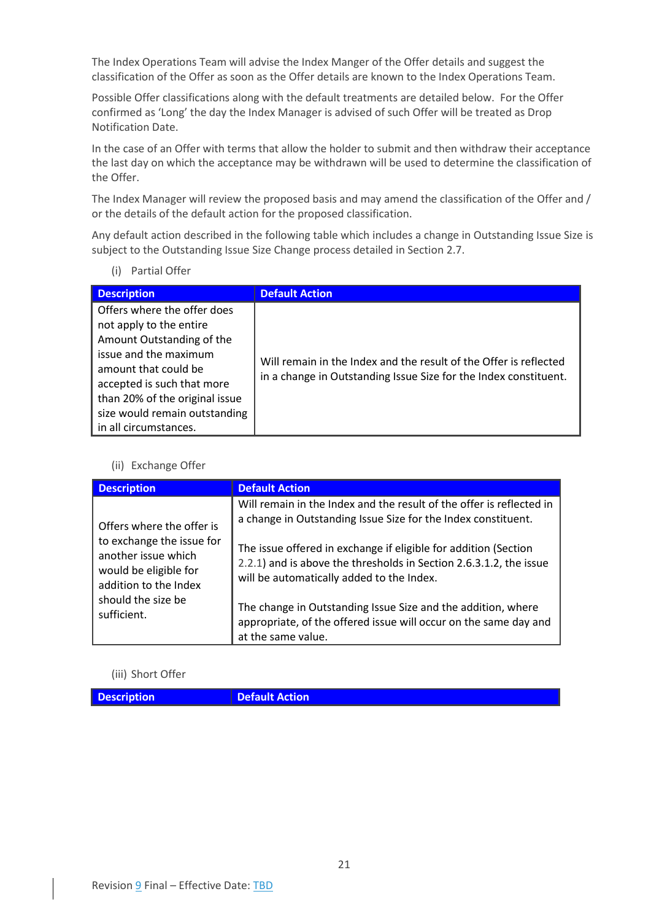The Index Operations Team will advise the Index Manger of the Offer details and suggest the classification of the Offer as soon as the Offer details are known to the Index Operations Team.

Possible Offer classifications along with the default treatments are detailed below. For the Offer confirmed as 'Long' the day the Index Manager is advised of such Offer will be treated as Drop Notification Date.

In the case of an Offer with terms that allow the holder to submit and then withdraw their acceptance the last day on which the acceptance may be withdrawn will be used to determine the classification of the Offer.

The Index Manager will review the proposed basis and may amend the classification of the Offer and / or the details of the default action for the proposed classification.

Any default action described in the following table which includes a change in Outstanding Issue Size is subject to the Outstanding Issue Size Change process detailed in Section 2.7.

(i) Partial Offer

| Description | Default Action |
|---|---|
| Offers where the offer does not apply to the entire Amount Outstanding of the issue and the maximum amount that could be accepted is such that more than 20% of the original issue size would remain outstanding in all circumstances. | Will remain in the Index and the result of the Offer is reflected in a change in Outstanding Issue Size for the Index constituent. |

(ii) Exchange Offer

| Description | Default Action |
|---|---|
| Offers where the offer is to exchange the issue for another issue which would be eligible for addition to the Index should the size be sufficient. | Will remain in the Index and the result of the offer is reflected in a change in Outstanding Issue Size for the Index constituent.<br><br>The issue offered in exchange if eligible for addition (Section 2.2.1) and is above the thresholds in Section 2.6.3.1.2, the issue will be automatically added to the Index.<br><br>The change in Outstanding Issue Size and the addition, where appropriate, of the offered issue will occur on the same day and at the same value. |

(iii) Short Offer

| Description | Default Action |
|---|---|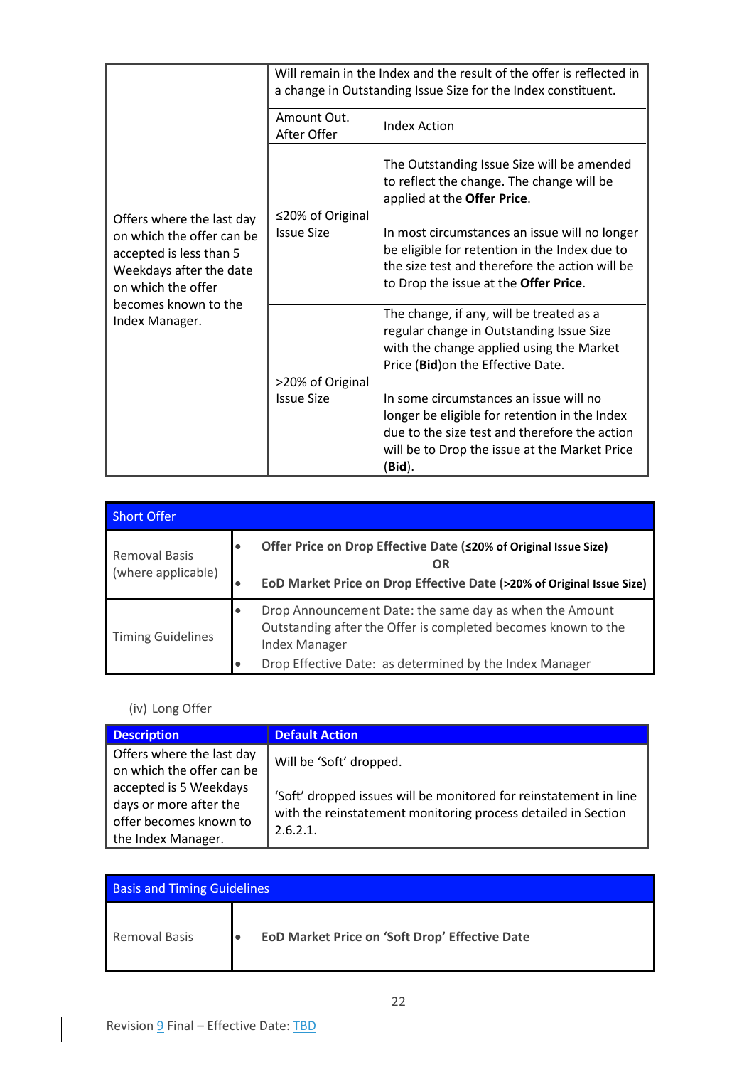| | Will remain in the Index and the result of the offer is reflected in a change in Outstanding Issue Size for the Index constituent. | |
|---|---|---|
| | Amount Out. After Offer | Index Action |
| Offers where the last day on which the offer can be accepted is less than 5 Weekdays after the date on which the offer becomes known to the Index Manager. | ≤20% of Original Issue Size | The Outstanding Issue Size will be amended to reflect the change. The change will be applied at the **Offer Price**.<br><br>In most circumstances an issue will no longer be eligible for retention in the Index due to the size test and therefore the action will be to Drop the issue at the **Offer Price**. |
| | >20% of Original Issue Size | The change, if any, will be treated as a regular change in Outstanding Issue Size with the change applied using the Market Price (**Bid**)on the Effective Date.<br><br>In some circumstances an issue will no longer be eligible for retention in the Index due to the size test and therefore the action will be to Drop the issue at the Market Price (**Bid**). |

| Short Offer | |
|---|---|
| Removal Basis (where applicable) | • **Offer Price on Drop Effective Date (≤20% of Original Issue Size)**<br>**OR**<br>• **EoD Market Price on Drop Effective Date (>20% of Original Issue Size)** |
| Timing Guidelines | • Drop Announcement Date: the same day as when the Amount Outstanding after the Offer is completed becomes known to the Index Manager<br>• Drop Effective Date: as determined by the Index Manager |

(iv) Long Offer

| Description | Default Action |
|---|---|
| Offers where the last day on which the offer can be accepted is 5 Weekdays days or more after the offer becomes known to the Index Manager. | Will be 'Soft' dropped.<br><br>'Soft' dropped issues will be monitored for reinstatement in line with the reinstatement monitoring process detailed in Section 2.6.2.1. |

| Basis and Timing Guidelines | |
|---|---|
| Removal Basis | • **EoD Market Price on 'Soft Drop' Effective Date** |

Revision 9 Final – Effective Date: TBD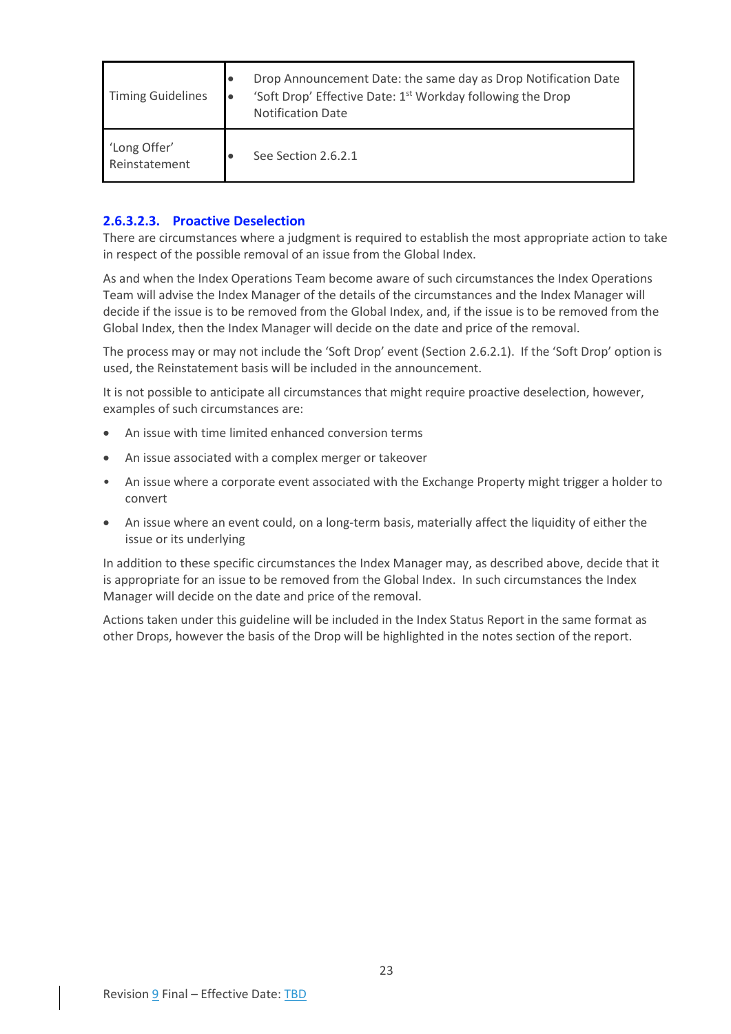| | |
|---|---|
| Timing Guidelines | • Drop Announcement Date: the same day as Drop Notification Date<br>• 'Soft Drop' Effective Date: 1st Workday following the Drop Notification Date |
| 'Long Offer' Reinstatement | • See Section 2.6.2.1 |

#### 2.6.3.2.3. Proactive Deselection

There are circumstances where a judgment is required to establish the most appropriate action to take in respect of the possible removal of an issue from the Global Index.

As and when the Index Operations Team become aware of such circumstances the Index Operations Team will advise the Index Manager of the details of the circumstances and the Index Manager will decide if the issue is to be removed from the Global Index, and, if the issue is to be removed from the Global Index, then the Index Manager will decide on the date and price of the removal.

The process may or may not include the 'Soft Drop' event (Section 2.6.2.1). If the 'Soft Drop' option is used, the Reinstatement basis will be included in the announcement.

It is not possible to anticipate all circumstances that might require proactive deselection, however, examples of such circumstances are:

- An issue with time limited enhanced conversion terms
- An issue associated with a complex merger or takeover
- An issue where a corporate event associated with the Exchange Property might trigger a holder to convert
- An issue where an event could, on a long-term basis, materially affect the liquidity of either the issue or its underlying

In addition to these specific circumstances the Index Manager may, as described above, decide that it is appropriate for an issue to be removed from the Global Index. In such circumstances the Index Manager will decide on the date and price of the removal.

Actions taken under this guideline will be included in the Index Status Report in the same format as other Drops, however the basis of the Drop will be highlighted in the notes section of the report.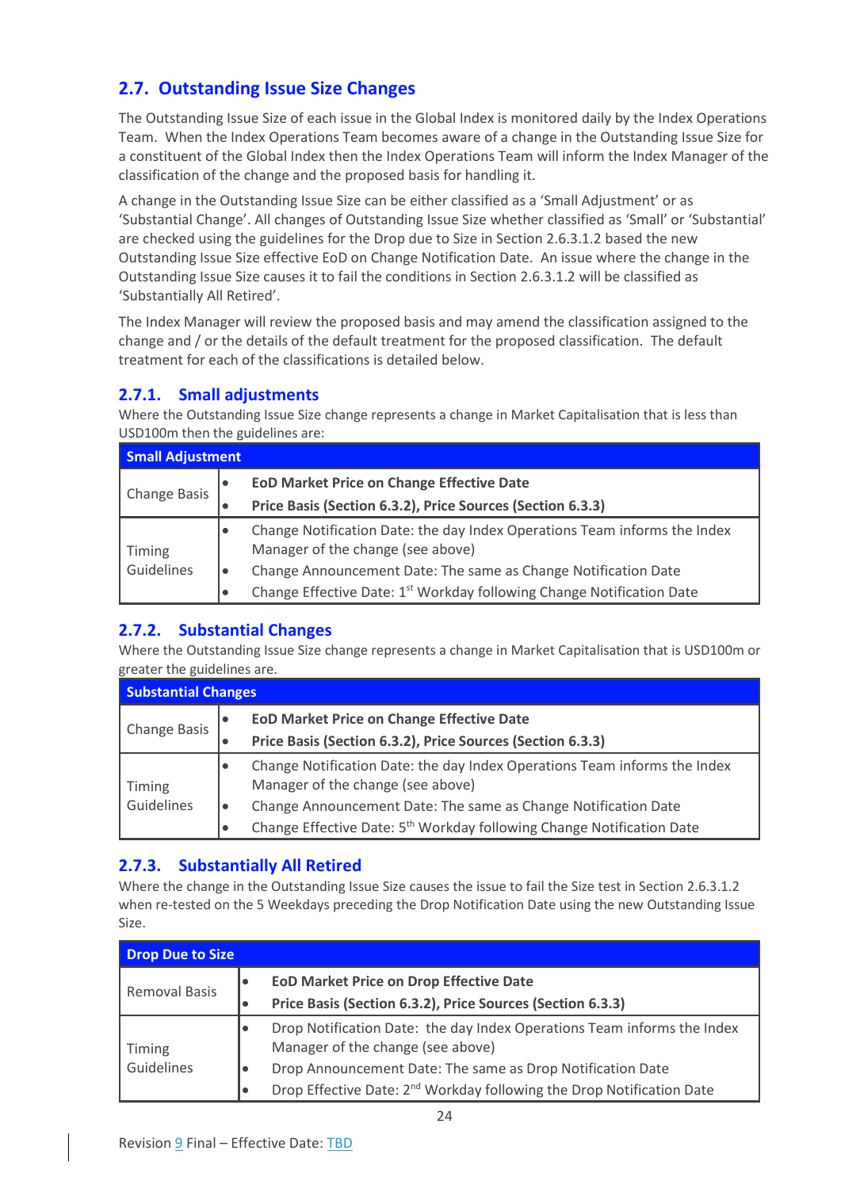## 2.7. Outstanding Issue Size Changes

The Outstanding Issue Size of each issue in the Global Index is monitored daily by the Index Operations Team. When the Index Operations Team becomes aware of a change in the Outstanding Issue Size for a constituent of the Global Index then the Index Operations Team will inform the Index Manager of the classification of the change and the proposed basis for handling it.

A change in the Outstanding Issue Size can be either classified as a 'Small Adjustment' or as 'Substantial Change'. All changes of Outstanding Issue Size whether classified as 'Small' or 'Substantial' are checked using the guidelines for the Drop due to Size in Section 2.6.3.1.2 based the new Outstanding Issue Size effective EoD on Change Notification Date. An issue where the change in the Outstanding Issue Size causes it to fail the conditions in Section 2.6.3.1.2 will be classified as 'Substantially All Retired'.

The Index Manager will review the proposed basis and may amend the classification assigned to the change and / or the details of the default treatment for the proposed classification. The default treatment for each of the classifications is detailed below.

### 2.7.1. Small adjustments

Where the Outstanding Issue Size change represents a change in Market Capitalisation that is less than USD100m then the guidelines are:

| Small Adjustment | |
|---|---|
| Change Basis | • **EoD Market Price on Change Effective Date**<br>• **Price Basis (Section 6.3.2), Price Sources (Section 6.3.3)** |
| Timing Guidelines | • Change Notification Date: the day Index Operations Team informs the Index Manager of the change (see above)<br>• Change Announcement Date: The same as Change Notification Date<br>• Change Effective Date: 1st Workday following Change Notification Date |

### 2.7.2. Substantial Changes

Where the Outstanding Issue Size change represents a change in Market Capitalisation that is USD100m or greater the guidelines are.

| Substantial Changes | |
|---|---|
| Change Basis | • **EoD Market Price on Change Effective Date**<br>• **Price Basis (Section 6.3.2), Price Sources (Section 6.3.3)** |
| Timing Guidelines | • Change Notification Date: the day Index Operations Team informs the Index Manager of the change (see above)<br>• Change Announcement Date: The same as Change Notification Date<br>• Change Effective Date: 5th Workday following Change Notification Date |

### 2.7.3. Substantially All Retired

Where the change in the Outstanding Issue Size causes the issue to fail the Size test in Section 2.6.3.1.2 when re-tested on the 5 Weekdays preceding the Drop Notification Date using the new Outstanding Issue Size.

| Drop Due to Size | |
|---|---|
| Removal Basis | • **EoD Market Price on Drop Effective Date**<br>• **Price Basis (Section 6.3.2), Price Sources (Section 6.3.3)** |
| Timing Guidelines | • Drop Notification Date: the day Index Operations Team informs the Index Manager of the change (see above)<br>• Drop Announcement Date: The same as Drop Notification Date<br>• Drop Effective Date: 2nd Workday following the Drop Notification Date |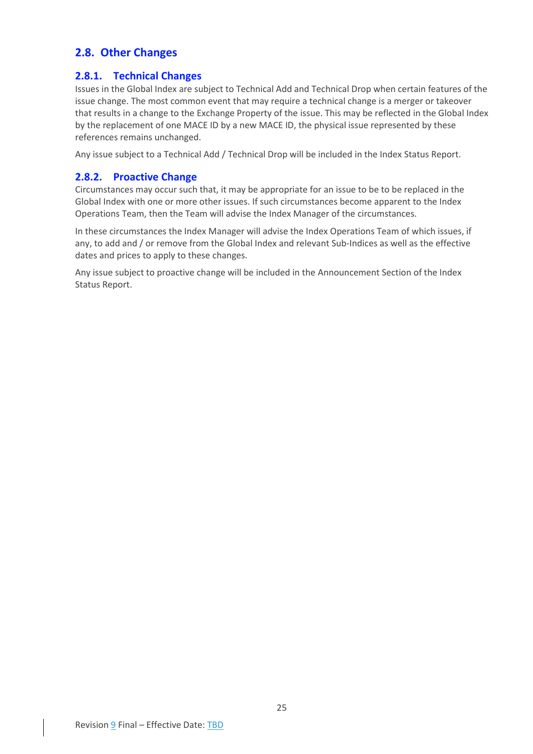## 2.8. Other Changes

### 2.8.1. Technical Changes

Issues in the Global Index are subject to Technical Add and Technical Drop when certain features of the issue change. The most common event that may require a technical change is a merger or takeover that results in a change to the Exchange Property of the issue. This may be reflected in the Global Index by the replacement of one MACE ID by a new MACE ID, the physical issue represented by these references remains unchanged.

Any issue subject to a Technical Add / Technical Drop will be included in the Index Status Report.

### 2.8.2. Proactive Change

Circumstances may occur such that, it may be appropriate for an issue to be to be replaced in the Global Index with one or more other issues. If such circumstances become apparent to the Index Operations Team, then the Team will advise the Index Manager of the circumstances.

In these circumstances the Index Manager will advise the Index Operations Team of which issues, if any, to add and / or remove from the Global Index and relevant Sub-Indices as well as the effective dates and prices to apply to these changes.

Any issue subject to proactive change will be included in the Announcement Section of the Index Status Report.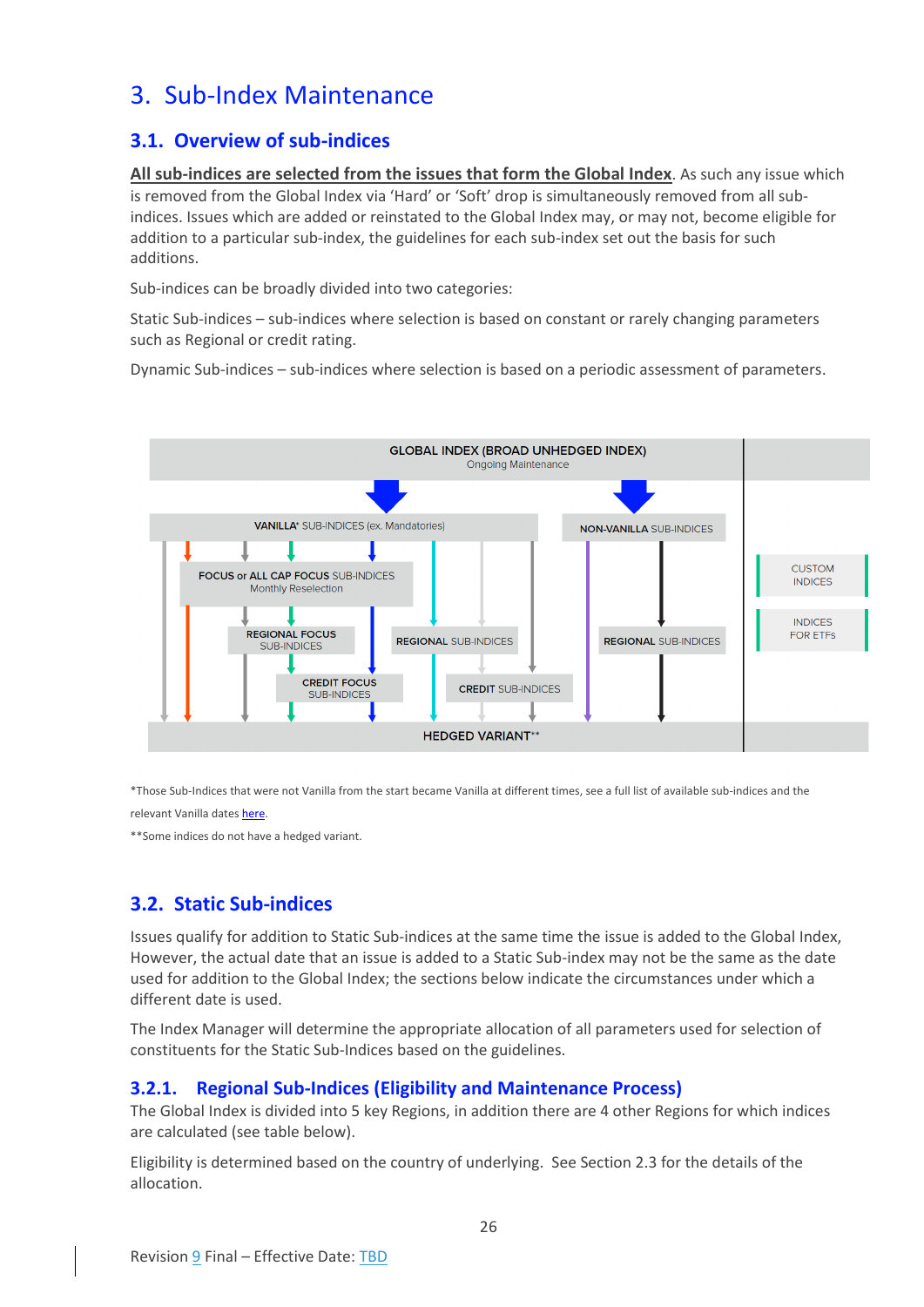# 3. Sub-Index Maintenance

## 3.1. Overview of sub-indices

**All sub-indices are selected from the issues that form the Global Index**. As such any issue which is removed from the Global Index via 'Hard' or 'Soft' drop is simultaneously removed from all sub-indices. Issues which are added or reinstated to the Global Index may, or may not, become eligible for addition to a particular sub-index, the guidelines for each sub-index set out the basis for such additions.

Sub-indices can be broadly divided into two categories:

Static Sub-indices – sub-indices where selection is based on constant or rarely changing parameters such as Regional or credit rating.

Dynamic Sub-indices – sub-indices where selection is based on a periodic assessment of parameters.

*Those Sub-Indices that were not Vanilla from the start became Vanilla at different times, see a full list of available sub-indices and the relevant Vanilla dates here.

**Some indices do not have a hedged variant.

## 3.2. Static Sub-indices

Issues qualify for addition to Static Sub-indices at the same time the issue is added to the Global Index, However, the actual date that an issue is added to a Static Sub-index may not be the same as the date used for addition to the Global Index; the sections below indicate the circumstances under which a different date is used.

The Index Manager will determine the appropriate allocation of all parameters used for selection of constituents for the Static Sub-Indices based on the guidelines.

### 3.2.1. Regional Sub-Indices (Eligibility and Maintenance Process)

The Global Index is divided into 5 key Regions, in addition there are 4 other Regions for which indices are calculated (see table below).

Eligibility is determined based on the country of underlying. See Section 2.3 for the details of the allocation.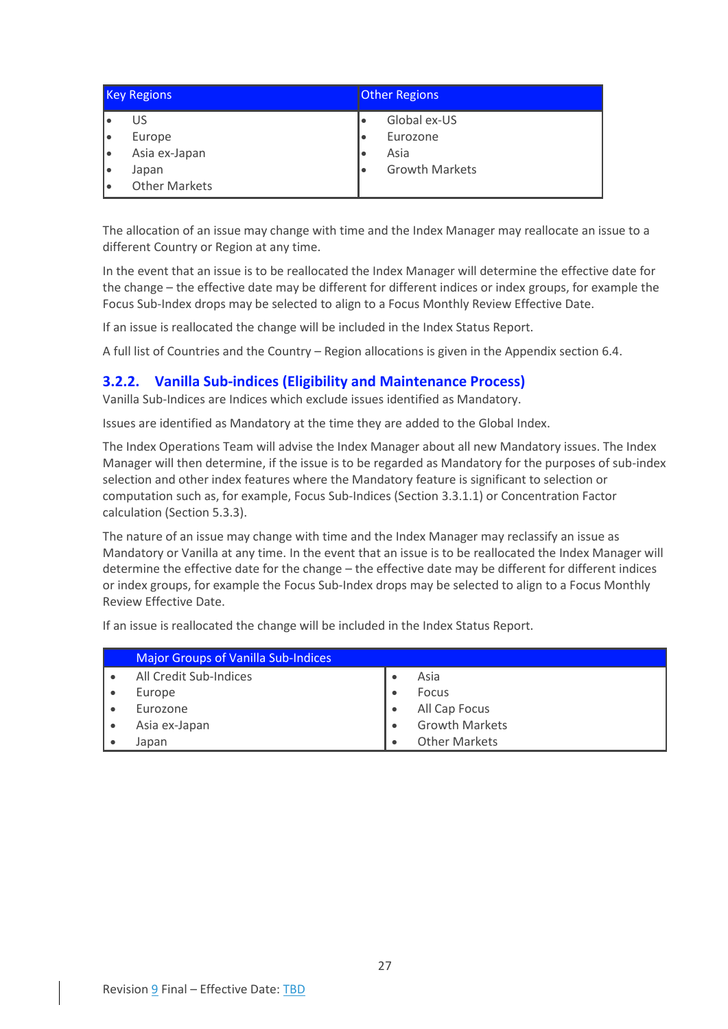| Key Regions | Other Regions |
| --- | --- |
| • US<br>• Europe<br>• Asia ex-Japan<br>• Japan<br>• Other Markets | • Global ex-US<br>• Eurozone<br>• Asia<br>• Growth Markets |

The allocation of an issue may change with time and the Index Manager may reallocate an issue to a different Country or Region at any time.

In the event that an issue is to be reallocated the Index Manager will determine the effective date for the change – the effective date may be different for different indices or index groups, for example the Focus Sub-Index drops may be selected to align to a Focus Monthly Review Effective Date.

If an issue is reallocated the change will be included in the Index Status Report.

A full list of Countries and the Country – Region allocations is given in the Appendix section 6.4.

### 3.2.2. Vanilla Sub-indices (Eligibility and Maintenance Process)

Vanilla Sub-Indices are Indices which exclude issues identified as Mandatory.

Issues are identified as Mandatory at the time they are added to the Global Index.

The Index Operations Team will advise the Index Manager about all new Mandatory issues. The Index Manager will then determine, if the issue is to be regarded as Mandatory for the purposes of sub-index selection and other index features where the Mandatory feature is significant to selection or computation such as, for example, Focus Sub-Indices (Section 3.3.1.1) or Concentration Factor calculation (Section 5.3.3).

The nature of an issue may change with time and the Index Manager may reclassify an issue as Mandatory or Vanilla at any time. In the event that an issue is to be reallocated the Index Manager will determine the effective date for the change – the effective date may be different for different indices or index groups, for example the Focus Sub-Index drops may be selected to align to a Focus Monthly Review Effective Date.

If an issue is reallocated the change will be included in the Index Status Report.

| Major Groups of Vanilla Sub-Indices | |
| --- | --- |
| • All Credit Sub-Indices<br>• Europe<br>• Eurozone<br>• Asia ex-Japan<br>• Japan | • Asia<br>• Focus<br>• All Cap Focus<br>• Growth Markets<br>• Other Markets |

Revision 9 Final – Effective Date: TBD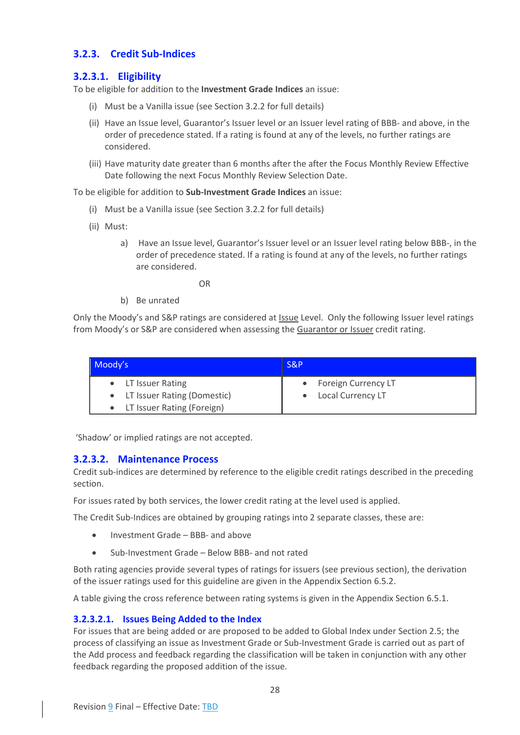### 3.2.3. Credit Sub-Indices

#### 3.2.3.1. Eligibility

To be eligible for addition to the **Investment Grade Indices** an issue:

(i) Must be a Vanilla issue (see Section 3.2.2 for full details)

(ii) Have an Issue level, Guarantor's Issuer level or an Issuer level rating of BBB- and above, in the order of precedence stated. If a rating is found at any of the levels, no further ratings are considered.

(iii) Have maturity date greater than 6 months after the after the Focus Monthly Review Effective Date following the next Focus Monthly Review Selection Date.

To be eligible for addition to **Sub-Investment Grade Indices** an issue:

(i) Must be a Vanilla issue (see Section 3.2.2 for full details)

(ii) Must:

a) Have an Issue level, Guarantor's Issuer level or an Issuer level rating below BBB-, in the order of precedence stated. If a rating is found at any of the levels, no further ratings are considered.

OR

b) Be unrated

Only the Moody's and S&P ratings are considered at Issue Level. Only the following Issuer level ratings from Moody's or S&P are considered when assessing the Guarantor or Issuer credit rating.

| Moody's | S&P |
|---|---|
| • LT Issuer Rating<br>• LT Issuer Rating (Domestic)<br>• LT Issuer Rating (Foreign) | • Foreign Currency LT<br>• Local Currency LT |

'Shadow' or implied ratings are not accepted.

#### 3.2.3.2. Maintenance Process

Credit sub-indices are determined by reference to the eligible credit ratings described in the preceding section.

For issues rated by both services, the lower credit rating at the level used is applied.

The Credit Sub-Indices are obtained by grouping ratings into 2 separate classes, these are:

- Investment Grade – BBB- and above
- Sub-Investment Grade – Below BBB- and not rated

Both rating agencies provide several types of ratings for issuers (see previous section), the derivation of the issuer ratings used for this guideline are given in the Appendix Section 6.5.2.

A table giving the cross reference between rating systems is given in the Appendix Section 6.5.1.

##### 3.2.3.2.1. Issues Being Added to the Index

For issues that are being added or are proposed to be added to Global Index under Section 2.5; the process of classifying an issue as Investment Grade or Sub-Investment Grade is carried out as part of the Add process and feedback regarding the classification will be taken in conjunction with any other feedback regarding the proposed addition of the issue.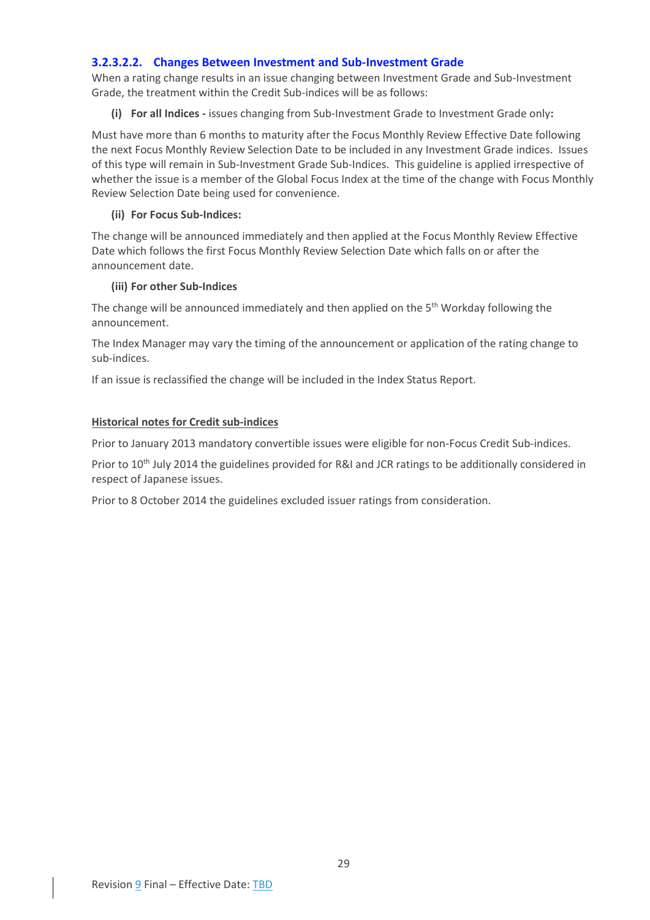#### 3.2.3.2.2. Changes Between Investment and Sub-Investment Grade

When a rating change results in an issue changing between Investment Grade and Sub-Investment Grade, the treatment within the Credit Sub-indices will be as follows:

**(i) For all Indices -** issues changing from Sub-Investment Grade to Investment Grade only**:**

Must have more than 6 months to maturity after the Focus Monthly Review Effective Date following the next Focus Monthly Review Selection Date to be included in any Investment Grade indices. Issues of this type will remain in Sub-Investment Grade Sub-Indices. This guideline is applied irrespective of whether the issue is a member of the Global Focus Index at the time of the change with Focus Monthly Review Selection Date being used for convenience.

**(ii) For Focus Sub-Indices:**

The change will be announced immediately and then applied at the Focus Monthly Review Effective Date which follows the first Focus Monthly Review Selection Date which falls on or after the announcement date.

**(iii) For other Sub-Indices**

The change will be announced immediately and then applied on the 5th Workday following the announcement.

The Index Manager may vary the timing of the announcement or application of the rating change to sub-indices.

If an issue is reclassified the change will be included in the Index Status Report.

**Historical notes for Credit sub-indices**

Prior to January 2013 mandatory convertible issues were eligible for non-Focus Credit Sub-indices.

Prior to 10th July 2014 the guidelines provided for R&I and JCR ratings to be additionally considered in respect of Japanese issues.

Prior to 8 October 2014 the guidelines excluded issuer ratings from consideration.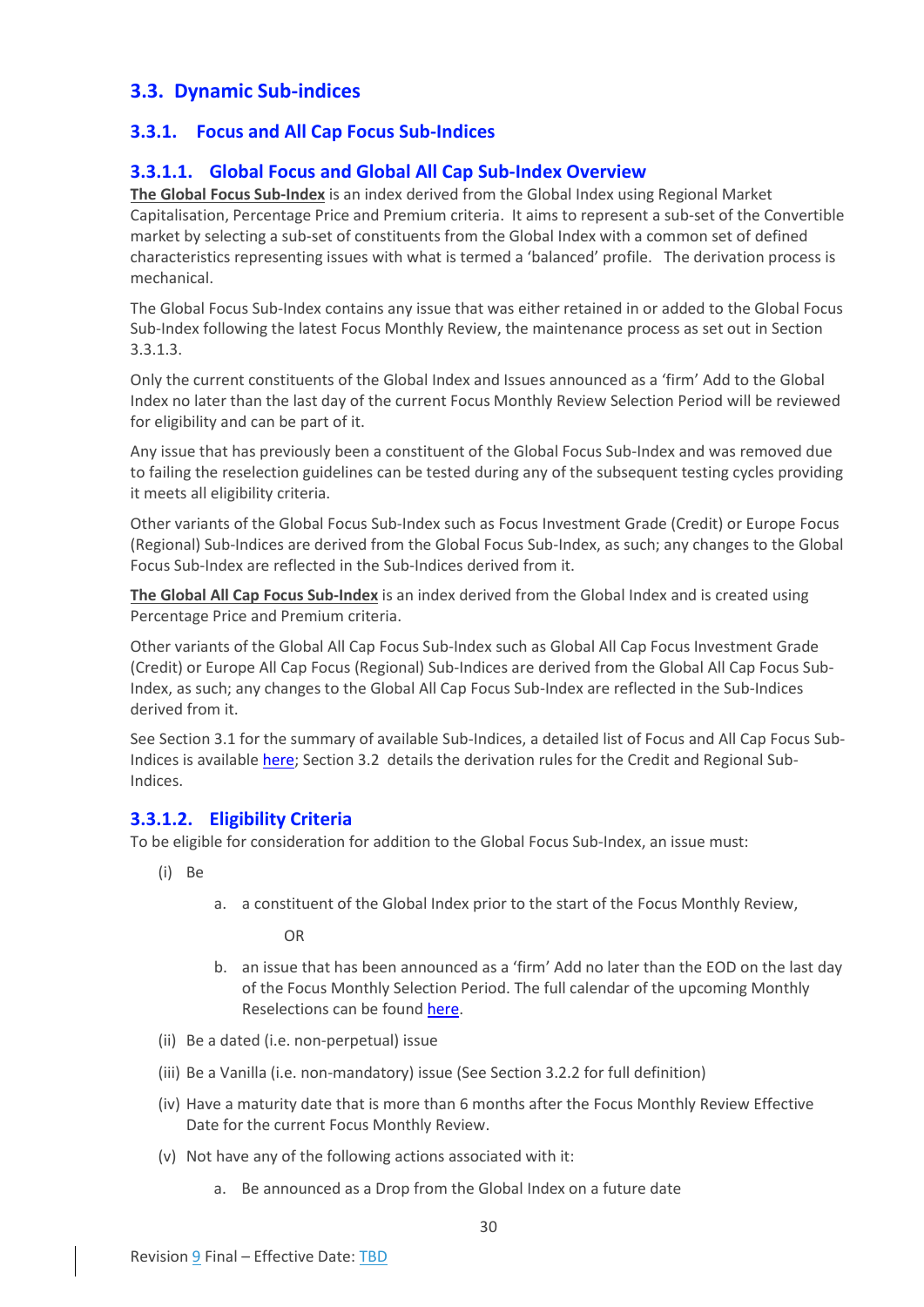## 3.3. Dynamic Sub-indices

### 3.3.1. Focus and All Cap Focus Sub-Indices

#### 3.3.1.1. Global Focus and Global All Cap Sub-Index Overview

**The Global Focus Sub-Index** is an index derived from the Global Index using Regional Market Capitalisation, Percentage Price and Premium criteria. It aims to represent a sub-set of the Convertible market by selecting a sub-set of constituents from the Global Index with a common set of defined characteristics representing issues with what is termed a 'balanced' profile. The derivation process is mechanical.

The Global Focus Sub-Index contains any issue that was either retained in or added to the Global Focus Sub-Index following the latest Focus Monthly Review, the maintenance process as set out in Section 3.3.1.3.

Only the current constituents of the Global Index and Issues announced as a 'firm' Add to the Global Index no later than the last day of the current Focus Monthly Review Selection Period will be reviewed for eligibility and can be part of it.

Any issue that has previously been a constituent of the Global Focus Sub-Index and was removed due to failing the reselection guidelines can be tested during any of the subsequent testing cycles providing it meets all eligibility criteria.

Other variants of the Global Focus Sub-Index such as Focus Investment Grade (Credit) or Europe Focus (Regional) Sub-Indices are derived from the Global Focus Sub-Index, as such; any changes to the Global Focus Sub-Index are reflected in the Sub-Indices derived from it.

**The Global All Cap Focus Sub-Index** is an index derived from the Global Index and is created using Percentage Price and Premium criteria.

Other variants of the Global All Cap Focus Sub-Index such as Global All Cap Focus Investment Grade (Credit) or Europe All Cap Focus (Regional) Sub-Indices are derived from the Global All Cap Focus Sub-Index, as such; any changes to the Global All Cap Focus Sub-Index are reflected in the Sub-Indices derived from it.

See Section 3.1 for the summary of available Sub-Indices, a detailed list of Focus and All Cap Focus Sub-Indices is available here; Section 3.2 details the derivation rules for the Credit and Regional Sub-Indices.

#### 3.3.1.2. Eligibility Criteria

To be eligible for consideration for addition to the Global Focus Sub-Index, an issue must:

(i) Be

   a. a constituent of the Global Index prior to the start of the Focus Monthly Review,

      OR

   b. an issue that has been announced as a 'firm' Add no later than the EOD on the last day of the Focus Monthly Selection Period. The full calendar of the upcoming Monthly Reselections can be found here.

(ii) Be a dated (i.e. non-perpetual) issue

(iii) Be a Vanilla (i.e. non-mandatory) issue (See Section 3.2.2 for full definition)

(iv) Have a maturity date that is more than 6 months after the Focus Monthly Review Effective Date for the current Focus Monthly Review.

(v) Not have any of the following actions associated with it:

   a. Be announced as a Drop from the Global Index on a future date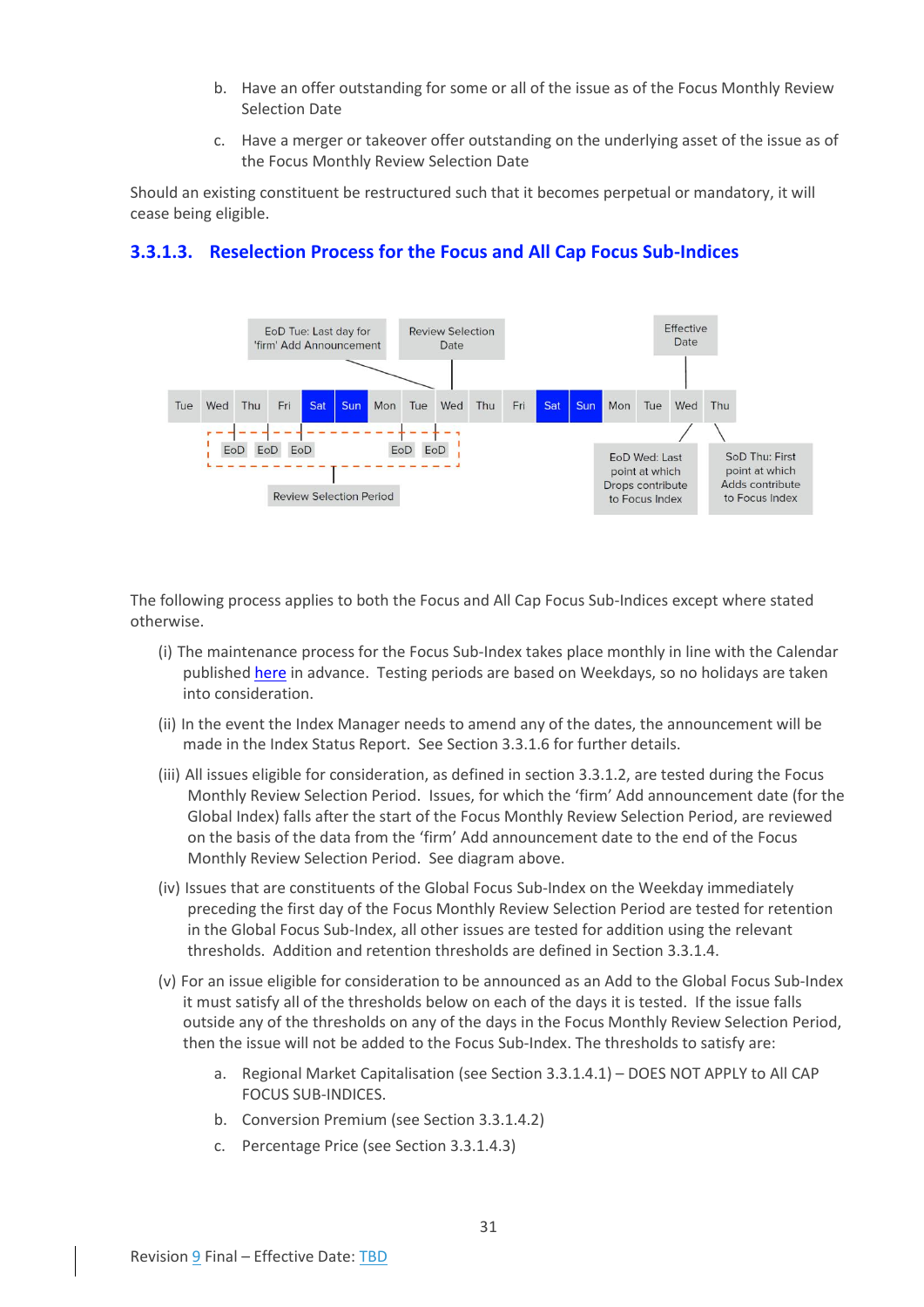b. Have an offer outstanding for some or all of the issue as of the Focus Monthly Review Selection Date

c. Have a merger or takeover offer outstanding on the underlying asset of the issue as of the Focus Monthly Review Selection Date

Should an existing constituent be restructured such that it becomes perpetual or mandatory, it will cease being eligible.

### 3.3.1.3. Reselection Process for the Focus and All Cap Focus Sub-Indices

EoD Tue: Last day for 'firm' Add Announcement

Review Selection Date

Effective Date

| Tue | Wed | Thu | Fri | Sat | Sun | Mon | Tue | Wed | Thu | Fri | Sat | Sun | Mon | Tue | Wed | Thu |
|---|---|---|---|---|---|---|---|---|---|---|---|---|---|---|---|---|

EoD EoD EoD EoD EoD

Review Selection Period

EoD Wed: Last point at which Drops contribute to Focus Index

SoD Thu: First point at which Adds contribute to Focus Index

The following process applies to both the Focus and All Cap Focus Sub-Indices except where stated otherwise.

(i) The maintenance process for the Focus Sub-Index takes place monthly in line with the Calendar published here in advance. Testing periods are based on Weekdays, so no holidays are taken into consideration.

(ii) In the event the Index Manager needs to amend any of the dates, the announcement will be made in the Index Status Report. See Section 3.3.1.6 for further details.

(iii) All issues eligible for consideration, as defined in section 3.3.1.2, are tested during the Focus Monthly Review Selection Period. Issues, for which the 'firm' Add announcement date (for the Global Index) falls after the start of the Focus Monthly Review Selection Period, are reviewed on the basis of the data from the 'firm' Add announcement date to the end of the Focus Monthly Review Selection Period. See diagram above.

(iv) Issues that are constituents of the Global Focus Sub-Index on the Weekday immediately preceding the first day of the Focus Monthly Review Selection Period are tested for retention in the Global Focus Sub-Index, all other issues are tested for addition using the relevant thresholds. Addition and retention thresholds are defined in Section 3.3.1.4.

(v) For an issue eligible for consideration to be announced as an Add to the Global Focus Sub-Index it must satisfy all of the thresholds below on each of the days it is tested. If the issue falls outside any of the thresholds on any of the days in the Focus Monthly Review Selection Period, then the issue will not be added to the Focus Sub-Index. The thresholds to satisfy are:

a. Regional Market Capitalisation (see Section 3.3.1.4.1) – DOES NOT APPLY to All CAP FOCUS SUB-INDICES.

b. Conversion Premium (see Section 3.3.1.4.2)

c. Percentage Price (see Section 3.3.1.4.3)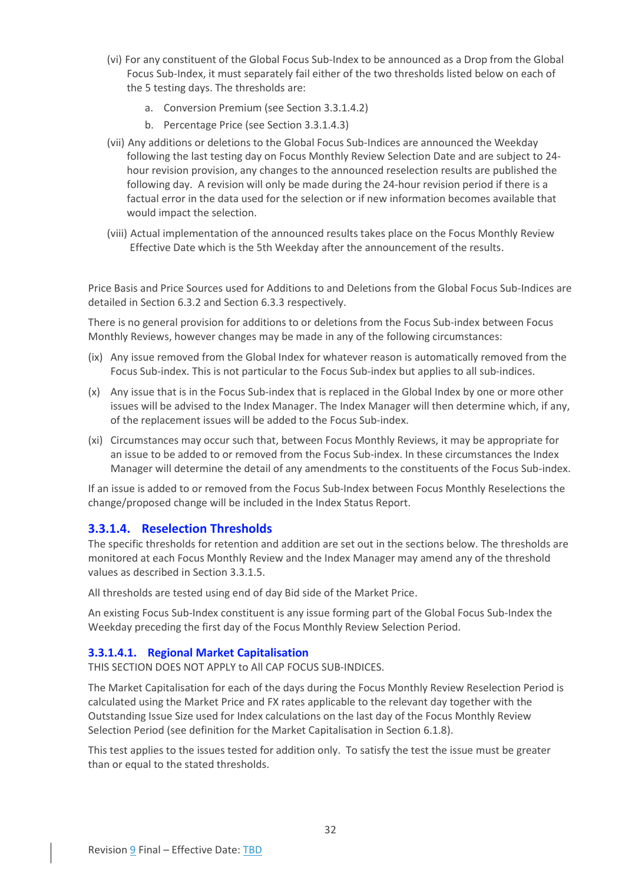(vi) For any constituent of the Global Focus Sub-Index to be announced as a Drop from the Global Focus Sub-Index, it must separately fail either of the two thresholds listed below on each of the 5 testing days. The thresholds are:

   a. Conversion Premium (see Section 3.3.1.4.2)

   b. Percentage Price (see Section 3.3.1.4.3)

(vii) Any additions or deletions to the Global Focus Sub-Indices are announced the Weekday following the last testing day on Focus Monthly Review Selection Date and are subject to 24-hour revision provision, any changes to the announced reselection results are published the following day. A revision will only be made during the 24-hour revision period if there is a factual error in the data used for the selection or if new information becomes available that would impact the selection.

(viii) Actual implementation of the announced results takes place on the Focus Monthly Review Effective Date which is the 5th Weekday after the announcement of the results.

Price Basis and Price Sources used for Additions to and Deletions from the Global Focus Sub-Indices are detailed in Section 6.3.2 and Section 6.3.3 respectively.

There is no general provision for additions to or deletions from the Focus Sub-index between Focus Monthly Reviews, however changes may be made in any of the following circumstances:

(ix) Any issue removed from the Global Index for whatever reason is automatically removed from the Focus Sub-index. This is not particular to the Focus Sub-index but applies to all sub-indices.

(x) Any issue that is in the Focus Sub-index that is replaced in the Global Index by one or more other issues will be advised to the Index Manager. The Index Manager will then determine which, if any, of the replacement issues will be added to the Focus Sub-index.

(xi) Circumstances may occur such that, between Focus Monthly Reviews, it may be appropriate for an issue to be added to or removed from the Focus Sub-index. In these circumstances the Index Manager will determine the detail of any amendments to the constituents of the Focus Sub-index.

If an issue is added to or removed from the Focus Sub-Index between Focus Monthly Reselections the change/proposed change will be included in the Index Status Report.

### 3.3.1.4. Reselection Thresholds

The specific thresholds for retention and addition are set out in the sections below. The thresholds are monitored at each Focus Monthly Review and the Index Manager may amend any of the threshold values as described in Section 3.3.1.5.

All thresholds are tested using end of day Bid side of the Market Price.

An existing Focus Sub-Index constituent is any issue forming part of the Global Focus Sub-Index the Weekday preceding the first day of the Focus Monthly Review Selection Period.

#### 3.3.1.4.1. Regional Market Capitalisation

THIS SECTION DOES NOT APPLY to All CAP FOCUS SUB-INDICES.

The Market Capitalisation for each of the days during the Focus Monthly Review Reselection Period is calculated using the Market Price and FX rates applicable to the relevant day together with the Outstanding Issue Size used for Index calculations on the last day of the Focus Monthly Review Selection Period (see definition for the Market Capitalisation in Section 6.1.8).

This test applies to the issues tested for addition only. To satisfy the test the issue must be greater than or equal to the stated thresholds.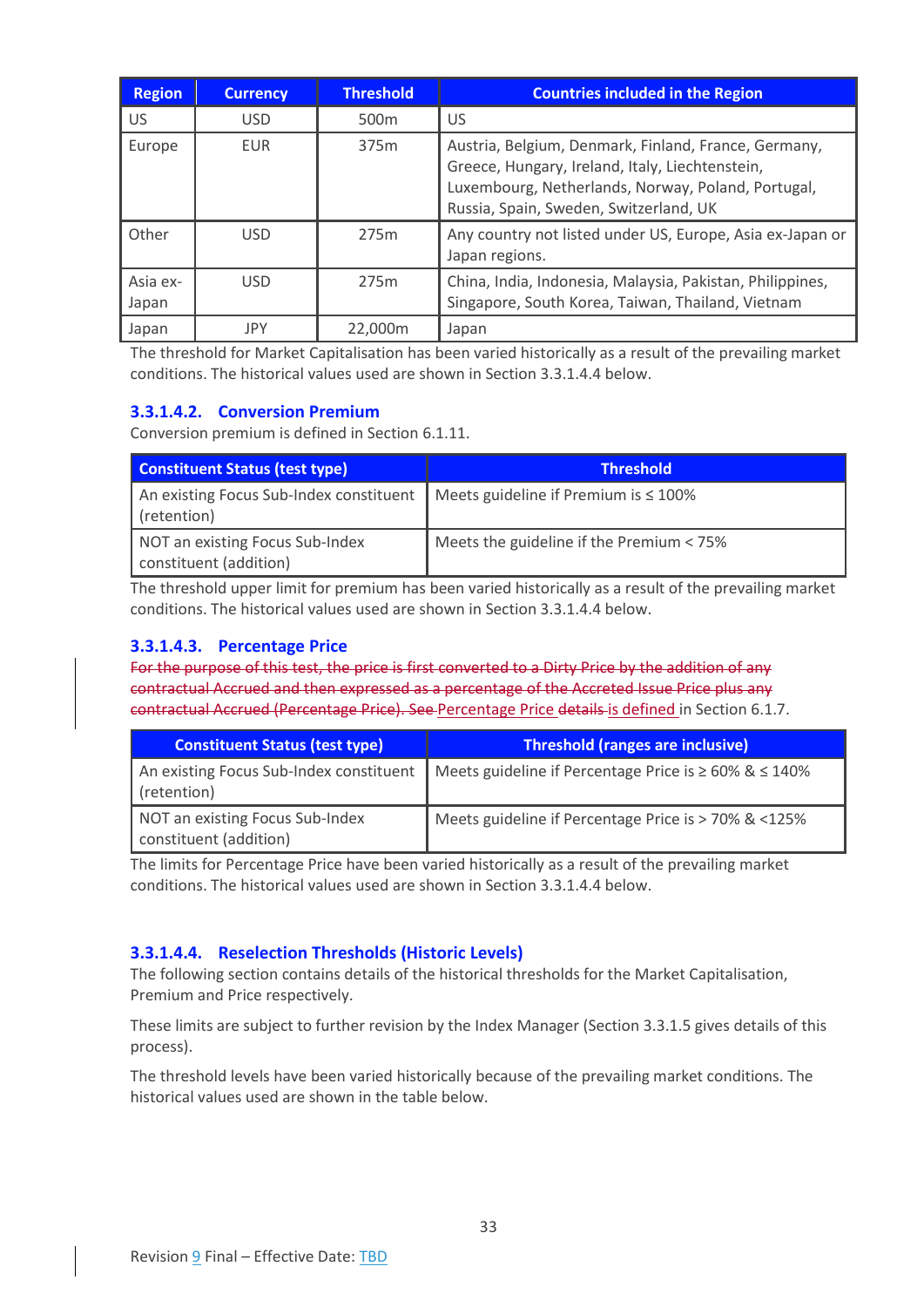| Region | Currency | Threshold | Countries included in the Region |
|---|---|---|---|
| US | USD | 500m | US |
| Europe | EUR | 375m | Austria, Belgium, Denmark, Finland, France, Germany, Greece, Hungary, Ireland, Italy, Liechtenstein, Luxembourg, Netherlands, Norway, Poland, Portugal, Russia, Spain, Sweden, Switzerland, UK |
| Other | USD | 275m | Any country not listed under US, Europe, Asia ex-Japan or Japan regions. |
| Asia ex-Japan | USD | 275m | China, India, Indonesia, Malaysia, Pakistan, Philippines, Singapore, South Korea, Taiwan, Thailand, Vietnam |
| Japan | JPY | 22,000m | Japan |

The threshold for Market Capitalisation has been varied historically as a result of the prevailing market conditions. The historical values used are shown in Section 3.3.1.4.4 below.

### 3.3.1.4.2. Conversion Premium

Conversion premium is defined in Section 6.1.11.

| Constituent Status (test type) | Threshold |
|---|---|
| An existing Focus Sub-Index constituent (retention) | Meets guideline if Premium is ≤ 100% |
| NOT an existing Focus Sub-Index constituent (addition) | Meets the guideline if the Premium < 75% |

The threshold upper limit for premium has been varied historically as a result of the prevailing market conditions. The historical values used are shown in Section 3.3.1.4.4 below.

### 3.3.1.4.3. Percentage Price

~~For the purpose of this test, the price is first converted to a Dirty Price by the addition of any contractual Accrued and then expressed as a percentage of the Accreted Issue Price plus any contractual Accrued (Percentage Price). See~~ Percentage Price ~~details~~ is defined in Section 6.1.7.

| Constituent Status (test type) | Threshold (ranges are inclusive) |
|---|---|
| An existing Focus Sub-Index constituent (retention) | Meets guideline if Percentage Price is ≥ 60% & ≤ 140% |
| NOT an existing Focus Sub-Index constituent (addition) | Meets guideline if Percentage Price is > 70% & <125% |

The limits for Percentage Price have been varied historically as a result of the prevailing market conditions. The historical values used are shown in Section 3.3.1.4.4 below.

### 3.3.1.4.4. Reselection Thresholds (Historic Levels)

The following section contains details of the historical thresholds for the Market Capitalisation, Premium and Price respectively.

These limits are subject to further revision by the Index Manager (Section 3.3.1.5 gives details of this process).

The threshold levels have been varied historically because of the prevailing market conditions. The historical values used are shown in the table below.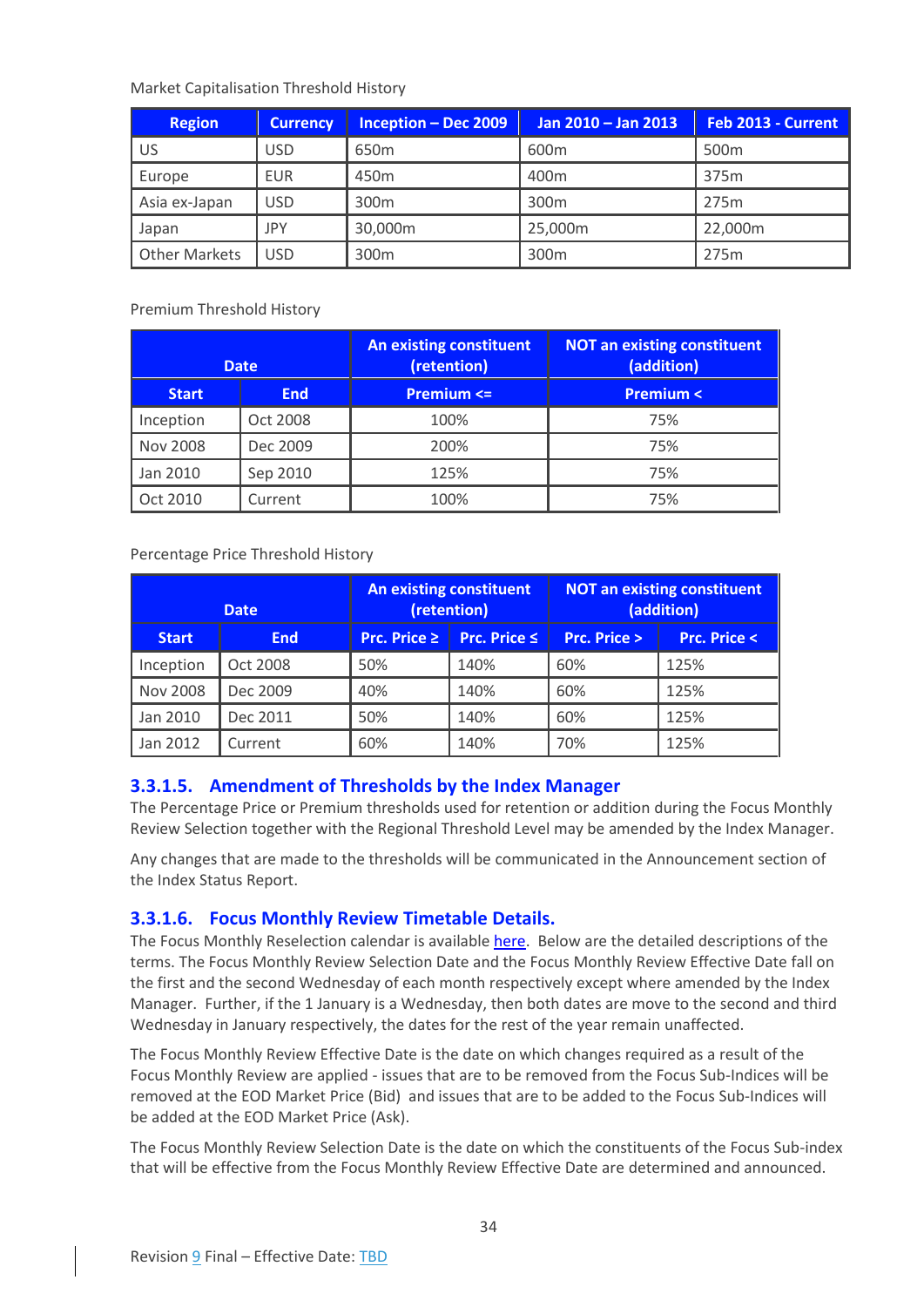Market Capitalisation Threshold History

| Region | Currency | Inception – Dec 2009 | Jan 2010 – Jan 2013 | Feb 2013 - Current |
|---|---|---|---|---|
| US | USD | 650m | 600m | 500m |
| Europe | EUR | 450m | 400m | 375m |
| Asia ex-Japan | USD | 300m | 300m | 275m |
| Japan | JPY | 30,000m | 25,000m | 22,000m |
| Other Markets | USD | 300m | 300m | 275m |

Premium Threshold History

| Date | | An existing constituent (retention) | NOT an existing constituent (addition) |
|---|---|---|---|
| Start | End | Premium <= | Premium < |
| Inception | Oct 2008 | 100% | 75% |
| Nov 2008 | Dec 2009 | 200% | 75% |
| Jan 2010 | Sep 2010 | 125% | 75% |
| Oct 2010 | Current | 100% | 75% |

Percentage Price Threshold History

| Date | | An existing constituent (retention) | | NOT an existing constituent (addition) | |
|---|---|---|---|---|---|
| Start | End | Prc. Price ≥ | Prc. Price ≤ | Prc. Price > | Prc. Price < |
| Inception | Oct 2008 | 50% | 140% | 60% | 125% |
| Nov 2008 | Dec 2009 | 40% | 140% | 60% | 125% |
| Jan 2010 | Dec 2011 | 50% | 140% | 60% | 125% |
| Jan 2012 | Current | 60% | 140% | 70% | 125% |

### 3.3.1.5. Amendment of Thresholds by the Index Manager

The Percentage Price or Premium thresholds used for retention or addition during the Focus Monthly Review Selection together with the Regional Threshold Level may be amended by the Index Manager.

Any changes that are made to the thresholds will be communicated in the Announcement section of the Index Status Report.

### 3.3.1.6. Focus Monthly Review Timetable Details.

The Focus Monthly Reselection calendar is available here. Below are the detailed descriptions of the terms. The Focus Monthly Review Selection Date and the Focus Monthly Review Effective Date fall on the first and the second Wednesday of each month respectively except where amended by the Index Manager. Further, if the 1 January is a Wednesday, then both dates are move to the second and third Wednesday in January respectively, the dates for the rest of the year remain unaffected.

The Focus Monthly Review Effective Date is the date on which changes required as a result of the Focus Monthly Review are applied - issues that are to be removed from the Focus Sub-Indices will be removed at the EOD Market Price (Bid) and issues that are to be added to the Focus Sub-Indices will be added at the EOD Market Price (Ask).

The Focus Monthly Review Selection Date is the date on which the constituents of the Focus Sub-index that will be effective from the Focus Monthly Review Effective Date are determined and announced.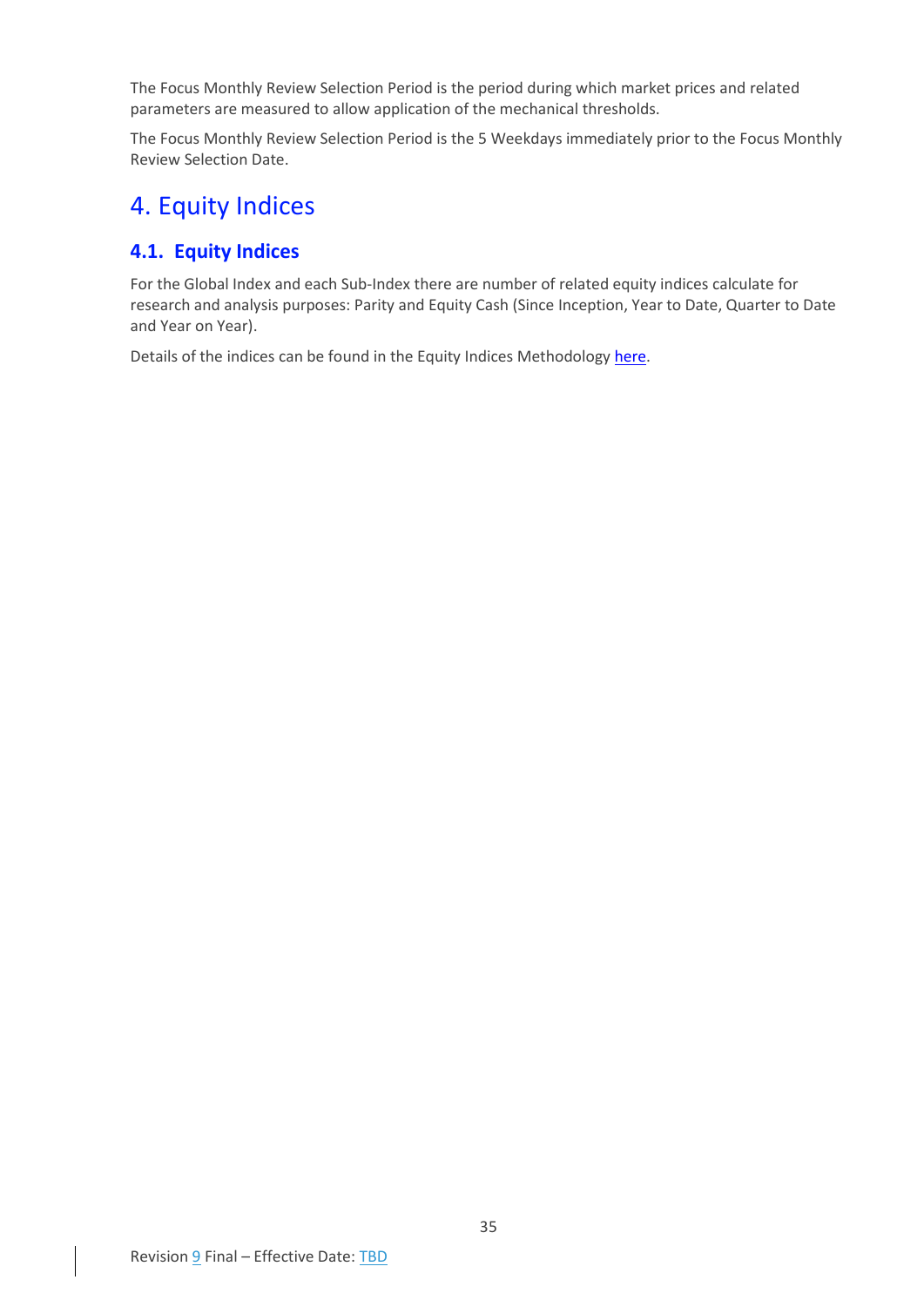The Focus Monthly Review Selection Period is the period during which market prices and related parameters are measured to allow application of the mechanical thresholds.

The Focus Monthly Review Selection Period is the 5 Weekdays immediately prior to the Focus Monthly Review Selection Date.

# 4. Equity Indices

## 4.1. Equity Indices

For the Global Index and each Sub-Index there are number of related equity indices calculate for research and analysis purposes: Parity and Equity Cash (Since Inception, Year to Date, Quarter to Date and Year on Year).

Details of the indices can be found in the Equity Indices Methodology here.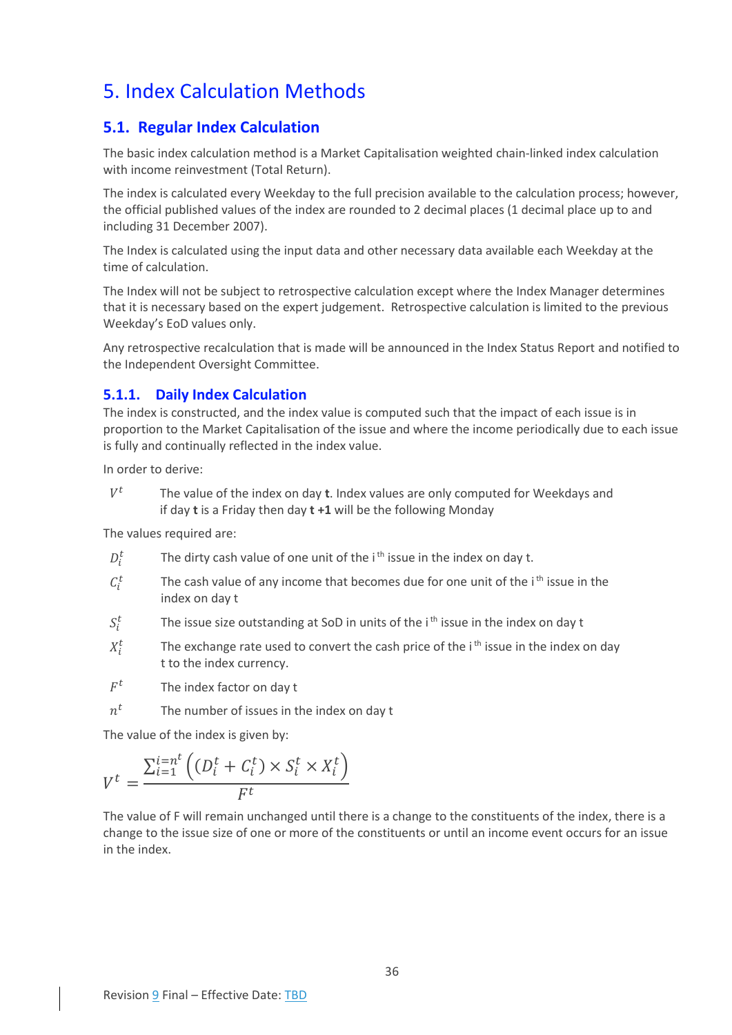# 5. Index Calculation Methods

## 5.1. Regular Index Calculation

The basic index calculation method is a Market Capitalisation weighted chain-linked index calculation with income reinvestment (Total Return).

The index is calculated every Weekday to the full precision available to the calculation process; however, the official published values of the index are rounded to 2 decimal places (1 decimal place up to and including 31 December 2007).

The Index is calculated using the input data and other necessary data available each Weekday at the time of calculation.

The Index will not be subject to retrospective calculation except where the Index Manager determines that it is necessary based on the expert judgement. Retrospective calculation is limited to the previous Weekday's EoD values only.

Any retrospective recalculation that is made will be announced in the Index Status Report and notified to the Independent Oversight Committee.

### 5.1.1. Daily Index Calculation

The index is constructed, and the index value is computed such that the impact of each issue is in proportion to the Market Capitalisation of the issue and where the income periodically due to each issue is fully and continually reflected in the index value.

In order to derive:

$V^t$ The value of the index on day **t**. Index values are only computed for Weekdays and if day **t** is a Friday then day **t +1** will be the following Monday

The values required are:

$D_i^t$ The dirty cash value of one unit of the i[th] issue in the index on day t.

$C_i^t$ The cash value of any income that becomes due for one unit of the i[th] issue in the index on day t

$S_i^t$ The issue size outstanding at SoD in units of the i[th] issue in the index on day t

$X_i^t$ The exchange rate used to convert the cash price of the i[th] issue in the index on day t to the index currency.

$F^t$ The index factor on day t

$n^t$ The number of issues in the index on day t

The value of the index is given by:

$$V^t = \frac{\sum_{i=1}^{i=n^t} \left( (D_i^t + C_i^t) \times S_i^t \times X_i^t \right)}{F^t}$$

The value of F will remain unchanged until there is a change to the constituents of the index, there is a change to the issue size of one or more of the constituents or until an income event occurs for an issue in the index.

Revision 9 Final – Effective Date: TBD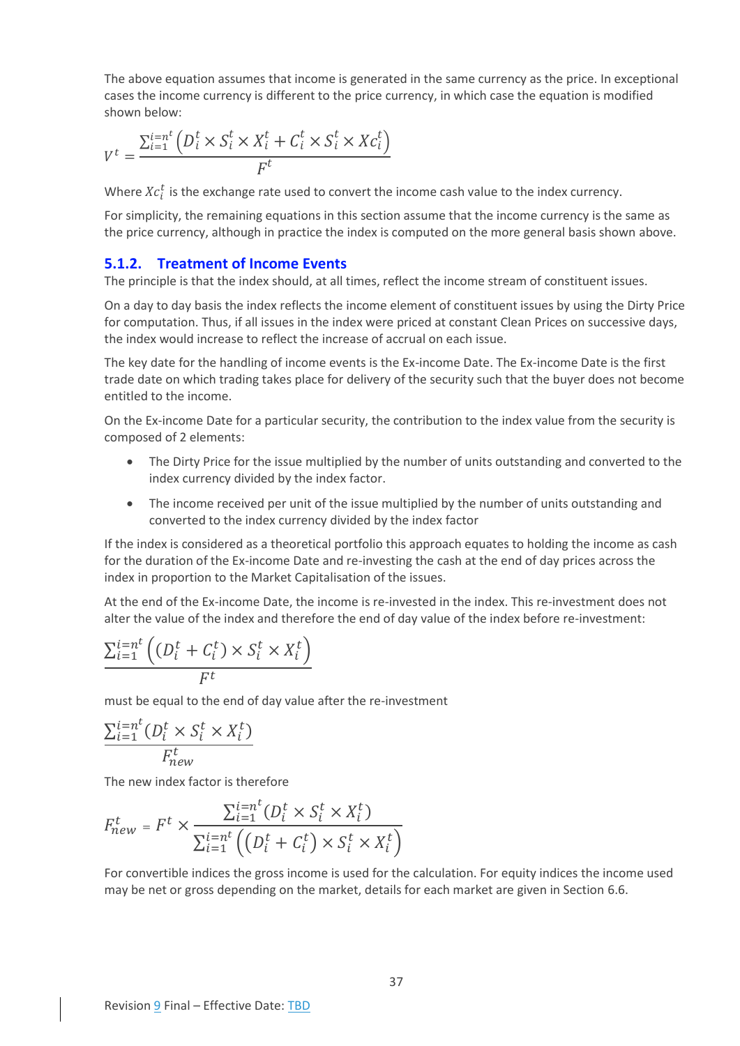The above equation assumes that income is generated in the same currency as the price. In exceptional cases the income currency is different to the price currency, in which case the equation is modified shown below:

$$V^t = \frac{\sum_{i=1}^{i=n^t} \left( D_i^t \times S_i^t \times X_i^t + C_i^t \times S_i^t \times Xc_i^t \right)}{F^t}$$

Where $Xc_i^t$ is the exchange rate used to convert the income cash value to the index currency.

For simplicity, the remaining equations in this section assume that the income currency is the same as the price currency, although in practice the index is computed on the more general basis shown above.

### 5.1.2. Treatment of Income Events

The principle is that the index should, at all times, reflect the income stream of constituent issues.

On a day to day basis the index reflects the income element of constituent issues by using the Dirty Price for computation. Thus, if all issues in the index were priced at constant Clean Prices on successive days, the index would increase to reflect the increase of accrual on each issue.

The key date for the handling of income events is the Ex-income Date. The Ex-income Date is the first trade date on which trading takes place for delivery of the security such that the buyer does not become entitled to the income.

On the Ex-income Date for a particular security, the contribution to the index value from the security is composed of 2 elements:

- The Dirty Price for the issue multiplied by the number of units outstanding and converted to the index currency divided by the index factor.
- The income received per unit of the issue multiplied by the number of units outstanding and converted to the index currency divided by the index factor

If the index is considered as a theoretical portfolio this approach equates to holding the income as cash for the duration of the Ex-income Date and re-investing the cash at the end of day prices across the index in proportion to the Market Capitalisation of the issues.

At the end of the Ex-income Date, the income is re-invested in the index. This re-investment does not alter the value of the index and therefore the end of day value of the index before re-investment:

$$\frac{\sum_{i=1}^{i=n^t} \left( (D_i^t + C_i^t) \times S_i^t \times X_i^t \right)}{F^t}$$

must be equal to the end of day value after the re-investment

$$\frac{\sum_{i=1}^{i=n^t} (D_i^t \times S_i^t \times X_i^t)}{F_{new}^t}$$

The new index factor is therefore

$$F_{new}^t = F^t \times \frac{\sum_{i=1}^{i=n^t} (D_i^t \times S_i^t \times X_i^t)}{\sum_{i=1}^{i=n^t} \left( (D_i^t + C_i^t) \times S_i^t \times X_i^t \right)}$$

For convertible indices the gross income is used for the calculation. For equity indices the income used may be net or gross depending on the market, details for each market are given in Section 6.6.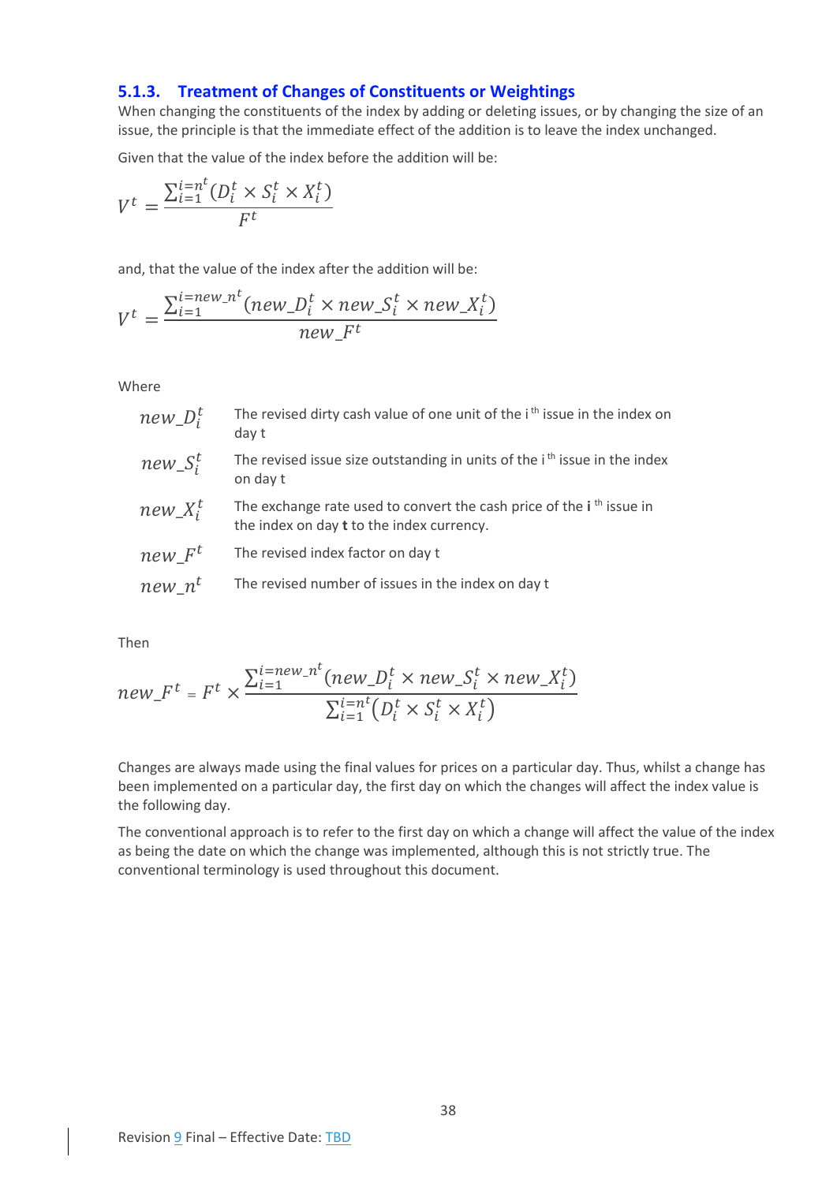### 5.1.3. Treatment of Changes of Constituents or Weightings

When changing the constituents of the index by adding or deleting issues, or by changing the size of an issue, the principle is that the immediate effect of the addition is to leave the index unchanged.

Given that the value of the index before the addition will be:

$$V^t = \frac{\sum_{i=1}^{i=n^t}(D_i^t \times S_i^t \times X_i^t)}{F^t}$$

and, that the value of the index after the addition will be:

$$V^t = \frac{\sum_{i=1}^{i=new\_n^t}(new\_D_i^t \times new\_S_i^t \times new\_X_i^t)}{new\_F^t}$$

Where

| | |
|---|---|
| $new\_D_i^t$ | The revised dirty cash value of one unit of the i th issue in the index on day t |
| $new\_S_i^t$ | The revised issue size outstanding in units of the i th issue in the index on day t |
| $new\_X_i^t$ | The exchange rate used to convert the cash price of the **i** th issue in the index on day **t** to the index currency. |
| $new\_F^t$ | The revised index factor on day t |
| $new\_n^t$ | The revised number of issues in the index on day t |

Then

$$new\_F^t = F^t \times \frac{\sum_{i=1}^{i=new\_n^t}(new\_D_i^t \times new\_S_i^t \times new\_X_i^t)}{\sum_{i=1}^{i=n^t}(D_i^t \times S_i^t \times X_i^t)}$$

Changes are always made using the final values for prices on a particular day. Thus, whilst a change has been implemented on a particular day, the first day on which the changes will affect the index value is the following day.

The conventional approach is to refer to the first day on which a change will affect the value of the index as being the date on which the change was implemented, although this is not strictly true. The conventional terminology is used throughout this document.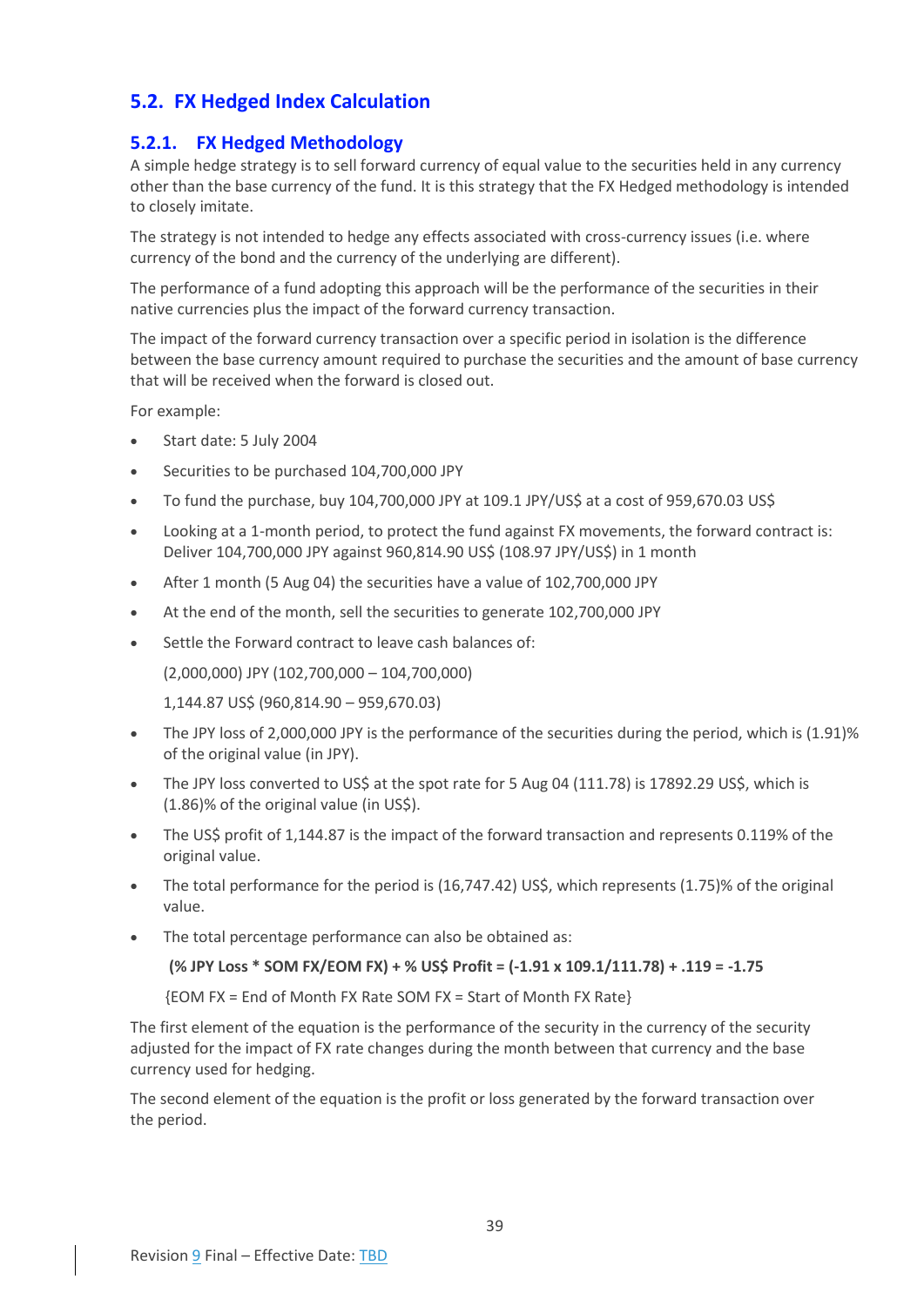## 5.2. FX Hedged Index Calculation

### 5.2.1. FX Hedged Methodology

A simple hedge strategy is to sell forward currency of equal value to the securities held in any currency other than the base currency of the fund. It is this strategy that the FX Hedged methodology is intended to closely imitate.

The strategy is not intended to hedge any effects associated with cross-currency issues (i.e. where currency of the bond and the currency of the underlying are different).

The performance of a fund adopting this approach will be the performance of the securities in their native currencies plus the impact of the forward currency transaction.

The impact of the forward currency transaction over a specific period in isolation is the difference between the base currency amount required to purchase the securities and the amount of base currency that will be received when the forward is closed out.

For example:

- Start date: 5 July 2004
- Securities to be purchased 104,700,000 JPY
- To fund the purchase, buy 104,700,000 JPY at 109.1 JPY/US$ at a cost of 959,670.03 US$
- Looking at a 1-month period, to protect the fund against FX movements, the forward contract is: Deliver 104,700,000 JPY against 960,814.90 US$ (108.97 JPY/US$) in 1 month
- After 1 month (5 Aug 04) the securities have a value of 102,700,000 JPY
- At the end of the month, sell the securities to generate 102,700,000 JPY
- Settle the Forward contract to leave cash balances of:

  (2,000,000) JPY (102,700,000 – 104,700,000)

  1,144.87 US$ (960,814.90 – 959,670.03)

- The JPY loss of 2,000,000 JPY is the performance of the securities during the period, which is (1.91)% of the original value (in JPY).
- The JPY loss converted to US$ at the spot rate for 5 Aug 04 (111.78) is 17892.29 US$, which is (1.86)% of the original value (in US$).
- The US$ profit of 1,144.87 is the impact of the forward transaction and represents 0.119% of the original value.
- The total performance for the period is (16,747.42) US$, which represents (1.75)% of the original value.
- The total percentage performance can also be obtained as:

  **(% JPY Loss * SOM FX/EOM FX) + % US$ Profit = (-1.91 x 109.1/111.78) + .119 = -1.75**

  {EOM FX = End of Month FX Rate SOM FX = Start of Month FX Rate}

The first element of the equation is the performance of the security in the currency of the security adjusted for the impact of FX rate changes during the month between that currency and the base currency used for hedging.

The second element of the equation is the profit or loss generated by the forward transaction over the period.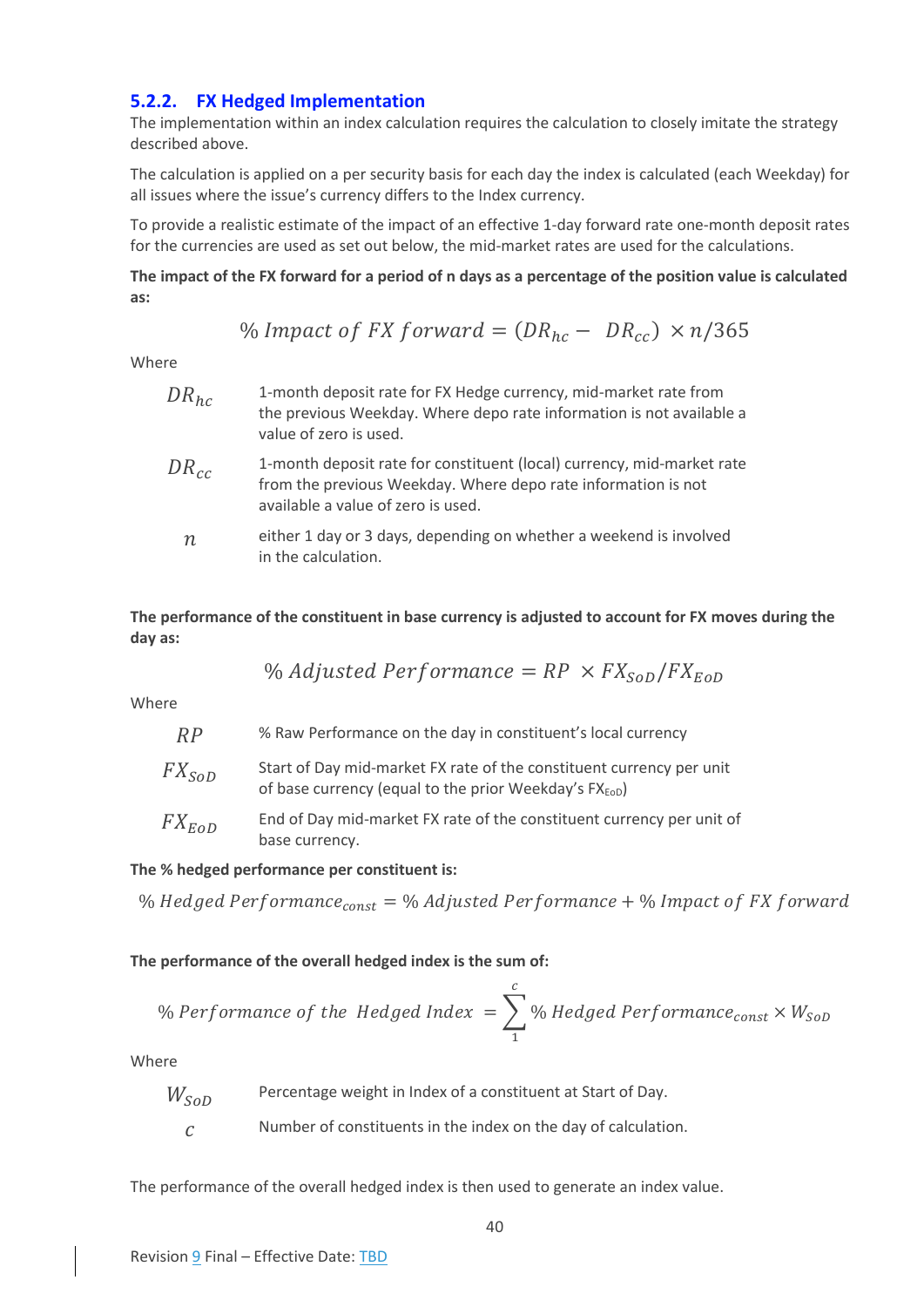### 5.2.2. FX Hedged Implementation

The implementation within an index calculation requires the calculation to closely imitate the strategy described above.

The calculation is applied on a per security basis for each day the index is calculated (each Weekday) for all issues where the issue's currency differs to the Index currency.

To provide a realistic estimate of the impact of an effective 1-day forward rate one-month deposit rates for the currencies are used as set out below, the mid-market rates are used for the calculations.

**The impact of the FX forward for a period of n days as a percentage of the position value is calculated as:**

$$\%\,Impact\ of\ FX\ forward = (DR_{hc} - DR_{cc}) \times n/365$$

Where

| | |
|---|---|
| $DR_{hc}$ | 1-month deposit rate for FX Hedge currency, mid-market rate from the previous Weekday. Where depo rate information is not available a value of zero is used. |
| $DR_{cc}$ | 1-month deposit rate for constituent (local) currency, mid-market rate from the previous Weekday. Where depo rate information is not available a value of zero is used. |
| $n$ | either 1 day or 3 days, depending on whether a weekend is involved in the calculation. |

**The performance of the constituent in base currency is adjusted to account for FX moves during the day as:**

$$\%\,Adjusted\ Performance = RP \times FX_{SoD}/FX_{EoD}$$

Where

| | |
|---|---|
| $RP$ | % Raw Performance on the day in constituent's local currency |
| $FX_{SoD}$ | Start of Day mid-market FX rate of the constituent currency per unit of base currency (equal to the prior Weekday's $FX_{EoD}$) |
| $FX_{EoD}$ | End of Day mid-market FX rate of the constituent currency per unit of base currency. |

**The % hedged performance per constituent is:**

$$\%\,Hedged\ Performance_{const} = \%\,Adjusted\ Performance + \%\,Impact\ of\ FX\ forward$$

**The performance of the overall hedged index is the sum of:**

$$\%\,Performance\ of\ the\ Hedged\ Index = \sum_{1}^{c} \%\,Hedged\ Performance_{const} \times W_{SoD}$$

Where

| | |
|---|---|
| $W_{SoD}$ | Percentage weight in Index of a constituent at Start of Day. |
| $c$ | Number of constituents in the index on the day of calculation. |

The performance of the overall hedged index is then used to generate an index value.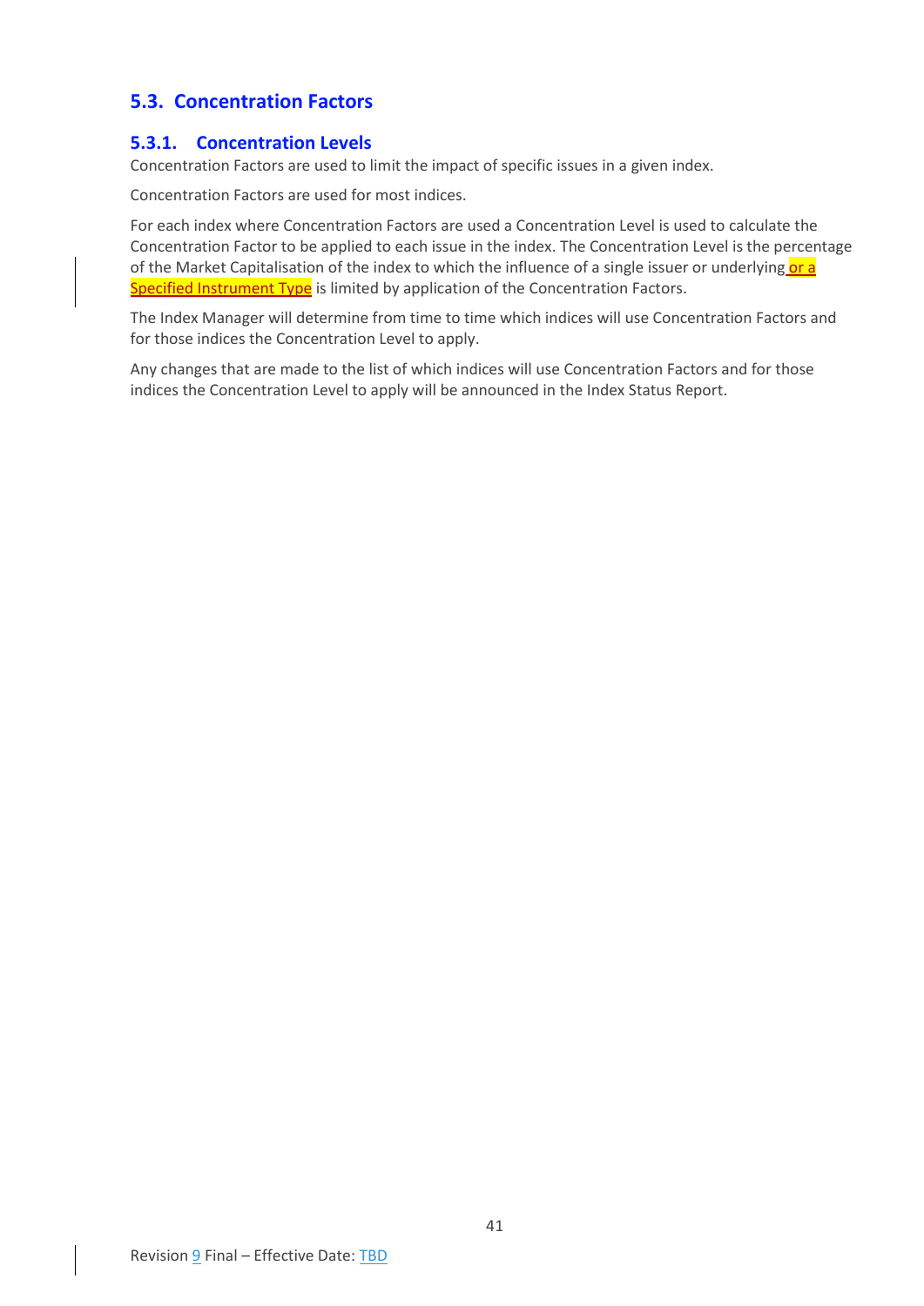## 5.3. Concentration Factors

### 5.3.1. Concentration Levels

Concentration Factors are used to limit the impact of specific issues in a given index.

Concentration Factors are used for most indices.

For each index where Concentration Factors are used a Concentration Level is used to calculate the Concentration Factor to be applied to each issue in the index. The Concentration Level is the percentage of the Market Capitalisation of the index to which the influence of a single issuer or underlying or a Specified Instrument Type is limited by application of the Concentration Factors.

The Index Manager will determine from time to time which indices will use Concentration Factors and for those indices the Concentration Level to apply.

Any changes that are made to the list of which indices will use Concentration Factors and for those indices the Concentration Level to apply will be announced in the Index Status Report.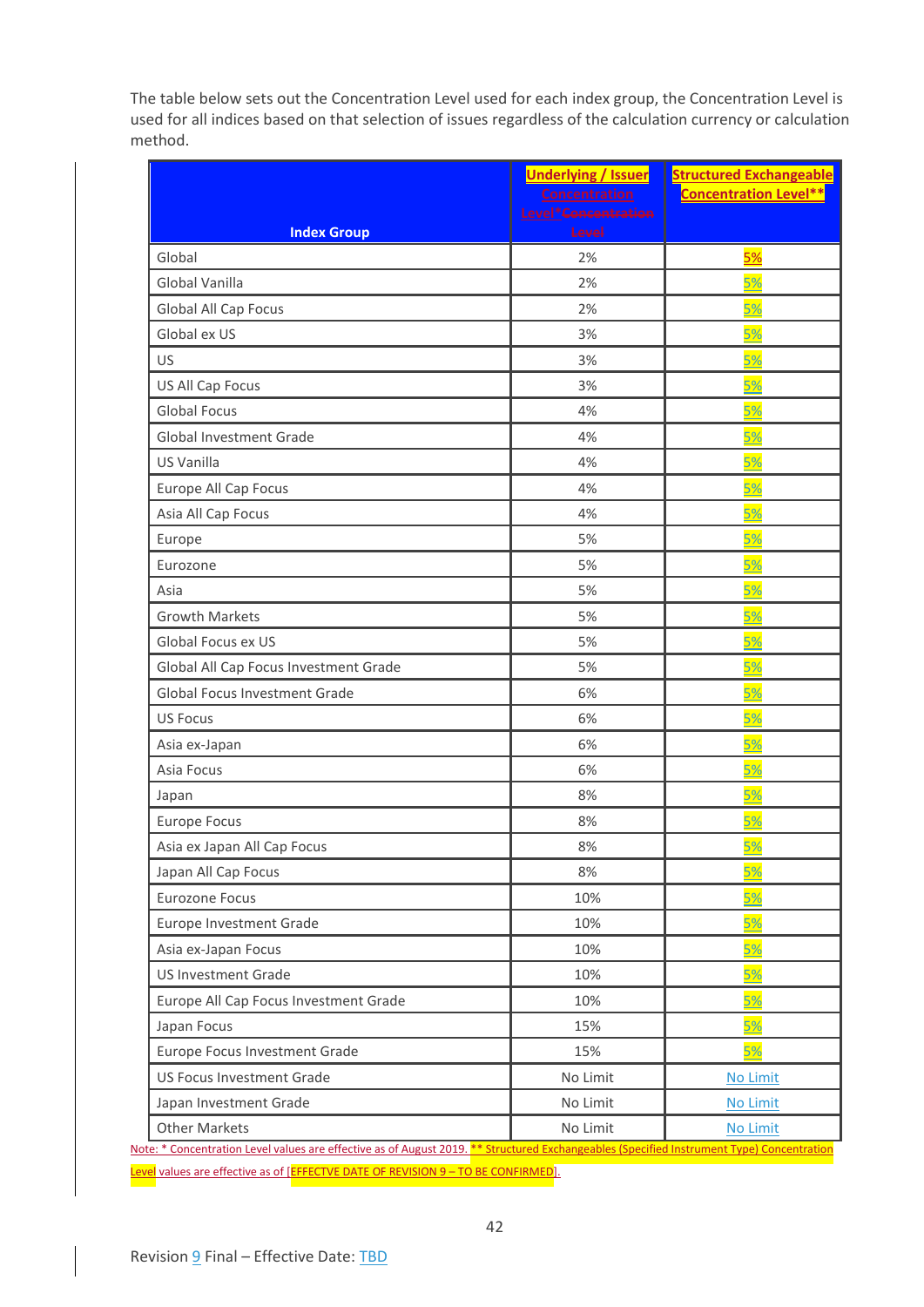The table below sets out the Concentration Level used for each index group, the Concentration Level is used for all indices based on that selection of issues regardless of the calculation currency or calculation method.

| Index Group | Underlying / Issuer Concentration Level* ~~Concentration Level~~ | Structured Exchangeable Concentration Level** |
|---|---|---|
| Global | 2% | 5% |
| Global Vanilla | 2% | 5% |
| Global All Cap Focus | 2% | 5% |
| Global ex US | 3% | 5% |
| US | 3% | 5% |
| US All Cap Focus | 3% | 5% |
| Global Focus | 4% | 5% |
| Global Investment Grade | 4% | 5% |
| US Vanilla | 4% | 5% |
| Europe All Cap Focus | 4% | 5% |
| Asia All Cap Focus | 4% | 5% |
| Europe | 5% | 5% |
| Eurozone | 5% | 5% |
| Asia | 5% | 5% |
| Growth Markets | 5% | 5% |
| Global Focus ex US | 5% | 5% |
| Global All Cap Focus Investment Grade | 5% | 5% |
| Global Focus Investment Grade | 6% | 5% |
| US Focus | 6% | 5% |
| Asia ex-Japan | 6% | 5% |
| Asia Focus | 6% | 5% |
| Japan | 8% | 5% |
| Europe Focus | 8% | 5% |
| Asia ex Japan All Cap Focus | 8% | 5% |
| Japan All Cap Focus | 8% | 5% |
| Eurozone Focus | 10% | 5% |
| Europe Investment Grade | 10% | 5% |
| Asia ex-Japan Focus | 10% | 5% |
| US Investment Grade | 10% | 5% |
| Europe All Cap Focus Investment Grade | 10% | 5% |
| Japan Focus | 15% | 5% |
| Europe Focus Investment Grade | 15% | 5% |
| US Focus Investment Grade | No Limit | No Limit |
| Japan Investment Grade | No Limit | No Limit |
| Other Markets | No Limit | No Limit |

Note: * Concentration Level values are effective as of August 2019. ** Structured Exchangeables (Specified Instrument Type) Concentration Level values are effective as of [EFFECTVE DATE OF REVISION 9 – TO BE CONFIRMED].

Revision 9 Final – Effective Date: TBD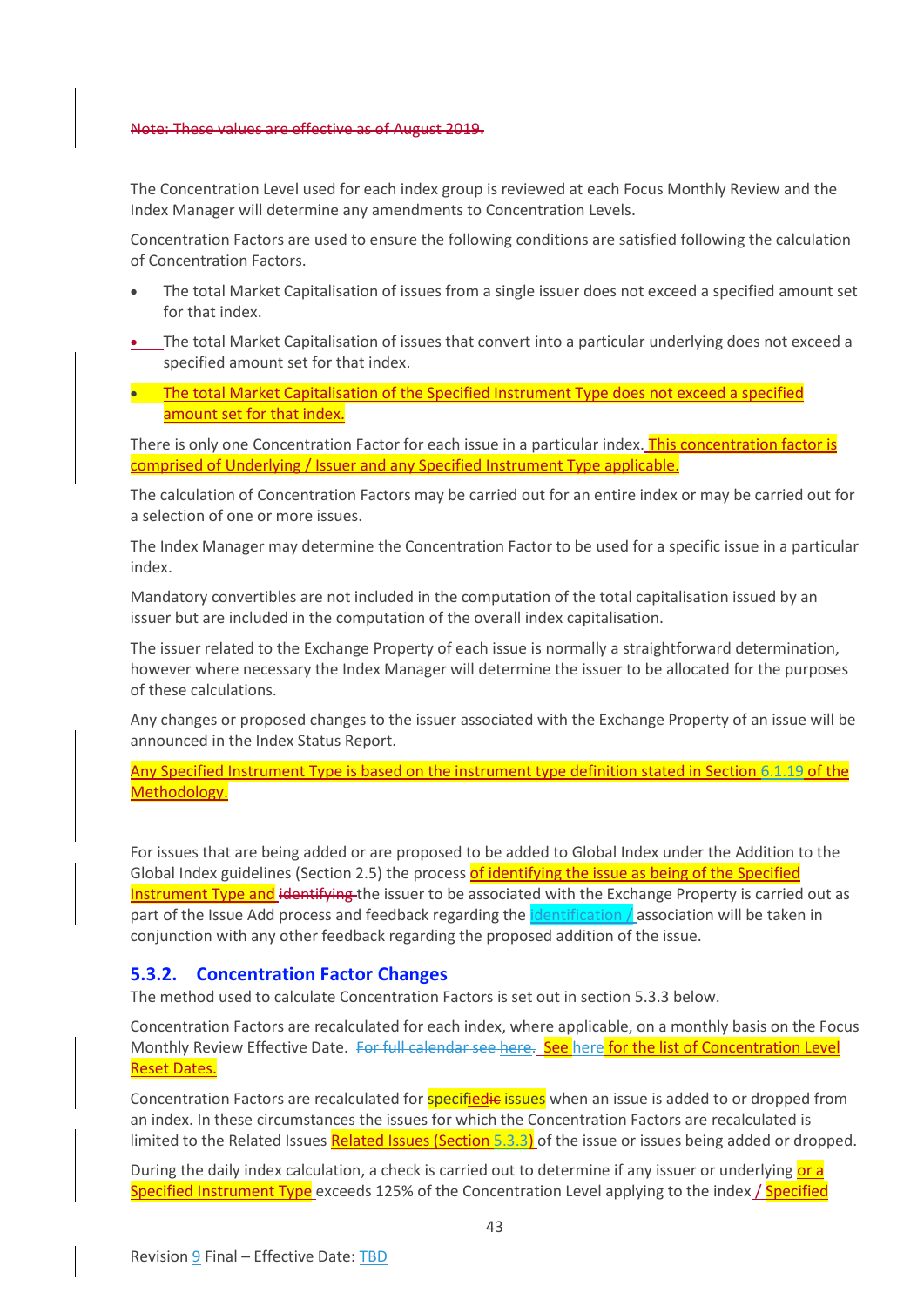~~Note: These values are effective as of August 2019.~~

The Concentration Level used for each index group is reviewed at each Focus Monthly Review and the Index Manager will determine any amendments to Concentration Levels.

Concentration Factors are used to ensure the following conditions are satisfied following the calculation of Concentration Factors.

- The total Market Capitalisation of issues from a single issuer does not exceed a specified amount set for that index.
- The total Market Capitalisation of issues that convert into a particular underlying does not exceed a specified amount set for that index.
- The total Market Capitalisation of the Specified Instrument Type does not exceed a specified amount set for that index.

There is only one Concentration Factor for each issue in a particular index. This concentration factor is comprised of Underlying / Issuer and any Specified Instrument Type applicable.

The calculation of Concentration Factors may be carried out for an entire index or may be carried out for a selection of one or more issues.

The Index Manager may determine the Concentration Factor to be used for a specific issue in a particular index.

Mandatory convertibles are not included in the computation of the total capitalisation issued by an issuer but are included in the computation of the overall index capitalisation.

The issuer related to the Exchange Property of each issue is normally a straightforward determination, however where necessary the Index Manager will determine the issuer to be allocated for the purposes of these calculations.

Any changes or proposed changes to the issuer associated with the Exchange Property of an issue will be announced in the Index Status Report.

Any Specified Instrument Type is based on the instrument type definition stated in Section 6.1.19 of the Methodology.

For issues that are being added or are proposed to be added to Global Index under the Addition to the Global Index guidelines (Section 2.5) the process of identifying the issue as being of the Specified Instrument Type and ~~identifying~~ the issuer to be associated with the Exchange Property is carried out as part of the Issue Add process and feedback regarding the identification / association will be taken in conjunction with any other feedback regarding the proposed addition of the issue.

### 5.3.2. Concentration Factor Changes

The method used to calculate Concentration Factors is set out in section 5.3.3 below.

Concentration Factors are recalculated for each index, where applicable, on a monthly basis on the Focus Monthly Review Effective Date. ~~For full calendar see here.~~ See here for the list of Concentration Level Reset Dates.

Concentration Factors are recalculated for specified~~ic~~ issues when an issue is added to or dropped from an index. In these circumstances the issues for which the Concentration Factors are recalculated is limited to the Related Issues Related Issues (Section 5.3.3) of the issue or issues being added or dropped.

During the daily index calculation, a check is carried out to determine if any issuer or underlying or a Specified Instrument Type exceeds 125% of the Concentration Level applying to the index / Specified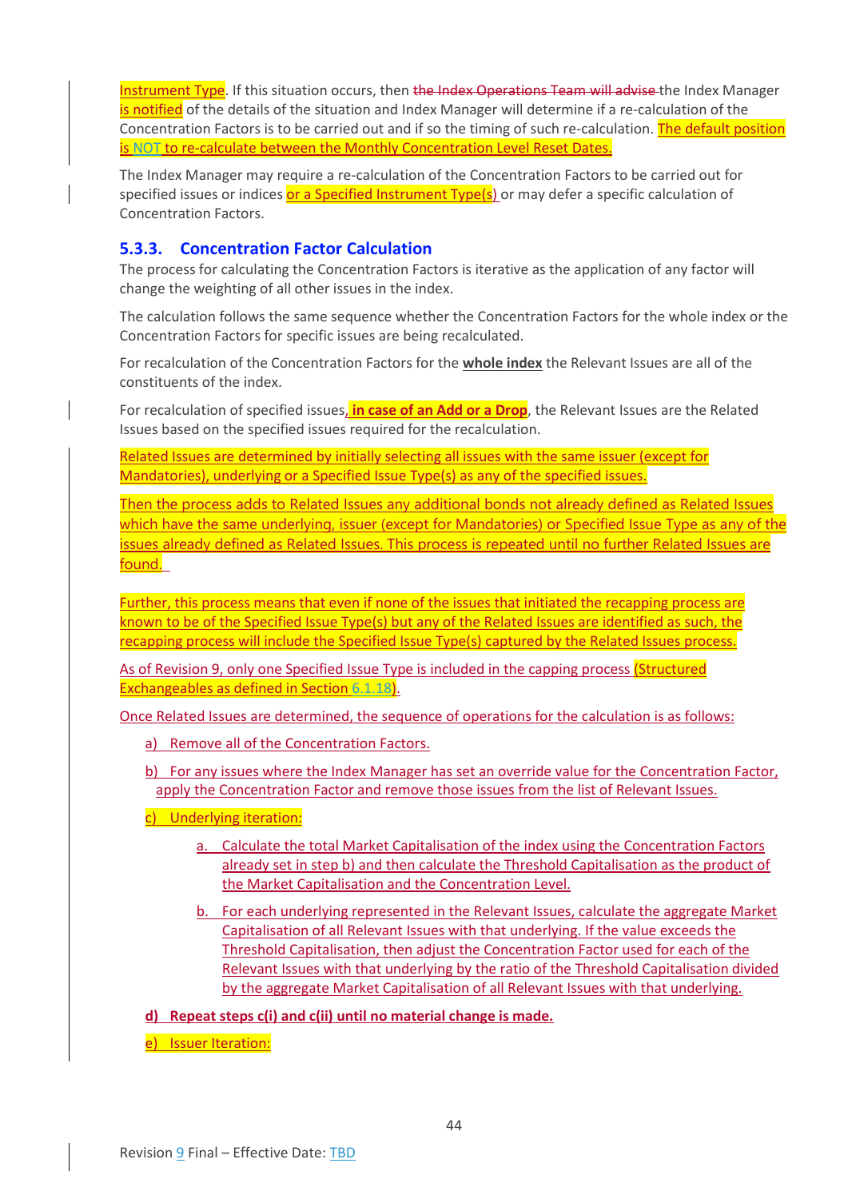Instrument Type. If this situation occurs, then ~~the Index Operations Team will advise~~ the Index Manager is notified of the details of the situation and Index Manager will determine if a re-calculation of the Concentration Factors is to be carried out and if so the timing of such re-calculation. The default position is NOT to re-calculate between the Monthly Concentration Level Reset Dates.

The Index Manager may require a re-calculation of the Concentration Factors to be carried out for specified issues or indices or a Specified Instrument Type(s) or may defer a specific calculation of Concentration Factors.

### 5.3.3. Concentration Factor Calculation

The process for calculating the Concentration Factors is iterative as the application of any factor will change the weighting of all other issues in the index.

The calculation follows the same sequence whether the Concentration Factors for the whole index or the Concentration Factors for specific issues are being recalculated.

For recalculation of the Concentration Factors for the **whole index** the Relevant Issues are all of the constituents of the index.

For recalculation of specified issues, **in case of an Add or a Drop**, the Relevant Issues are the Related Issues based on the specified issues required for the recalculation.

Related Issues are determined by initially selecting all issues with the same issuer (except for Mandatories), underlying or a Specified Issue Type(s) as any of the specified issues.

Then the process adds to Related Issues any additional bonds not already defined as Related Issues which have the same underlying, issuer (except for Mandatories) or Specified Issue Type as any of the issues already defined as Related Issues. This process is repeated until no further Related Issues are found.

Further, this process means that even if none of the issues that initiated the recapping process are known to be of the Specified Issue Type(s) but any of the Related Issues are identified as such, the recapping process will include the Specified Issue Type(s) captured by the Related Issues process.

As of Revision 9, only one Specified Issue Type is included in the capping process (Structured Exchangeables as defined in Section 6.1.18).

Once Related Issues are determined, the sequence of operations for the calculation is as follows:

a) Remove all of the Concentration Factors.

b) For any issues where the Index Manager has set an override value for the Concentration Factor, apply the Concentration Factor and remove those issues from the list of Relevant Issues.

c) Underlying iteration:

   a. Calculate the total Market Capitalisation of the index using the Concentration Factors already set in step b) and then calculate the Threshold Capitalisation as the product of the Market Capitalisation and the Concentration Level.

   b. For each underlying represented in the Relevant Issues, calculate the aggregate Market Capitalisation of all Relevant Issues with that underlying. If the value exceeds the Threshold Capitalisation, then adjust the Concentration Factor used for each of the Relevant Issues with that underlying by the ratio of the Threshold Capitalisation divided by the aggregate Market Capitalisation of all Relevant Issues with that underlying.

**d) Repeat steps c(i) and c(ii) until no material change is made.**

e) Issuer Iteration: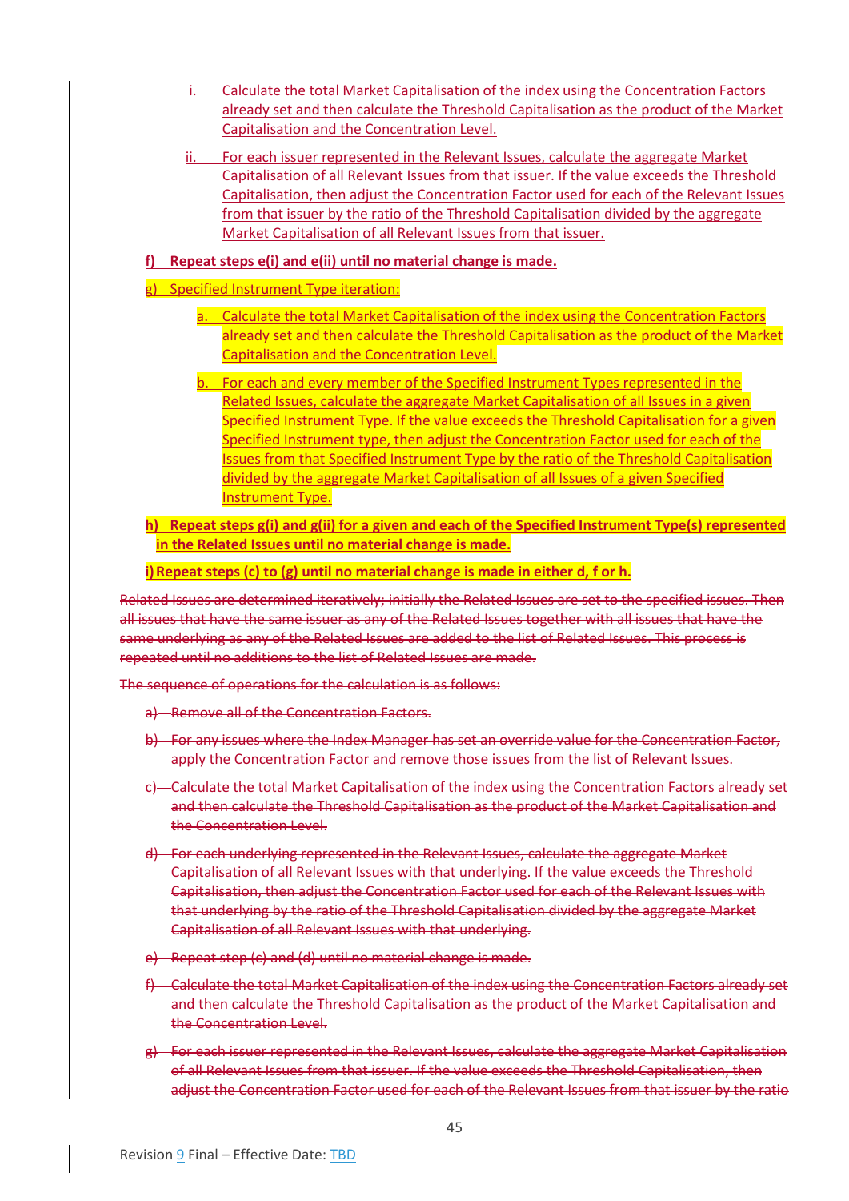i. Calculate the total Market Capitalisation of the index using the Concentration Factors already set and then calculate the Threshold Capitalisation as the product of the Market Capitalisation and the Concentration Level.

ii. For each issuer represented in the Relevant Issues, calculate the aggregate Market Capitalisation of all Relevant Issues from that issuer. If the value exceeds the Threshold Capitalisation, then adjust the Concentration Factor used for each of the Relevant Issues from that issuer by the ratio of the Threshold Capitalisation divided by the aggregate Market Capitalisation of all Relevant Issues from that issuer.

**f) Repeat steps e(i) and e(ii) until no material change is made.**

g) Specified Instrument Type iteration:

a. Calculate the total Market Capitalisation of the index using the Concentration Factors already set and then calculate the Threshold Capitalisation as the product of the Market Capitalisation and the Concentration Level.

b. For each and every member of the Specified Instrument Types represented in the Related Issues, calculate the aggregate Market Capitalisation of all Issues in a given Specified Instrument Type. If the value exceeds the Threshold Capitalisation for a given Specified Instrument type, then adjust the Concentration Factor used for each of the Issues from that Specified Instrument Type by the ratio of the Threshold Capitalisation divided by the aggregate Market Capitalisation of all Issues of a given Specified Instrument Type.

**h) Repeat steps g(i) and g(ii) for a given and each of the Specified Instrument Type(s) represented in the Related Issues until no material change is made.**

**i) Repeat steps (c) to (g) until no material change is made in either d, f or h.**

~~Related Issues are determined iteratively; initially the Related Issues are set to the specified issues. Then all issues that have the same issuer as any of the Related Issues together with all issues that have the same underlying as any of the Related Issues are added to the list of Related Issues. This process is repeated until no additions to the list of Related Issues are made.~~

~~The sequence of operations for the calculation is as follows:~~

~~a) Remove all of the Concentration Factors.~~

~~b) For any issues where the Index Manager has set an override value for the Concentration Factor, apply the Concentration Factor and remove those issues from the list of Relevant Issues.~~

~~c) Calculate the total Market Capitalisation of the index using the Concentration Factors already set and then calculate the Threshold Capitalisation as the product of the Market Capitalisation and the Concentration Level.~~

~~d) For each underlying represented in the Relevant Issues, calculate the aggregate Market Capitalisation of all Relevant Issues with that underlying. If the value exceeds the Threshold Capitalisation, then adjust the Concentration Factor used for each of the Relevant Issues with that underlying by the ratio of the Threshold Capitalisation divided by the aggregate Market Capitalisation of all Relevant Issues with that underlying.~~

~~e) Repeat step (c) and (d) until no material change is made.~~

~~f) Calculate the total Market Capitalisation of the index using the Concentration Factors already set and then calculate the Threshold Capitalisation as the product of the Market Capitalisation and the Concentration Level.~~

~~g) For each issuer represented in the Relevant Issues, calculate the aggregate Market Capitalisation of all Relevant Issues from that issuer. If the value exceeds the Threshold Capitalisation, then adjust the Concentration Factor used for each of the Relevant Issues from that issuer by the ratio~~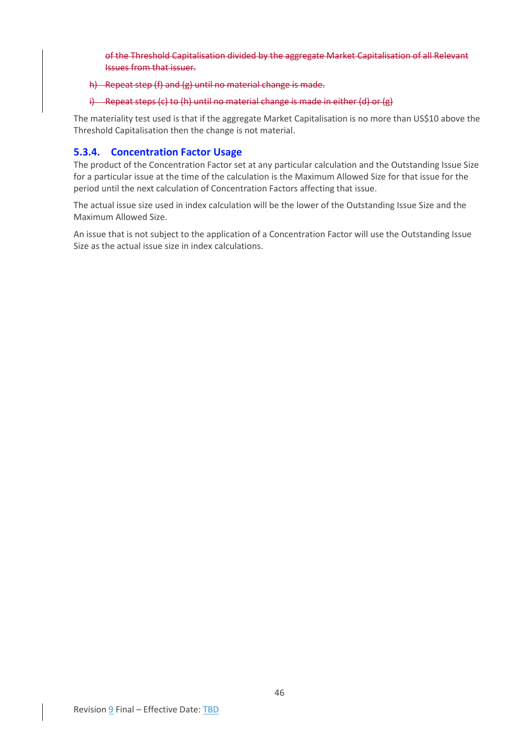~~of the Threshold Capitalisation divided by the aggregate Market Capitalisation of all Relevant Issues from that issuer.~~

~~h) Repeat step (f) and (g) until no material change is made.~~

~~i) Repeat steps (c) to (h) until no material change is made in either (d) or (g)~~

The materiality test used is that if the aggregate Market Capitalisation is no more than US$10 above the Threshold Capitalisation then the change is not material.

### 5.3.4. Concentration Factor Usage

The product of the Concentration Factor set at any particular calculation and the Outstanding Issue Size for a particular issue at the time of the calculation is the Maximum Allowed Size for that issue for the period until the next calculation of Concentration Factors affecting that issue.

The actual issue size used in index calculation will be the lower of the Outstanding Issue Size and the Maximum Allowed Size.

An issue that is not subject to the application of a Concentration Factor will use the Outstanding Issue Size as the actual issue size in index calculations.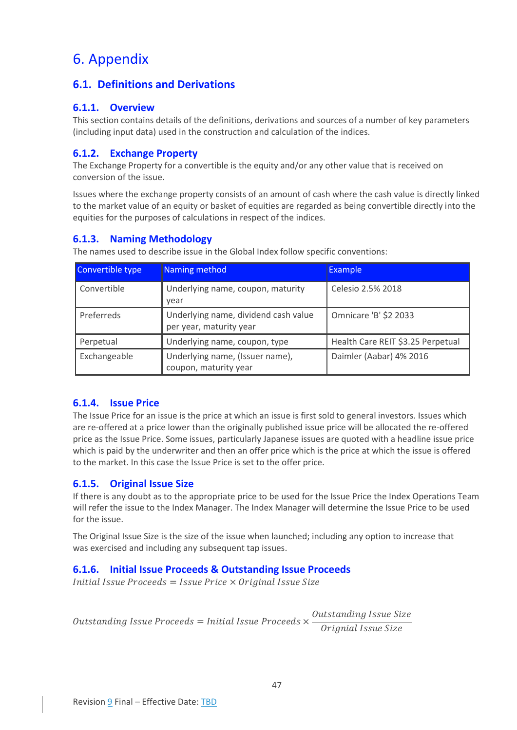# 6. Appendix

## 6.1. Definitions and Derivations

### 6.1.1. Overview

This section contains details of the definitions, derivations and sources of a number of key parameters (including input data) used in the construction and calculation of the indices.

### 6.1.2. Exchange Property

The Exchange Property for a convertible is the equity and/or any other value that is received on conversion of the issue.

Issues where the exchange property consists of an amount of cash where the cash value is directly linked to the market value of an equity or basket of equities are regarded as being convertible directly into the equities for the purposes of calculations in respect of the indices.

### 6.1.3. Naming Methodology

The names used to describe issue in the Global Index follow specific conventions:

| Convertible type | Naming method | Example |
|---|---|---|
| Convertible | Underlying name, coupon, maturity year | Celesio 2.5% 2018 |
| Preferreds | Underlying name, dividend cash value per year, maturity year | Omnicare 'B' $2 2033 |
| Perpetual | Underlying name, coupon, type | Health Care REIT $3.25 Perpetual |
| Exchangeable | Underlying name, (Issuer name), coupon, maturity year | Daimler (Aabar) 4% 2016 |

### 6.1.4. Issue Price

The Issue Price for an issue is the price at which an issue is first sold to general investors. Issues which are re-offered at a price lower than the originally published issue price will be allocated the re-offered price as the Issue Price. Some issues, particularly Japanese issues are quoted with a headline issue price which is paid by the underwriter and then an offer price which is the price at which the issue is offered to the market. In this case the Issue Price is set to the offer price.

### 6.1.5. Original Issue Size

If there is any doubt as to the appropriate price to be used for the Issue Price the Index Operations Team will refer the issue to the Index Manager. The Index Manager will determine the Issue Price to be used for the issue.

The Original Issue Size is the size of the issue when launched; including any option to increase that was exercised and including any subsequent tap issues.

### 6.1.6. Initial Issue Proceeds & Outstanding Issue Proceeds

$$Initial\ Issue\ Proceeds = Issue\ Price \times Original\ Issue\ Size$$

$$Outstanding\ Issue\ Proceeds = Initial\ Issue\ Proceeds \times \frac{Outstanding\ Issue\ Size}{Orignial\ Issue\ Size}$$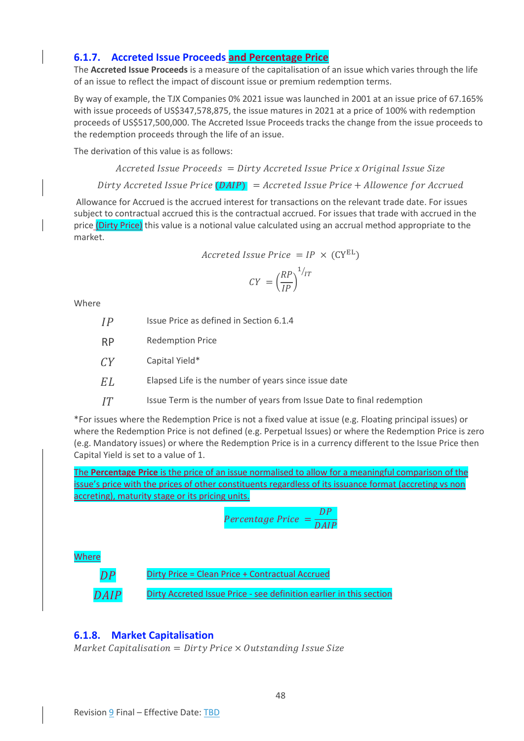### 6.1.7. Accreted Issue Proceeds and Percentage Price

The **Accreted Issue Proceeds** is a measure of the capitalisation of an issue which varies through the life of an issue to reflect the impact of discount issue or premium redemption terms.

By way of example, the TJX Companies 0% 2021 issue was launched in 2001 at an issue price of 67.165% with issue proceeds of US$347,578,875, the issue matures in 2021 at a price of 100% with redemption proceeds of US$517,500,000. The Accreted Issue Proceeds tracks the change from the issue proceeds to the redemption proceeds through the life of an issue.

The derivation of this value is as follows:

$$Accreted\ Issue\ Proceeds\ = Dirty\ Accreted\ Issue\ Price\ x\ Original\ Issue\ Size$$

$$Dirty\ Accreted\ Issue\ Price\ (DAIP)\ = Accreted\ Issue\ Price + Allowence\ for\ Accrued$$

Allowance for Accrued is the accrued interest for transactions on the relevant trade date. For issues subject to contractual accrued this is the contractual accrued. For issues that trade with accrued in the price (Dirty Price) this value is a notional value calculated using an accrual method appropriate to the market.

$$Accreted\ Issue\ Price\ = IP\ \times\ (\mathrm{CY}^{\mathrm{EL}})$$

$$CY\ = \left(\frac{RP}{IP}\right)^{1/IT}$$

Where

| | |
|---|---|
| $IP$ | Issue Price as defined in Section 6.1.4 |
| RP | Redemption Price |
| $CY$ | Capital Yield* |
| $EL$ | Elapsed Life is the number of years since issue date |
| $IT$ | Issue Term is the number of years from Issue Date to final redemption |

*For issues where the Redemption Price is not a fixed value at issue (e.g. Floating principal issues) or where the Redemption Price is not defined (e.g. Perpetual Issues) or where the Redemption Price is zero (e.g. Mandatory issues) or where the Redemption Price is in a currency different to the Issue Price then Capital Yield is set to a value of 1.

The **Percentage Price** is the price of an issue normalised to allow for a meaningful comparison of the issue's price with the prices of other constituents regardless of its issuance format (accreting vs non accreting), maturity stage or its pricing units.

$$Percentage\ Price\ = \frac{DP}{DAIP}$$

Where

| | |
|---|---|
| $DP$ | Dirty Price = Clean Price + Contractual Accrued |
| $DAIP$ | Dirty Accreted Issue Price - see definition earlier in this section |

### 6.1.8. Market Capitalisation

$$Market\ Capitalisation = Dirty\ Price \times Outstanding\ Issue\ Size$$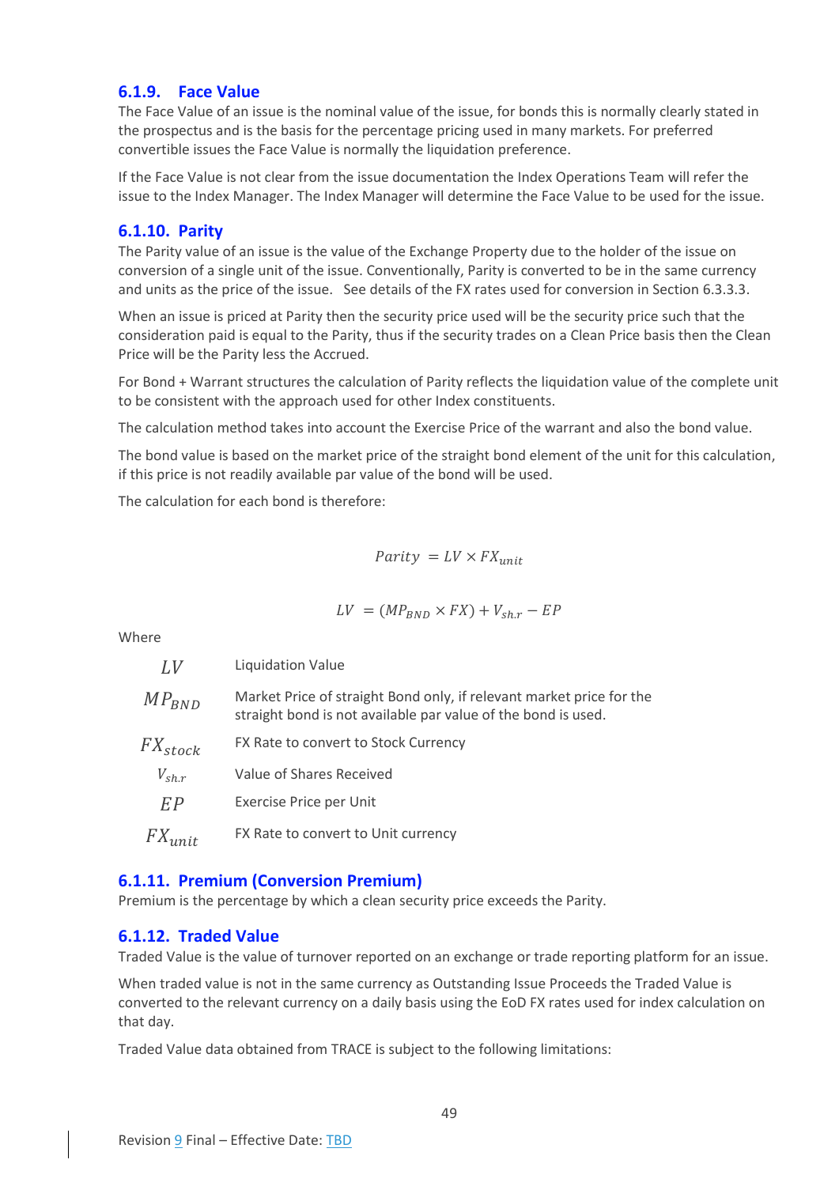### 6.1.9. Face Value

The Face Value of an issue is the nominal value of the issue, for bonds this is normally clearly stated in the prospectus and is the basis for the percentage pricing used in many markets. For preferred convertible issues the Face Value is normally the liquidation preference.

If the Face Value is not clear from the issue documentation the Index Operations Team will refer the issue to the Index Manager. The Index Manager will determine the Face Value to be used for the issue.

### 6.1.10. Parity

The Parity value of an issue is the value of the Exchange Property due to the holder of the issue on conversion of a single unit of the issue. Conventionally, Parity is converted to be in the same currency and units as the price of the issue. See details of the FX rates used for conversion in Section 6.3.3.3.

When an issue is priced at Parity then the security price used will be the security price such that the consideration paid is equal to the Parity, thus if the security trades on a Clean Price basis then the Clean Price will be the Parity less the Accrued.

For Bond + Warrant structures the calculation of Parity reflects the liquidation value of the complete unit to be consistent with the approach used for other Index constituents.

The calculation method takes into account the Exercise Price of the warrant and also the bond value.

The bond value is based on the market price of the straight bond element of the unit for this calculation, if this price is not readily available par value of the bond will be used.

The calculation for each bond is therefore:

$$Parity = LV \times FX_{unit}$$

$$LV = (MP_{BND} \times FX) + V_{sh.r} - EP$$

Where

| | |
|---|---|
| $LV$ | Liquidation Value |
| $MP_{BND}$ | Market Price of straight Bond only, if relevant market price for the straight bond is not available par value of the bond is used. |
| $FX_{stock}$ | FX Rate to convert to Stock Currency |
| $V_{sh.r}$ | Value of Shares Received |
| $EP$ | Exercise Price per Unit |
| $FX_{unit}$ | FX Rate to convert to Unit currency |

### 6.1.11. Premium (Conversion Premium)

Premium is the percentage by which a clean security price exceeds the Parity.

### 6.1.12. Traded Value

Traded Value is the value of turnover reported on an exchange or trade reporting platform for an issue.

When traded value is not in the same currency as Outstanding Issue Proceeds the Traded Value is converted to the relevant currency on a daily basis using the EoD FX rates used for index calculation on that day.

Traded Value data obtained from TRACE is subject to the following limitations: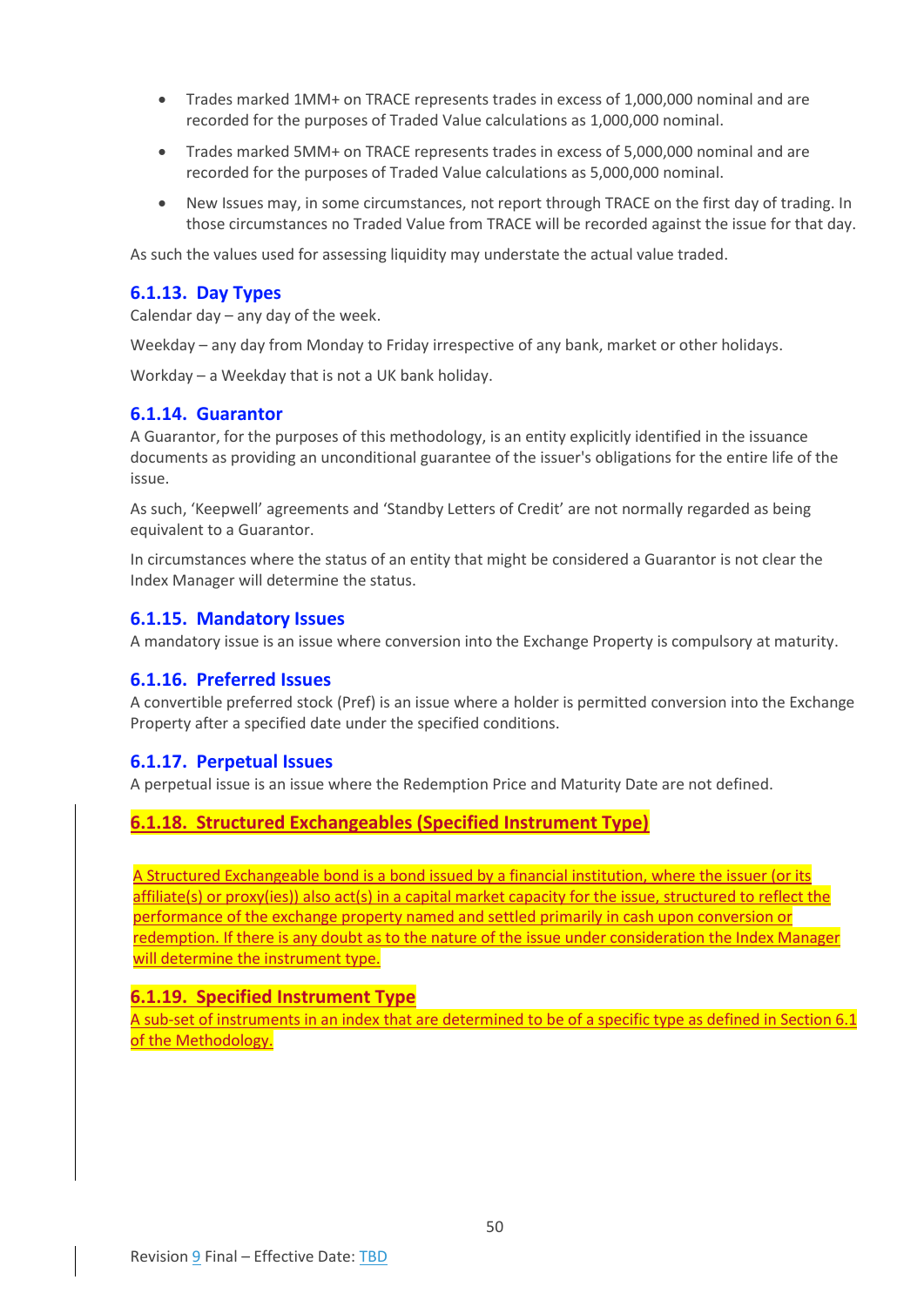- Trades marked 1MM+ on TRACE represents trades in excess of 1,000,000 nominal and are recorded for the purposes of Traded Value calculations as 1,000,000 nominal.
- Trades marked 5MM+ on TRACE represents trades in excess of 5,000,000 nominal and are recorded for the purposes of Traded Value calculations as 5,000,000 nominal.
- New Issues may, in some circumstances, not report through TRACE on the first day of trading. In those circumstances no Traded Value from TRACE will be recorded against the issue for that day.

As such the values used for assessing liquidity may understate the actual value traded.

### 6.1.13. Day Types

Calendar day – any day of the week.

Weekday – any day from Monday to Friday irrespective of any bank, market or other holidays.

Workday – a Weekday that is not a UK bank holiday.

### 6.1.14. Guarantor

A Guarantor, for the purposes of this methodology, is an entity explicitly identified in the issuance documents as providing an unconditional guarantee of the issuer's obligations for the entire life of the issue.

As such, 'Keepwell' agreements and 'Standby Letters of Credit' are not normally regarded as being equivalent to a Guarantor.

In circumstances where the status of an entity that might be considered a Guarantor is not clear the Index Manager will determine the status.

### 6.1.15. Mandatory Issues

A mandatory issue is an issue where conversion into the Exchange Property is compulsory at maturity.

### 6.1.16. Preferred Issues

A convertible preferred stock (Pref) is an issue where a holder is permitted conversion into the Exchange Property after a specified date under the specified conditions.

### 6.1.17. Perpetual Issues

A perpetual issue is an issue where the Redemption Price and Maturity Date are not defined.

### 6.1.18. Structured Exchangeables (Specified Instrument Type)

A Structured Exchangeable bond is a bond issued by a financial institution, where the issuer (or its affiliate(s) or proxy(ies)) also act(s) in a capital market capacity for the issue, structured to reflect the performance of the exchange property named and settled primarily in cash upon conversion or redemption. If there is any doubt as to the nature of the issue under consideration the Index Manager will determine the instrument type.

### 6.1.19. Specified Instrument Type

A sub-set of instruments in an index that are determined to be of a specific type as defined in Section 6.1 of the Methodology.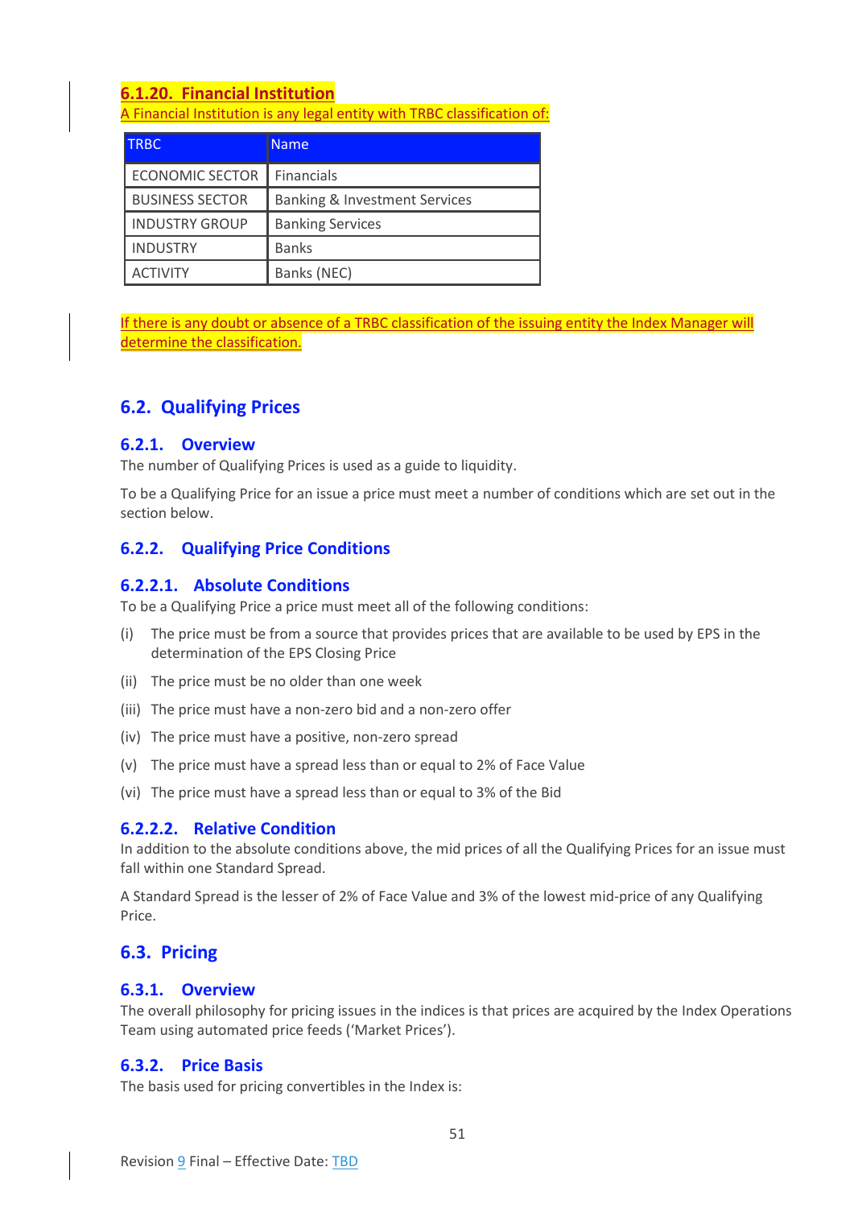### 6.1.20. Financial Institution

A Financial Institution is any legal entity with TRBC classification of:

| TRBC | Name |
|---|---|
| ECONOMIC SECTOR | Financials |
| BUSINESS SECTOR | Banking & Investment Services |
| INDUSTRY GROUP | Banking Services |
| INDUSTRY | Banks |
| ACTIVITY | Banks (NEC) |

If there is any doubt or absence of a TRBC classification of the issuing entity the Index Manager will determine the classification.

## 6.2. Qualifying Prices

### 6.2.1. Overview

The number of Qualifying Prices is used as a guide to liquidity.

To be a Qualifying Price for an issue a price must meet a number of conditions which are set out in the section below.

### 6.2.2. Qualifying Price Conditions

#### 6.2.2.1. Absolute Conditions

To be a Qualifying Price a price must meet all of the following conditions:

(i) The price must be from a source that provides prices that are available to be used by EPS in the determination of the EPS Closing Price

(ii) The price must be no older than one week

(iii) The price must have a non-zero bid and a non-zero offer

(iv) The price must have a positive, non-zero spread

(v) The price must have a spread less than or equal to 2% of Face Value

(vi) The price must have a spread less than or equal to 3% of the Bid

#### 6.2.2.2. Relative Condition

In addition to the absolute conditions above, the mid prices of all the Qualifying Prices for an issue must fall within one Standard Spread.

A Standard Spread is the lesser of 2% of Face Value and 3% of the lowest mid-price of any Qualifying Price.

## 6.3. Pricing

### 6.3.1. Overview

The overall philosophy for pricing issues in the indices is that prices are acquired by the Index Operations Team using automated price feeds ('Market Prices').

### 6.3.2. Price Basis

The basis used for pricing convertibles in the Index is: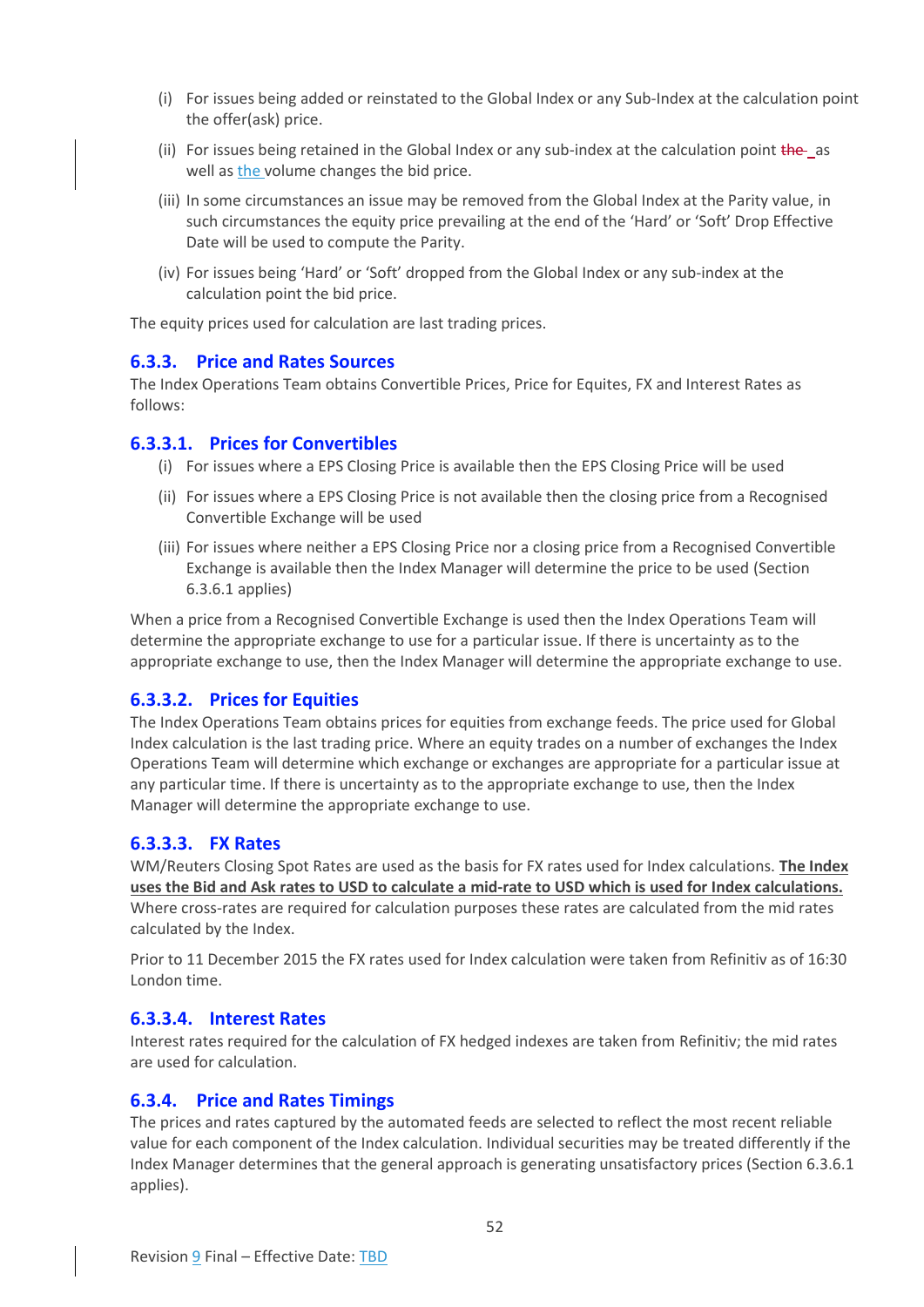(i) For issues being added or reinstated to the Global Index or any Sub-Index at the calculation point the offer(ask) price.

(ii) For issues being retained in the Global Index or any sub-index at the calculation point as well as the volume changes the bid price.

(iii) In some circumstances an issue may be removed from the Global Index at the Parity value, in such circumstances the equity price prevailing at the end of the 'Hard' or 'Soft' Drop Effective Date will be used to compute the Parity.

(iv) For issues being 'Hard' or 'Soft' dropped from the Global Index or any sub-index at the calculation point the bid price.

The equity prices used for calculation are last trading prices.

### 6.3.3. Price and Rates Sources

The Index Operations Team obtains Convertible Prices, Price for Equites, FX and Interest Rates as follows:

#### 6.3.3.1. Prices for Convertibles

(i) For issues where a EPS Closing Price is available then the EPS Closing Price will be used

(ii) For issues where a EPS Closing Price is not available then the closing price from a Recognised Convertible Exchange will be used

(iii) For issues where neither a EPS Closing Price nor a closing price from a Recognised Convertible Exchange is available then the Index Manager will determine the price to be used (Section 6.3.6.1 applies)

When a price from a Recognised Convertible Exchange is used then the Index Operations Team will determine the appropriate exchange to use for a particular issue. If there is uncertainty as to the appropriate exchange to use, then the Index Manager will determine the appropriate exchange to use.

#### 6.3.3.2. Prices for Equities

The Index Operations Team obtains prices for equities from exchange feeds. The price used for Global Index calculation is the last trading price. Where an equity trades on a number of exchanges the Index Operations Team will determine which exchange or exchanges are appropriate for a particular issue at any particular time. If there is uncertainty as to the appropriate exchange to use, then the Index Manager will determine the appropriate exchange to use.

#### 6.3.3.3. FX Rates

WM/Reuters Closing Spot Rates are used as the basis for FX rates used for Index calculations. **The Index uses the Bid and Ask rates to USD to calculate a mid-rate to USD which is used for Index calculations.** Where cross-rates are required for calculation purposes these rates are calculated from the mid rates calculated by the Index.

Prior to 11 December 2015 the FX rates used for Index calculation were taken from Refinitiv as of 16:30 London time.

#### 6.3.3.4. Interest Rates

Interest rates required for the calculation of FX hedged indexes are taken from Refinitiv; the mid rates are used for calculation.

### 6.3.4. Price and Rates Timings

The prices and rates captured by the automated feeds are selected to reflect the most recent reliable value for each component of the Index calculation. Individual securities may be treated differently if the Index Manager determines that the general approach is generating unsatisfactory prices (Section 6.3.6.1 applies).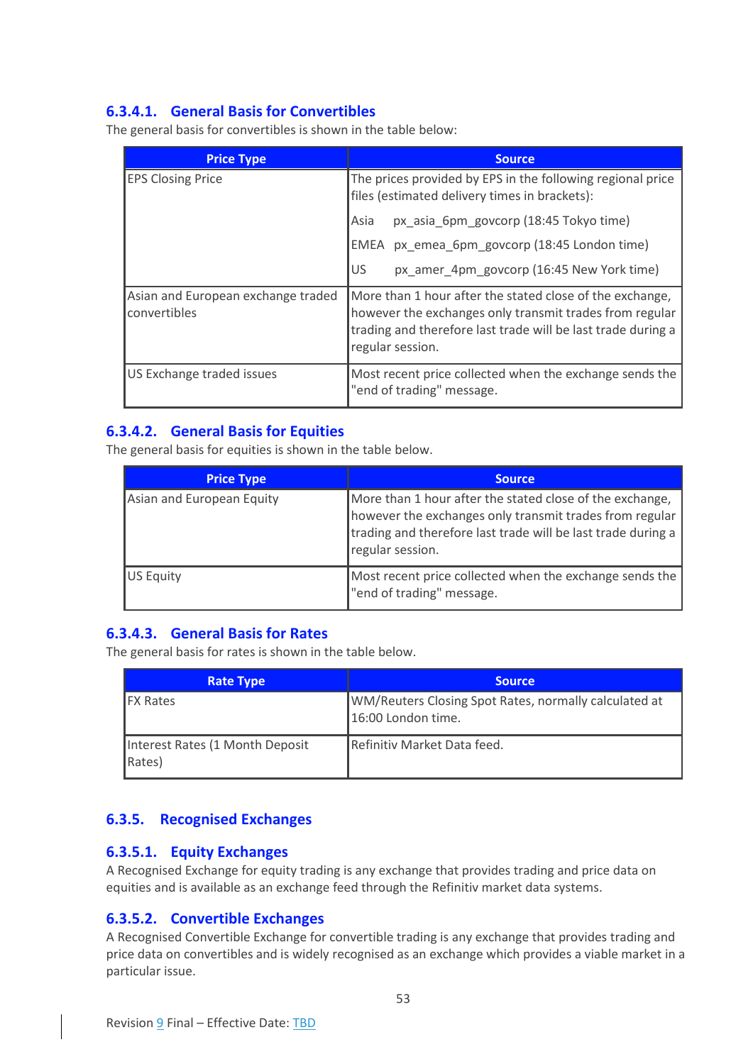#### 6.3.4.1. General Basis for Convertibles

The general basis for convertibles is shown in the table below:

| Price Type | Source |
|---|---|
| EPS Closing Price | The prices provided by EPS in the following regional price files (estimated delivery times in brackets):<br><br>Asia px_asia_6pm_govcorp (18:45 Tokyo time)<br><br>EMEA px_emea_6pm_govcorp (18:45 London time)<br><br>US px_amer_4pm_govcorp (16:45 New York time) |
| Asian and European exchange traded convertibles | More than 1 hour after the stated close of the exchange, however the exchanges only transmit trades from regular trading and therefore last trade will be last trade during a regular session. |
| US Exchange traded issues | Most recent price collected when the exchange sends the "end of trading" message. |

#### 6.3.4.2. General Basis for Equities

The general basis for equities is shown in the table below.

| Price Type | Source |
|---|---|
| Asian and European Equity | More than 1 hour after the stated close of the exchange, however the exchanges only transmit trades from regular trading and therefore last trade will be last trade during a regular session. |
| US Equity | Most recent price collected when the exchange sends the "end of trading" message. |

#### 6.3.4.3. General Basis for Rates

The general basis for rates is shown in the table below.

| Rate Type | Source |
|---|---|
| FX Rates | WM/Reuters Closing Spot Rates, normally calculated at 16:00 London time. |
| Interest Rates (1 Month Deposit Rates) | Refinitiv Market Data feed. |

### 6.3.5. Recognised Exchanges

#### 6.3.5.1. Equity Exchanges

A Recognised Exchange for equity trading is any exchange that provides trading and price data on equities and is available as an exchange feed through the Refinitiv market data systems.

#### 6.3.5.2. Convertible Exchanges

A Recognised Convertible Exchange for convertible trading is any exchange that provides trading and price data on convertibles and is widely recognised as an exchange which provides a viable market in a particular issue.

Revision 9 Final – Effective Date: TBD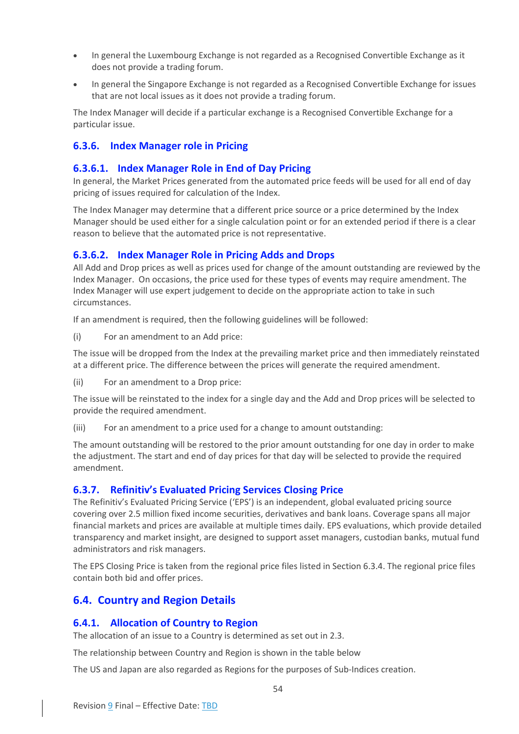- In general the Luxembourg Exchange is not regarded as a Recognised Convertible Exchange as it does not provide a trading forum.
- In general the Singapore Exchange is not regarded as a Recognised Convertible Exchange for issues that are not local issues as it does not provide a trading forum.

The Index Manager will decide if a particular exchange is a Recognised Convertible Exchange for a particular issue.

### 6.3.6. Index Manager role in Pricing

#### 6.3.6.1. Index Manager Role in End of Day Pricing

In general, the Market Prices generated from the automated price feeds will be used for all end of day pricing of issues required for calculation of the Index.

The Index Manager may determine that a different price source or a price determined by the Index Manager should be used either for a single calculation point or for an extended period if there is a clear reason to believe that the automated price is not representative.

#### 6.3.6.2. Index Manager Role in Pricing Adds and Drops

All Add and Drop prices as well as prices used for change of the amount outstanding are reviewed by the Index Manager. On occasions, the price used for these types of events may require amendment. The Index Manager will use expert judgement to decide on the appropriate action to take in such circumstances.

If an amendment is required, then the following guidelines will be followed:

(i) For an amendment to an Add price:

The issue will be dropped from the Index at the prevailing market price and then immediately reinstated at a different price. The difference between the prices will generate the required amendment.

(ii) For an amendment to a Drop price:

The issue will be reinstated to the index for a single day and the Add and Drop prices will be selected to provide the required amendment.

(iii) For an amendment to a price used for a change to amount outstanding:

The amount outstanding will be restored to the prior amount outstanding for one day in order to make the adjustment. The start and end of day prices for that day will be selected to provide the required amendment.

### 6.3.7. Refinitiv's Evaluated Pricing Services Closing Price

The Refinitiv's Evaluated Pricing Service ('EPS') is an independent, global evaluated pricing source covering over 2.5 million fixed income securities, derivatives and bank loans. Coverage spans all major financial markets and prices are available at multiple times daily. EPS evaluations, which provide detailed transparency and market insight, are designed to support asset managers, custodian banks, mutual fund administrators and risk managers.

The EPS Closing Price is taken from the regional price files listed in Section 6.3.4. The regional price files contain both bid and offer prices.

## 6.4. Country and Region Details

### 6.4.1. Allocation of Country to Region

The allocation of an issue to a Country is determined as set out in 2.3.

The relationship between Country and Region is shown in the table below

The US and Japan are also regarded as Regions for the purposes of Sub-Indices creation.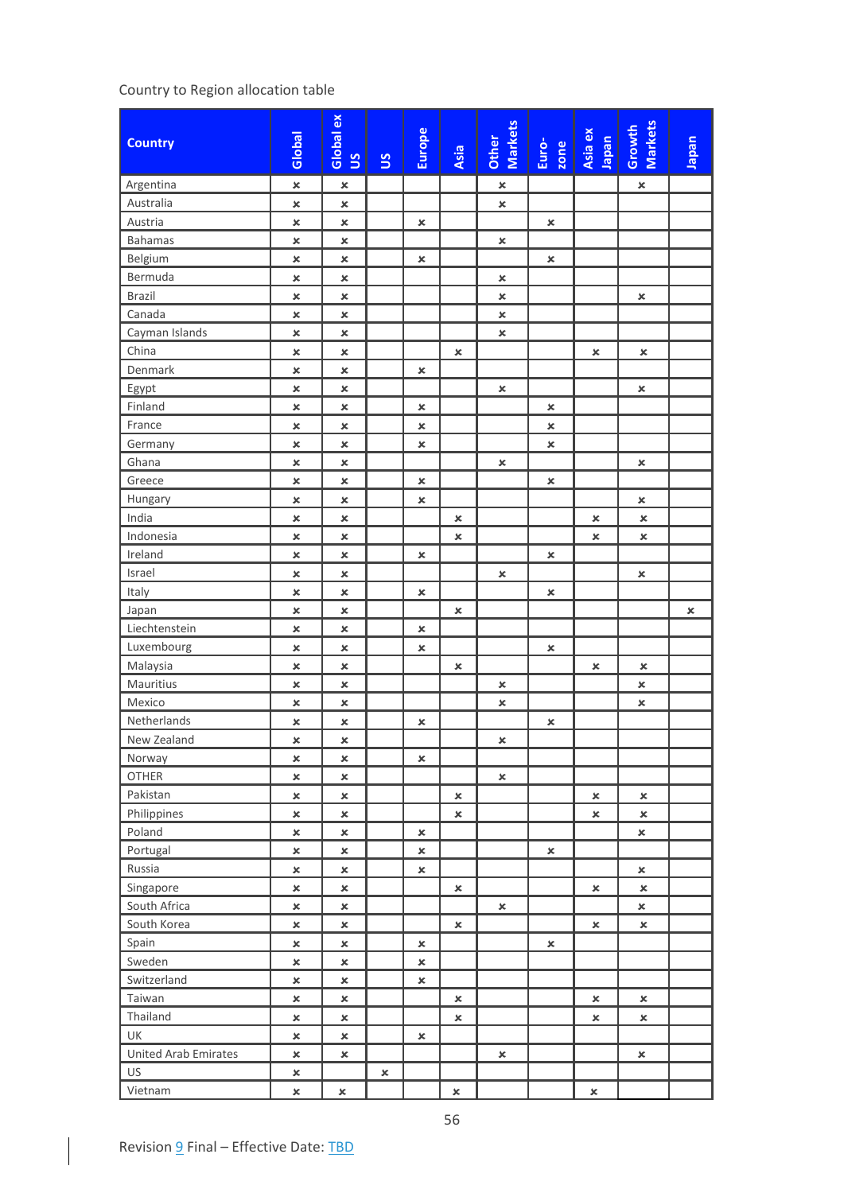Country to Region allocation table

| Country | Global | Global ex US | US | Europe | Asia | Other Markets | Euro-zone | Asia ex Japan | Growth Markets | Japan |
|---|---|---|---|---|---|---|---|---|---|---|
| Argentina | × | × | | | | × | | | × | |
| Australia | × | × | | | | × | | | | |
| Austria | × | × | | × | | | × | | | |
| Bahamas | × | × | | | | × | | | | |
| Belgium | × | × | | × | | | × | | | |
| Bermuda | × | × | | | | × | | | | |
| Brazil | × | × | | | | × | | | × | |
| Canada | × | × | | | | × | | | | |
| Cayman Islands | × | × | | | | × | | | | |
| China | × | × | | | × | | | × | × | |
| Denmark | × | × | | × | | | | | | |
| Egypt | × | × | | | | × | | | × | |
| Finland | × | × | | × | | | × | | | |
| France | × | × | | × | | | × | | | |
| Germany | × | × | | × | | | × | | | |
| Ghana | × | × | | | | × | | | × | |
| Greece | × | × | | × | | | × | | | |
| Hungary | × | × | | × | | | | | × | |
| India | × | × | | | × | | | × | × | |
| Indonesia | × | × | | | × | | | × | × | |
| Ireland | × | × | | × | | | × | | | |
| Israel | × | × | | | | × | | | × | |
| Italy | × | × | | × | | | × | | | |
| Japan | × | × | | | × | | | | | × |
| Liechtenstein | × | × | | × | | | | | | |
| Luxembourg | × | × | | × | | | × | | | |
| Malaysia | × | × | | | × | | | × | × | |
| Mauritius | × | × | | | | × | | | × | |
| Mexico | × | × | | | | × | | | × | |
| Netherlands | × | × | | × | | | × | | | |
| New Zealand | × | × | | | | × | | | | |
| Norway | × | × | | × | | | | | | |
| OTHER | × | × | | | | × | | | | |
| Pakistan | × | × | | | × | | | × | × | |
| Philippines | × | × | | | × | | | × | × | |
| Poland | × | × | | × | | | | | × | |
| Portugal | × | × | | × | | | × | | | |
| Russia | × | × | | × | | | | | × | |
| Singapore | × | × | | | × | | | × | × | |
| South Africa | × | × | | | | × | | | × | |
| South Korea | × | × | | | × | | | × | × | |
| Spain | × | × | | × | | | × | | | |
| Sweden | × | × | | × | | | | | | |
| Switzerland | × | × | | × | | | | | | |
| Taiwan | × | × | | | × | | | × | × | |
| Thailand | × | × | | | × | | | × | × | |
| UK | × | × | | × | | | | | | |
| United Arab Emirates | × | × | | | | × | | | × | |
| US | × | | × | | | | | | | |
| Vietnam | × | × | | | × | | | × | | |

Revision 9 Final – Effective Date: TBD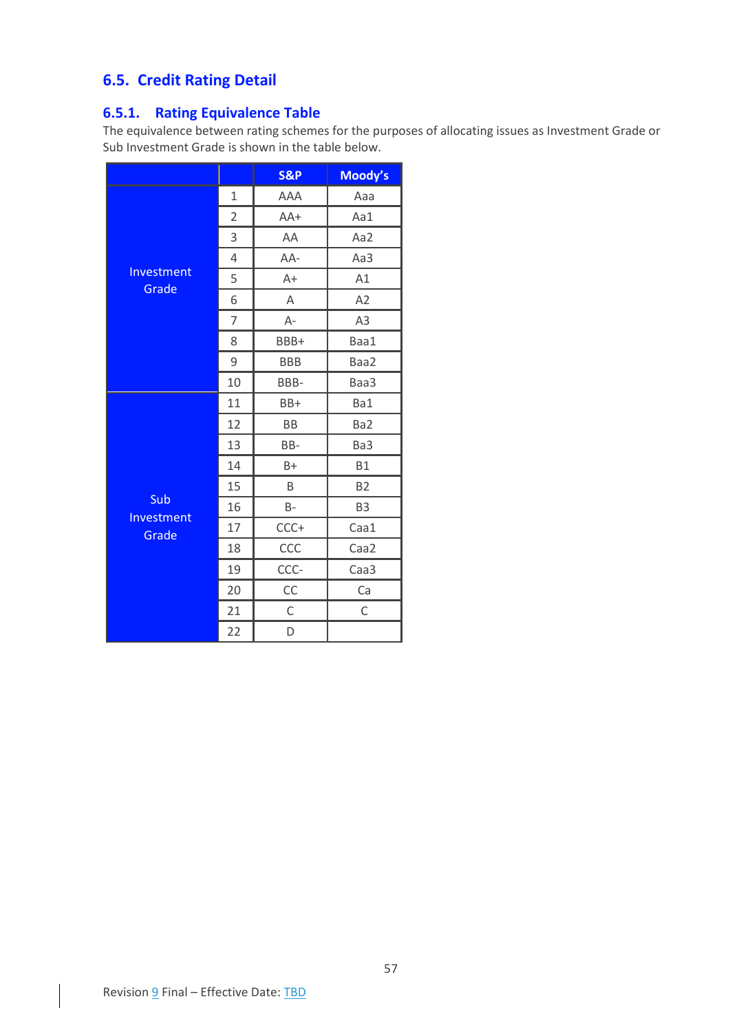## 6.5. Credit Rating Detail

### 6.5.1. Rating Equivalence Table

The equivalence between rating schemes for the purposes of allocating issues as Investment Grade or Sub Investment Grade is shown in the table below.

| | | S&P | Moody's |
|---|---|---|---|
| Investment Grade | 1 | AAA | Aaa |
| | 2 | AA+ | Aa1 |
| | 3 | AA | Aa2 |
| | 4 | AA- | Aa3 |
| | 5 | A+ | A1 |
| | 6 | A | A2 |
| | 7 | A- | A3 |
| | 8 | BBB+ | Baa1 |
| | 9 | BBB | Baa2 |
| | 10 | BBB- | Baa3 |
| Sub Investment Grade | 11 | BB+ | Ba1 |
| | 12 | BB | Ba2 |
| | 13 | BB- | Ba3 |
| | 14 | B+ | B1 |
| | 15 | B | B2 |
| | 16 | B- | B3 |
| | 17 | CCC+ | Caa1 |
| | 18 | CCC | Caa2 |
| | 19 | CCC- | Caa3 |
| | 20 | CC | Ca |
| | 21 | C | C |
| | 22 | D | |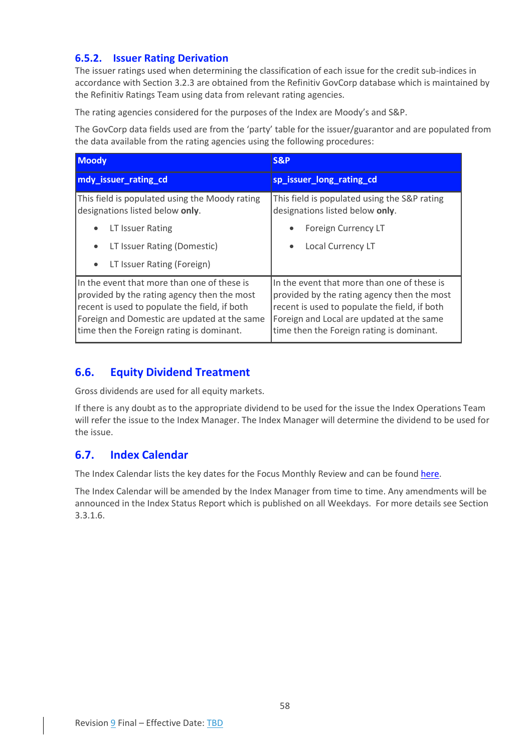### 6.5.2. Issuer Rating Derivation

The issuer ratings used when determining the classification of each issue for the credit sub-indices in accordance with Section 3.2.3 are obtained from the Refinitiv GovCorp database which is maintained by the Refinitiv Ratings Team using data from relevant rating agencies.

The rating agencies considered for the purposes of the Index are Moody's and S&P.

The GovCorp data fields used are from the 'party' table for the issuer/guarantor and are populated from the data available from the rating agencies using the following procedures:

| Moody | S&P |
|---|---|
| **mdy_issuer_rating_cd** | **sp_issuer_long_rating_cd** |
| This field is populated using the Moody rating designations listed below **only**.<br>• LT Issuer Rating<br>• LT Issuer Rating (Domestic)<br>• LT Issuer Rating (Foreign) | This field is populated using the S&P rating designations listed below **only**.<br>• Foreign Currency LT<br>• Local Currency LT |
| In the event that more than one of these is provided by the rating agency then the most recent is used to populate the field, if both Foreign and Domestic are updated at the same time then the Foreign rating is dominant. | In the event that more than one of these is provided by the rating agency then the most recent is used to populate the field, if both Foreign and Local are updated at the same time then the Foreign rating is dominant. |

## 6.6. Equity Dividend Treatment

Gross dividends are used for all equity markets.

If there is any doubt as to the appropriate dividend to be used for the issue the Index Operations Team will refer the issue to the Index Manager. The Index Manager will determine the dividend to be used for the issue.

## 6.7. Index Calendar

The Index Calendar lists the key dates for the Focus Monthly Review and can be found here.

The Index Calendar will be amended by the Index Manager from time to time. Any amendments will be announced in the Index Status Report which is published on all Weekdays. For more details see Section 3.3.1.6.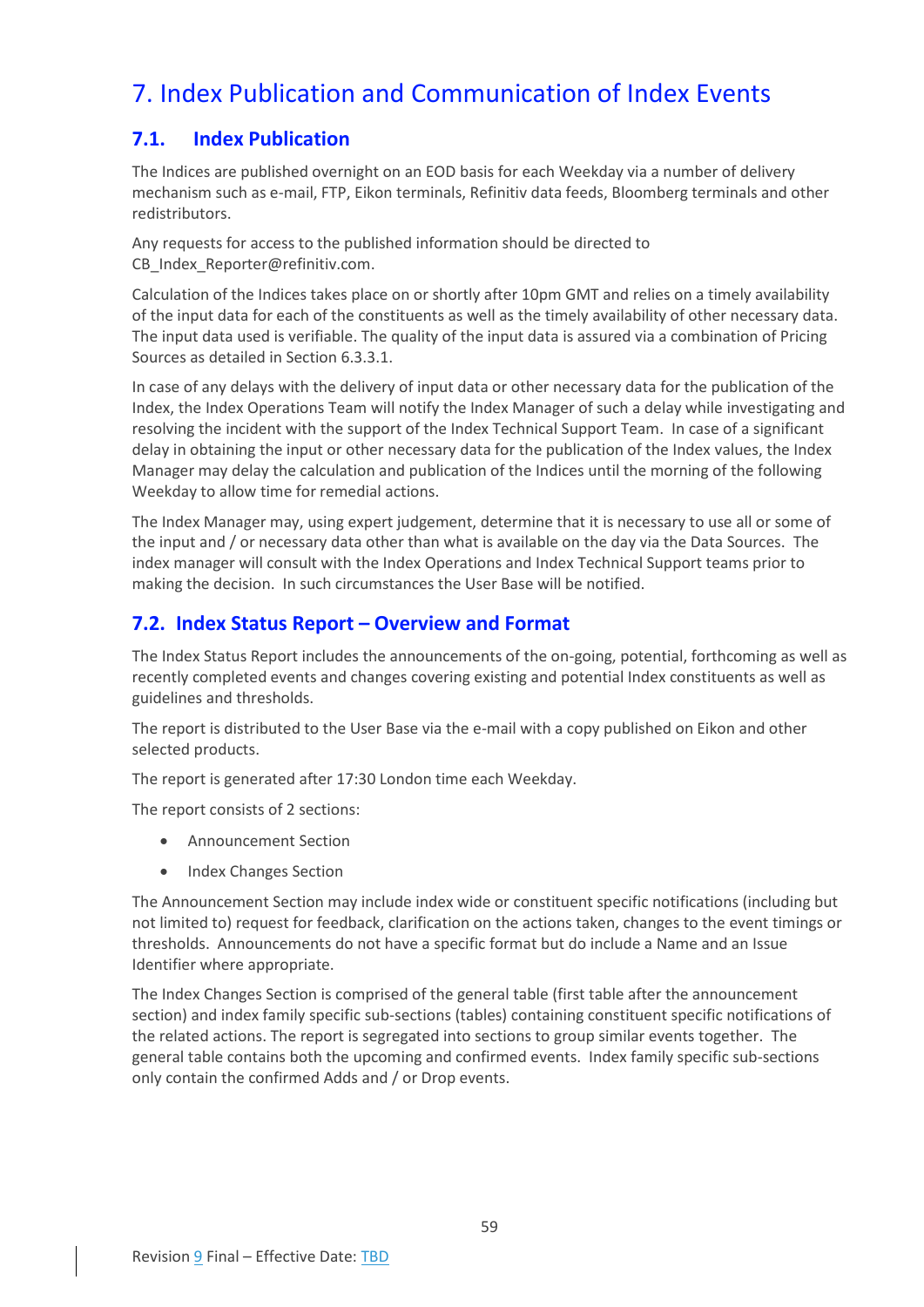# 7. Index Publication and Communication of Index Events

## 7.1. Index Publication

The Indices are published overnight on an EOD basis for each Weekday via a number of delivery mechanism such as e-mail, FTP, Eikon terminals, Refinitiv data feeds, Bloomberg terminals and other redistributors.

Any requests for access to the published information should be directed to CB_Index_Reporter@refinitiv.com.

Calculation of the Indices takes place on or shortly after 10pm GMT and relies on a timely availability of the input data for each of the constituents as well as the timely availability of other necessary data. The input data used is verifiable. The quality of the input data is assured via a combination of Pricing Sources as detailed in Section 6.3.3.1.

In case of any delays with the delivery of input data or other necessary data for the publication of the Index, the Index Operations Team will notify the Index Manager of such a delay while investigating and resolving the incident with the support of the Index Technical Support Team. In case of a significant delay in obtaining the input or other necessary data for the publication of the Index values, the Index Manager may delay the calculation and publication of the Indices until the morning of the following Weekday to allow time for remedial actions.

The Index Manager may, using expert judgement, determine that it is necessary to use all or some of the input and / or necessary data other than what is available on the day via the Data Sources. The index manager will consult with the Index Operations and Index Technical Support teams prior to making the decision. In such circumstances the User Base will be notified.

## 7.2. Index Status Report – Overview and Format

The Index Status Report includes the announcements of the on-going, potential, forthcoming as well as recently completed events and changes covering existing and potential Index constituents as well as guidelines and thresholds.

The report is distributed to the User Base via the e-mail with a copy published on Eikon and other selected products.

The report is generated after 17:30 London time each Weekday.

The report consists of 2 sections:

- Announcement Section
- Index Changes Section

The Announcement Section may include index wide or constituent specific notifications (including but not limited to) request for feedback, clarification on the actions taken, changes to the event timings or thresholds. Announcements do not have a specific format but do include a Name and an Issue Identifier where appropriate.

The Index Changes Section is comprised of the general table (first table after the announcement section) and index family specific sub-sections (tables) containing constituent specific notifications of the related actions. The report is segregated into sections to group similar events together. The general table contains both the upcoming and confirmed events. Index family specific sub-sections only contain the confirmed Adds and / or Drop events.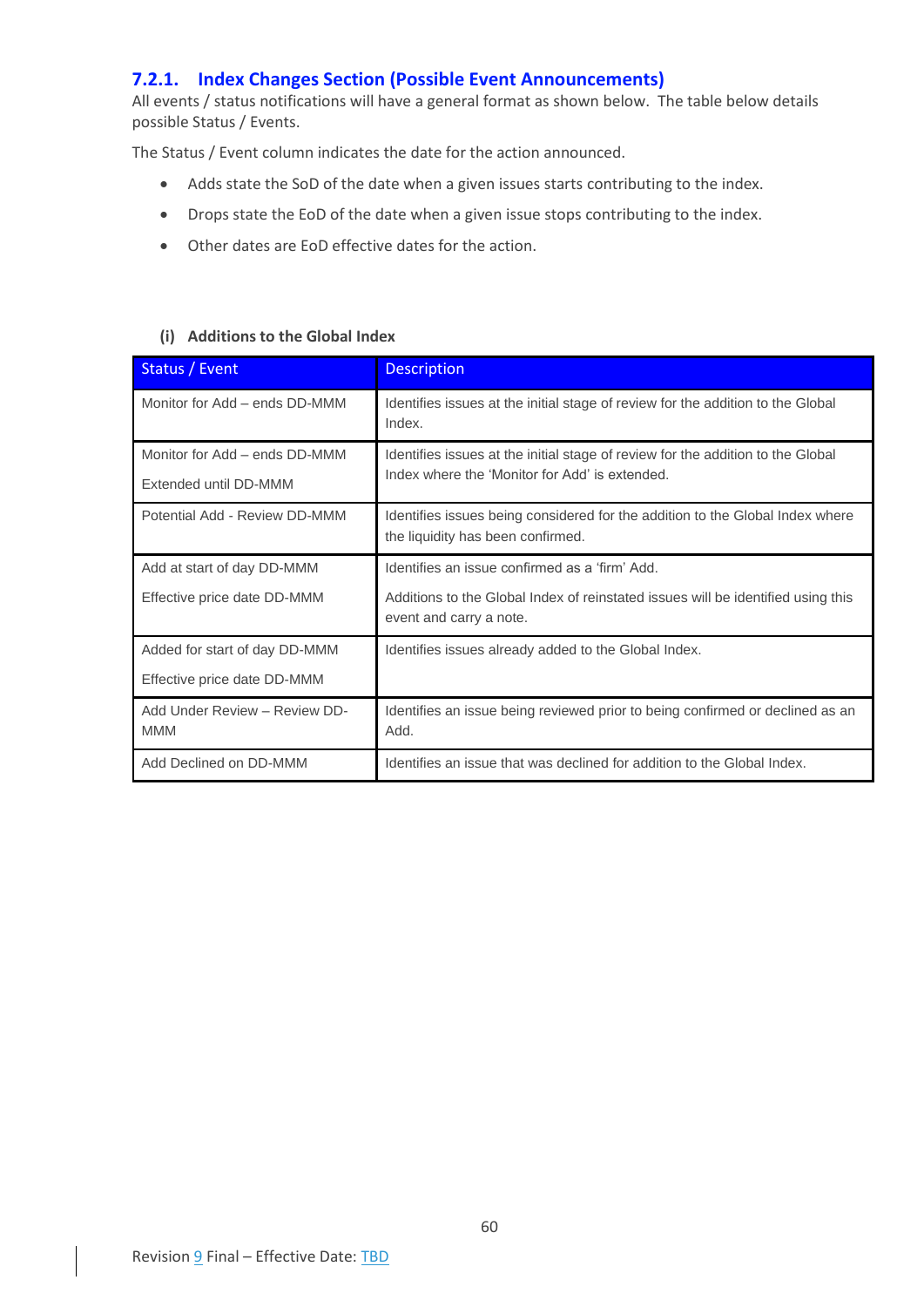### 7.2.1. Index Changes Section (Possible Event Announcements)

All events / status notifications will have a general format as shown below. The table below details possible Status / Events.

The Status / Event column indicates the date for the action announced.

- Adds state the SoD of the date when a given issues starts contributing to the index.
- Drops state the EoD of the date when a given issue stops contributing to the index.
- Other dates are EoD effective dates for the action.

#### (i) Additions to the Global Index

| Status / Event | Description |
|---|---|
| Monitor for Add – ends DD-MMM | Identifies issues at the initial stage of review for the addition to the Global Index. |
| Monitor for Add – ends DD-MMM<br><br>Extended until DD-MMM | Identifies issues at the initial stage of review for the addition to the Global Index where the 'Monitor for Add' is extended. |
| Potential Add - Review DD-MMM | Identifies issues being considered for the addition to the Global Index where the liquidity has been confirmed. |
| Add at start of day DD-MMM<br><br>Effective price date DD-MMM | Identifies an issue confirmed as a 'firm' Add.<br><br>Additions to the Global Index of reinstated issues will be identified using this event and carry a note. |
| Added for start of day DD-MMM<br><br>Effective price date DD-MMM | Identifies issues already added to the Global Index. |
| Add Under Review – Review DD-MMM | Identifies an issue being reviewed prior to being confirmed or declined as an Add. |
| Add Declined on DD-MMM | Identifies an issue that was declined for addition to the Global Index. |

Revision 9 Final – Effective Date: TBD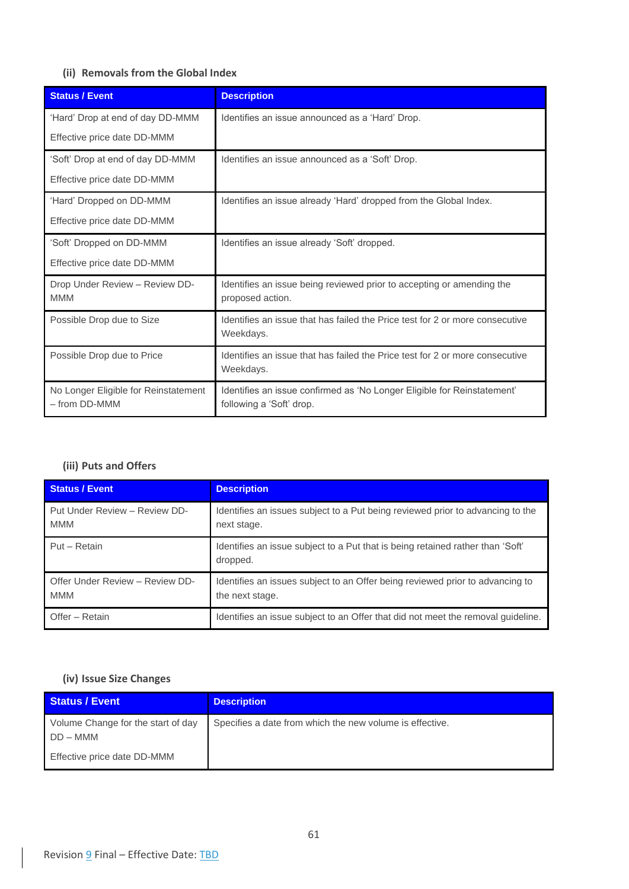### (ii) Removals from the Global Index

| Status / Event | Description |
|---|---|
| 'Hard' Drop at end of day DD-MMM<br><br>Effective price date DD-MMM | Identifies an issue announced as a 'Hard' Drop. |
| 'Soft' Drop at end of day DD-MMM<br><br>Effective price date DD-MMM | Identifies an issue announced as a 'Soft' Drop. |
| 'Hard' Dropped on DD-MMM<br><br>Effective price date DD-MMM | Identifies an issue already 'Hard' dropped from the Global Index. |
| 'Soft' Dropped on DD-MMM<br><br>Effective price date DD-MMM | Identifies an issue already 'Soft' dropped. |
| Drop Under Review – Review DD-MMM | Identifies an issue being reviewed prior to accepting or amending the proposed action. |
| Possible Drop due to Size | Identifies an issue that has failed the Price test for 2 or more consecutive Weekdays. |
| Possible Drop due to Price | Identifies an issue that has failed the Price test for 2 or more consecutive Weekdays. |
| No Longer Eligible for Reinstatement – from DD-MMM | Identifies an issue confirmed as 'No Longer Eligible for Reinstatement' following a 'Soft' drop. |

### (iii) Puts and Offers

| Status / Event | Description |
|---|---|
| Put Under Review – Review DD-MMM | Identifies an issues subject to a Put being reviewed prior to advancing to the next stage. |
| Put – Retain | Identifies an issue subject to a Put that is being retained rather than 'Soft' dropped. |
| Offer Under Review – Review DD-MMM | Identifies an issues subject to an Offer being reviewed prior to advancing to the next stage. |
| Offer – Retain | Identifies an issue subject to an Offer that did not meet the removal guideline. |

### (iv) Issue Size Changes

| Status / Event | Description |
|---|---|
| Volume Change for the start of day DD – MMM<br><br>Effective price date DD-MMM | Specifies a date from which the new volume is effective. |

Revision 9 Final – Effective Date: TBD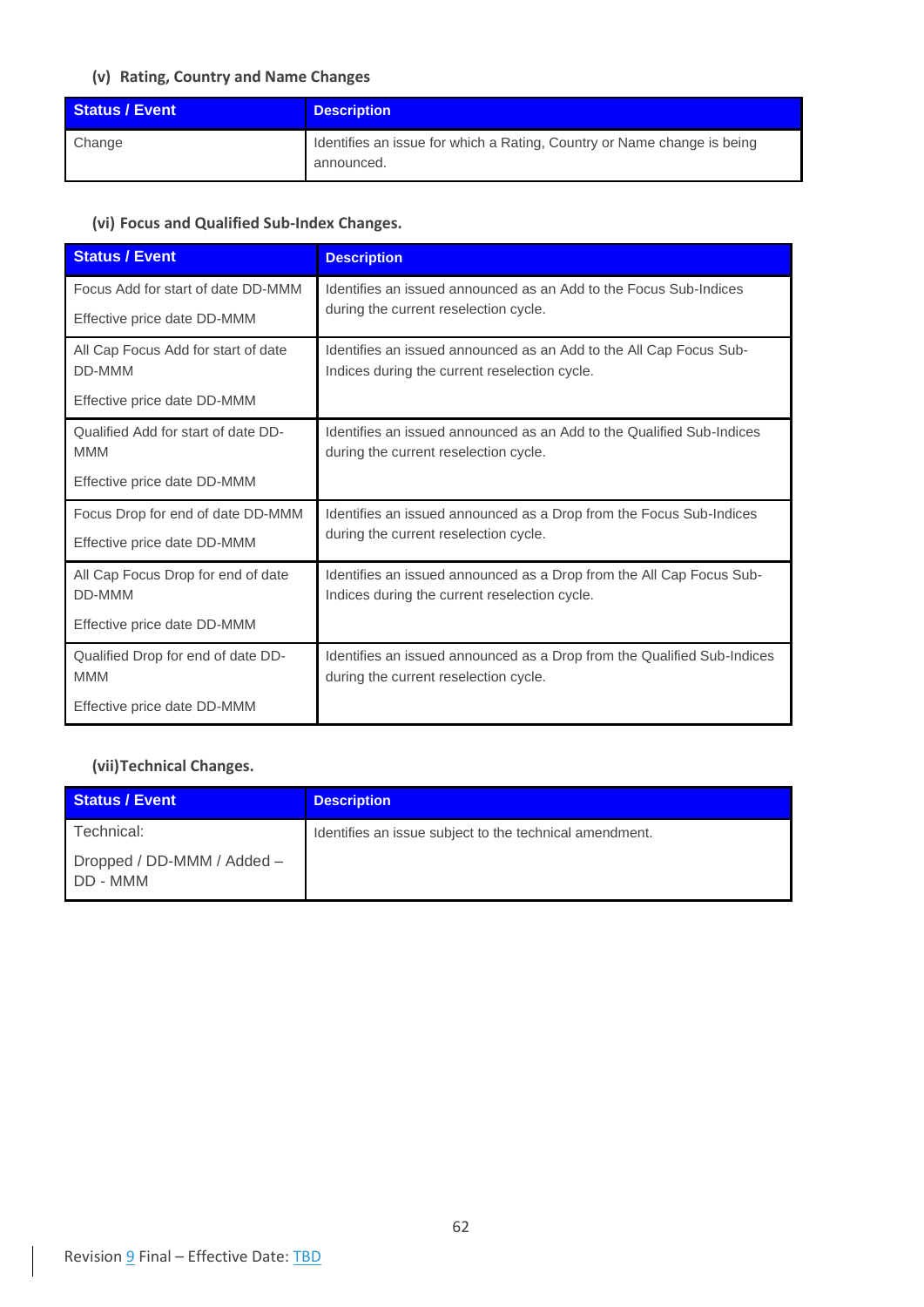#### (v) Rating, Country and Name Changes

| Status / Event | Description |
|---|---|
| Change | Identifies an issue for which a Rating, Country or Name change is being announced. |

#### (vi) Focus and Qualified Sub-Index Changes.

| Status / Event | Description |
|---|---|
| Focus Add for start of date DD-MMM<br><br>Effective price date DD-MMM | Identifies an issued announced as an Add to the Focus Sub-Indices during the current reselection cycle. |
| All Cap Focus Add for start of date DD-MMM<br><br>Effective price date DD-MMM | Identifies an issued announced as an Add to the All Cap Focus Sub-Indices during the current reselection cycle. |
| Qualified Add for start of date DD-MMM<br><br>Effective price date DD-MMM | Identifies an issued announced as an Add to the Qualified Sub-Indices during the current reselection cycle. |
| Focus Drop for end of date DD-MMM<br><br>Effective price date DD-MMM | Identifies an issued announced as a Drop from the Focus Sub-Indices during the current reselection cycle. |
| All Cap Focus Drop for end of date DD-MMM<br><br>Effective price date DD-MMM | Identifies an issued announced as a Drop from the All Cap Focus Sub-Indices during the current reselection cycle. |
| Qualified Drop for end of date DD-MMM<br><br>Effective price date DD-MMM | Identifies an issued announced as a Drop from the Qualified Sub-Indices during the current reselection cycle. |

#### (vii) Technical Changes.

| Status / Event | Description |
|---|---|
| Technical:<br><br>Dropped / DD-MMM / Added – DD - MMM | Identifies an issue subject to the technical amendment. |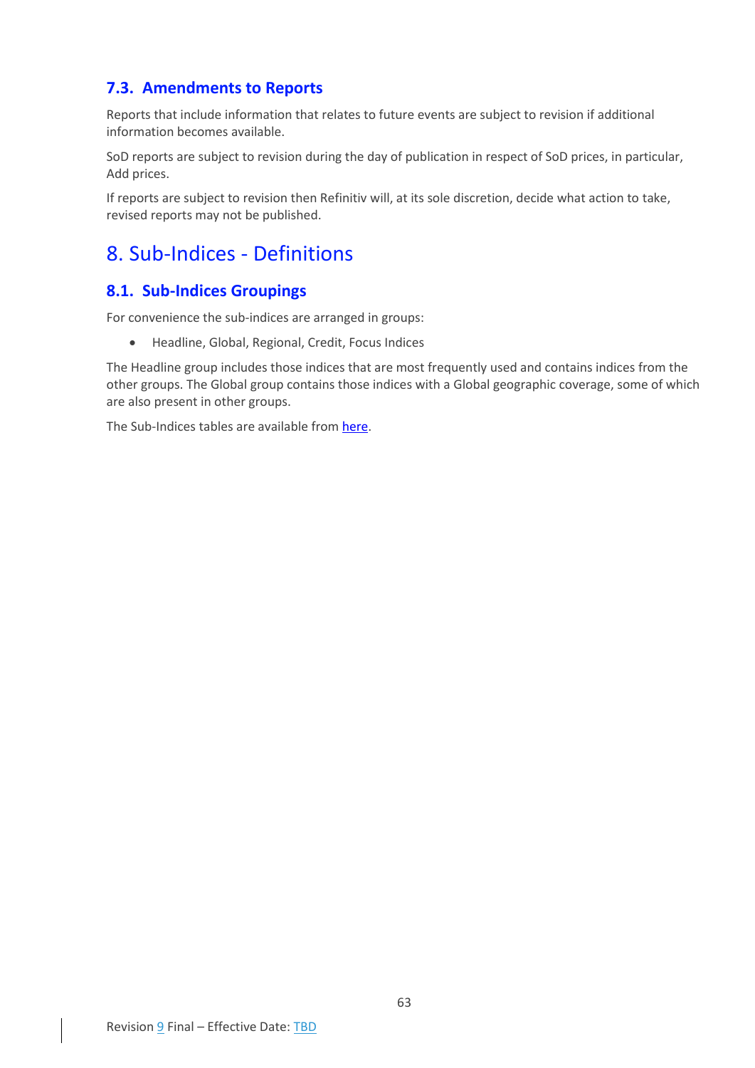### 7.3. Amendments to Reports

Reports that include information that relates to future events are subject to revision if additional information becomes available.

SoD reports are subject to revision during the day of publication in respect of SoD prices, in particular, Add prices.

If reports are subject to revision then Refinitiv will, at its sole discretion, decide what action to take, revised reports may not be published.

## 8. Sub-Indices - Definitions

### 8.1. Sub-Indices Groupings

For convenience the sub-indices are arranged in groups:

- Headline, Global, Regional, Credit, Focus Indices

The Headline group includes those indices that are most frequently used and contains indices from the other groups. The Global group contains those indices with a Global geographic coverage, some of which are also present in other groups.

The Sub-Indices tables are available from here.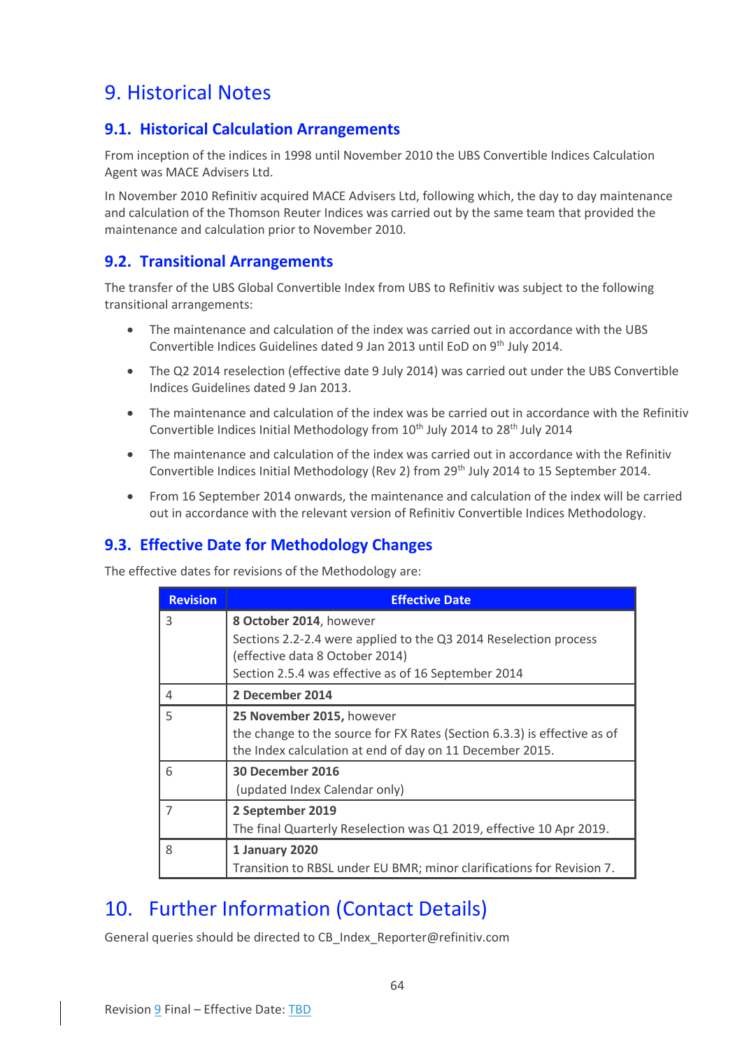# 9. Historical Notes

## 9.1. Historical Calculation Arrangements

From inception of the indices in 1998 until November 2010 the UBS Convertible Indices Calculation Agent was MACE Advisers Ltd.

In November 2010 Refinitiv acquired MACE Advisers Ltd, following which, the day to day maintenance and calculation of the Thomson Reuter Indices was carried out by the same team that provided the maintenance and calculation prior to November 2010.

## 9.2. Transitional Arrangements

The transfer of the UBS Global Convertible Index from UBS to Refinitiv was subject to the following transitional arrangements:

- The maintenance and calculation of the index was carried out in accordance with the UBS Convertible Indices Guidelines dated 9 Jan 2013 until EoD on 9th July 2014.
- The Q2 2014 reselection (effective date 9 July 2014) was carried out under the UBS Convertible Indices Guidelines dated 9 Jan 2013.
- The maintenance and calculation of the index was be carried out in accordance with the Refinitiv Convertible Indices Initial Methodology from 10th July 2014 to 28th July 2014
- The maintenance and calculation of the index was carried out in accordance with the Refinitiv Convertible Indices Initial Methodology (Rev 2) from 29th July 2014 to 15 September 2014.
- From 16 September 2014 onwards, the maintenance and calculation of the index will be carried out in accordance with the relevant version of Refinitiv Convertible Indices Methodology.

## 9.3. Effective Date for Methodology Changes

The effective dates for revisions of the Methodology are:

| Revision | Effective Date |
|---|---|
| 3 | **8 October 2014**, however<br>Sections 2.2-2.4 were applied to the Q3 2014 Reselection process (effective data 8 October 2014)<br>Section 2.5.4 was effective as of 16 September 2014 |
| 4 | **2 December 2014** |
| 5 | **25 November 2015,** however<br>the change to the source for FX Rates (Section 6.3.3) is effective as of the Index calculation at end of day on 11 December 2015. |
| 6 | **30 December 2016**<br>(updated Index Calendar only) |
| 7 | **2 September 2019**<br>The final Quarterly Reselection was Q1 2019, effective 10 Apr 2019. |
| 8 | **1 January 2020**<br>Transition to RBSL under EU BMR; minor clarifications for Revision 7. |

# 10. Further Information (Contact Details)

General queries should be directed to CB_Index_Reporter@refinitiv.com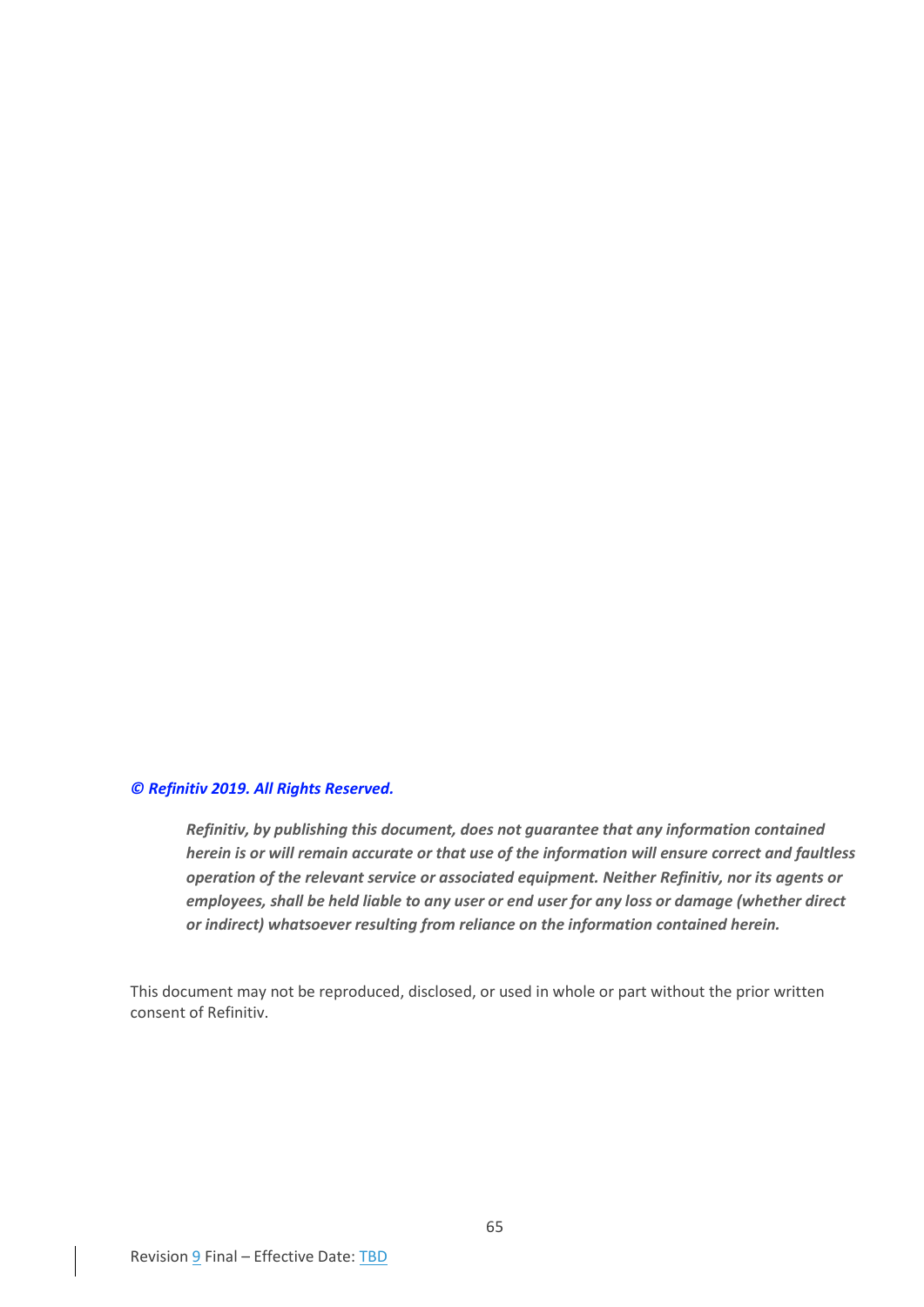***© Refinitiv 2019. All Rights Reserved.***

> ***Refinitiv, by publishing this document, does not guarantee that any information contained herein is or will remain accurate or that use of the information will ensure correct and faultless operation of the relevant service or associated equipment. Neither Refinitiv, nor its agents or employees, shall be held liable to any user or end user for any loss or damage (whether direct or indirect) whatsoever resulting from reliance on the information contained herein.***

This document may not be reproduced, disclosed, or used in whole or part without the prior written consent of Refinitiv.